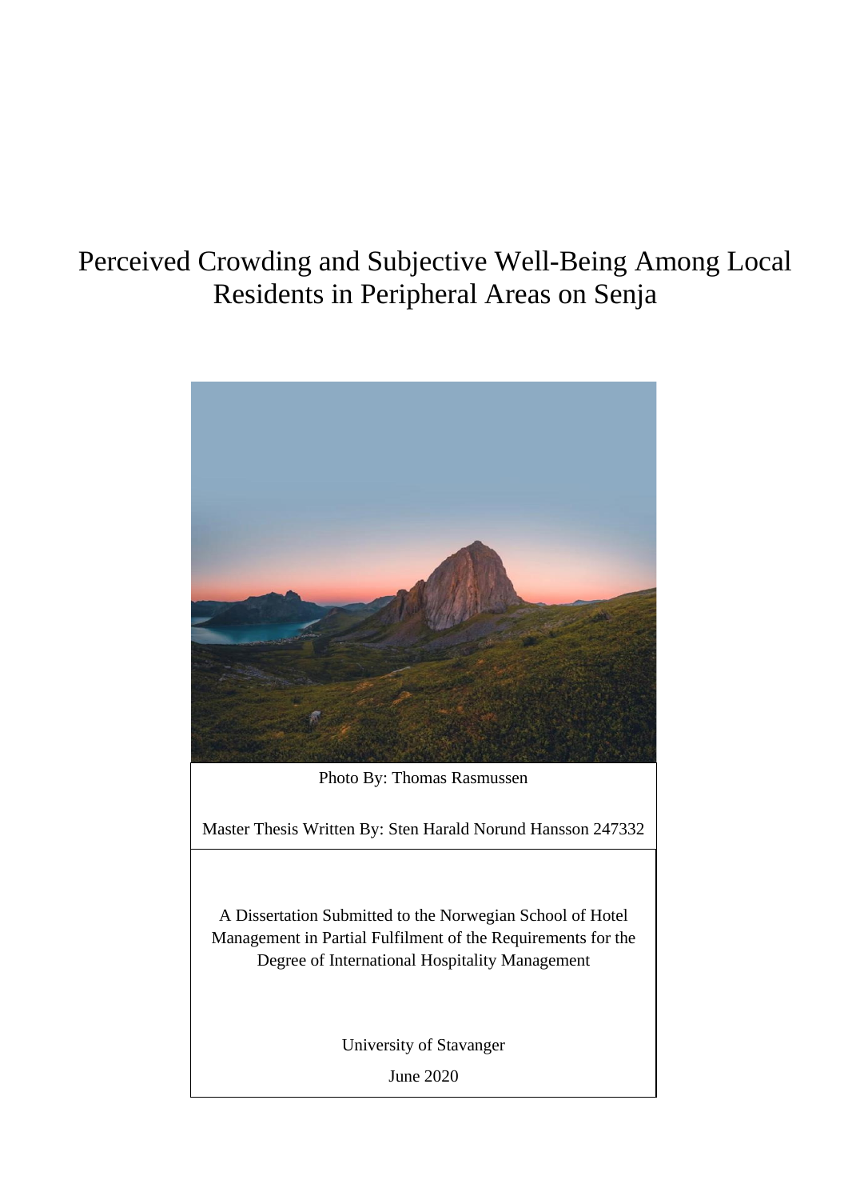# Perceived Crowding and Subjective Well-Being Among Local Residents in Peripheral Areas on Senja

Photo By: Thomas Rasmussen

Master Thesis Written By: Sten Harald Norund Hansson 247332

A Dissertation Submitted to the Norwegian School of Hotel Management in Partial Fulfilment of the Requirements for the Degree of International Hospitality Management

University of Stavanger

June 2020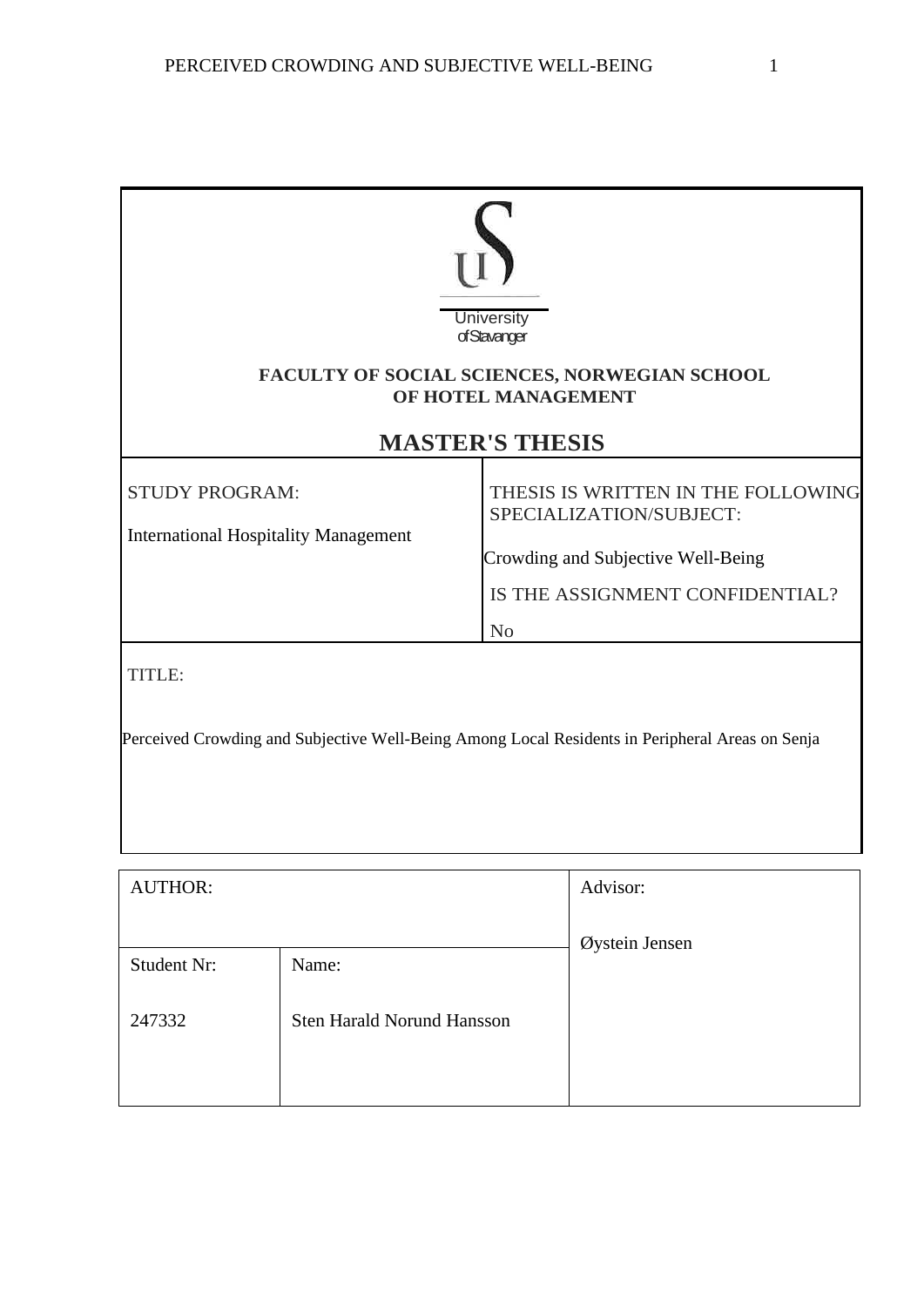University of Stavanger

**FACULTY OF SOCIAL SCIENCES, NORWEGIAN SCHOOL OF HOTEL MANAGEMENT**

# MASTER'S THESIS

| STUDY PROGRAM: | THESIS IS WRITTEN IN THE FOLLOWING SPECIALIZATION/SUBJECT: |
| --- | --- |
| International Hospitality Management | Crowding and Subjective Well-Being |
| | IS THE ASSIGNMENT CONFIDENTIAL? |
| | No |

TITLE:

Perceived Crowding and Subjective Well-Being Among Local Residents in Peripheral Areas on Senja

| AUTHOR: | | Advisor: |
| --- | --- | --- |
| Student Nr: | Name: | Øystein Jensen |
| 247332 | Sten Harald Norund Hansson | |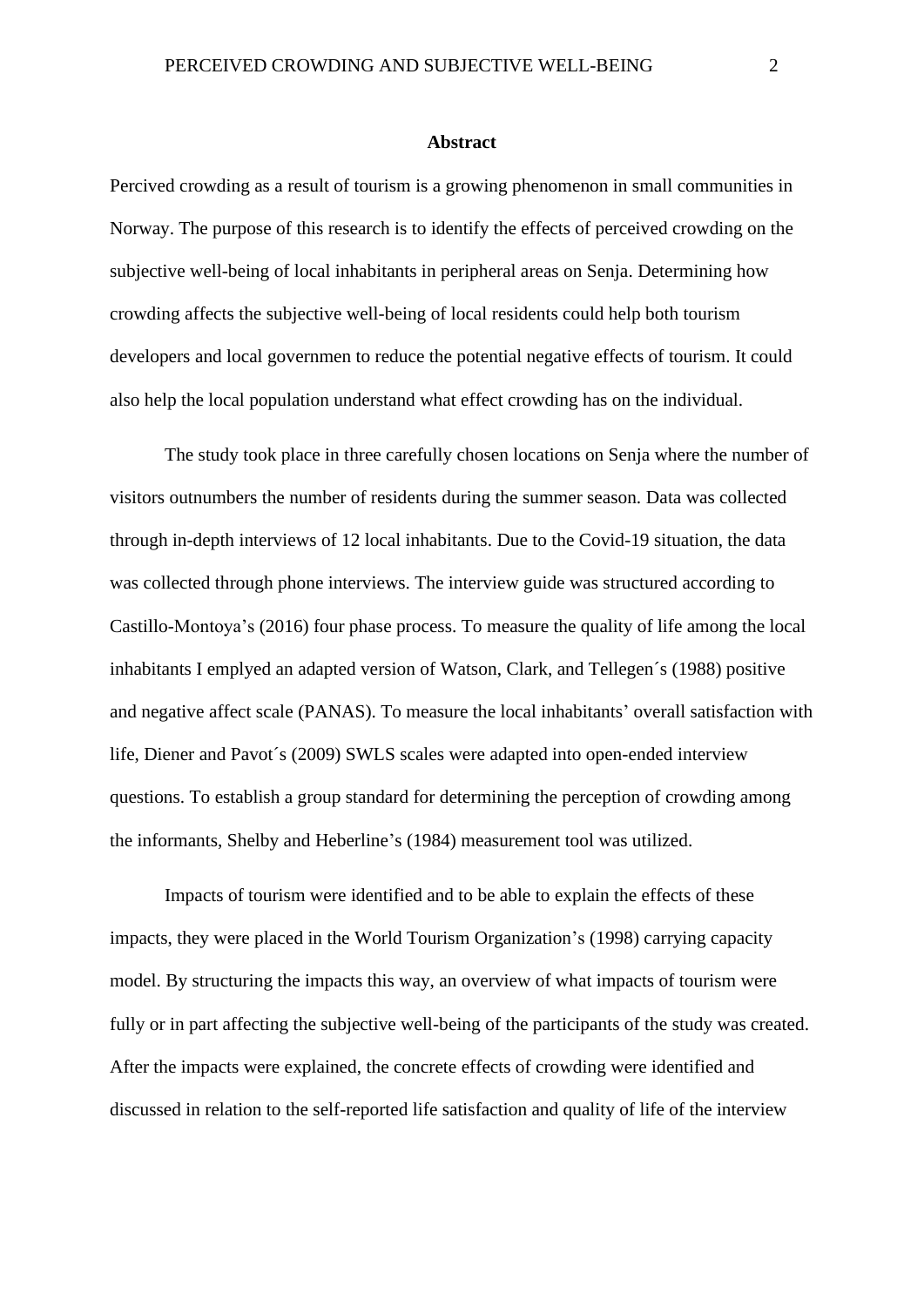**Abstract**

Percived crowding as a result of tourism is a growing phenomenon in small communities in Norway. The purpose of this research is to identify the effects of perceived crowding on the subjective well-being of local inhabitants in peripheral areas on Senja. Determining how crowding affects the subjective well-being of local residents could help both tourism developers and local governmen to reduce the potential negative effects of tourism. It could also help the local population understand what effect crowding has on the individual.

The study took place in three carefully chosen locations on Senja where the number of visitors outnumbers the number of residents during the summer season. Data was collected through in-depth interviews of 12 local inhabitants. Due to the Covid-19 situation, the data was collected through phone interviews. The interview guide was structured according to Castillo-Montoya's (2016) four phase process. To measure the quality of life among the local inhabitants I emplyed an adapted version of Watson, Clark, and Tellegen´s (1988) positive and negative affect scale (PANAS). To measure the local inhabitants' overall satisfaction with life, Diener and Pavot´s (2009) SWLS scales were adapted into open-ended interview questions. To establish a group standard for determining the perception of crowding among the informants, Shelby and Heberline's (1984) measurement tool was utilized.

Impacts of tourism were identified and to be able to explain the effects of these impacts, they were placed in the World Tourism Organization's (1998) carrying capacity model. By structuring the impacts this way, an overview of what impacts of tourism were fully or in part affecting the subjective well-being of the participants of the study was created. After the impacts were explained, the concrete effects of crowding were identified and discussed in relation to the self-reported life satisfaction and quality of life of the interview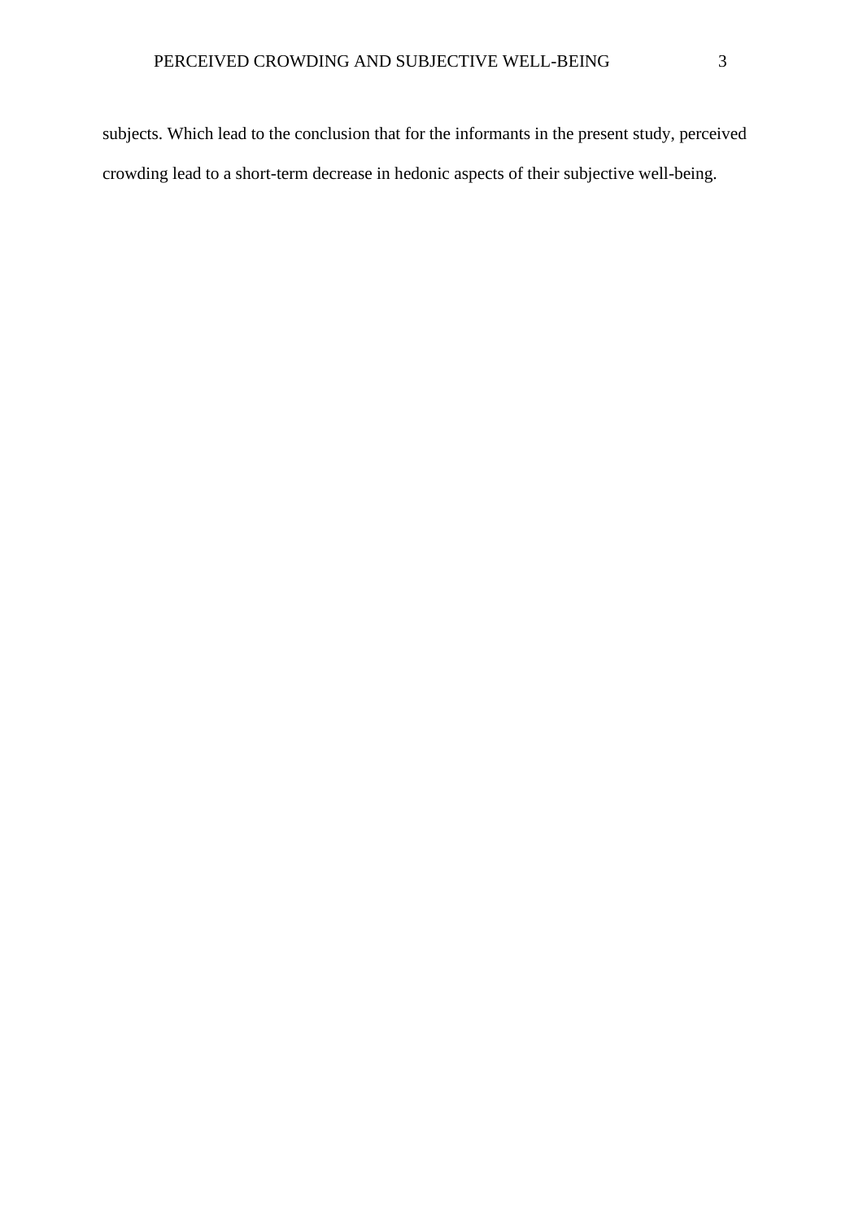subjects. Which lead to the conclusion that for the informants in the present study, perceived crowding lead to a short-term decrease in hedonic aspects of their subjective well-being.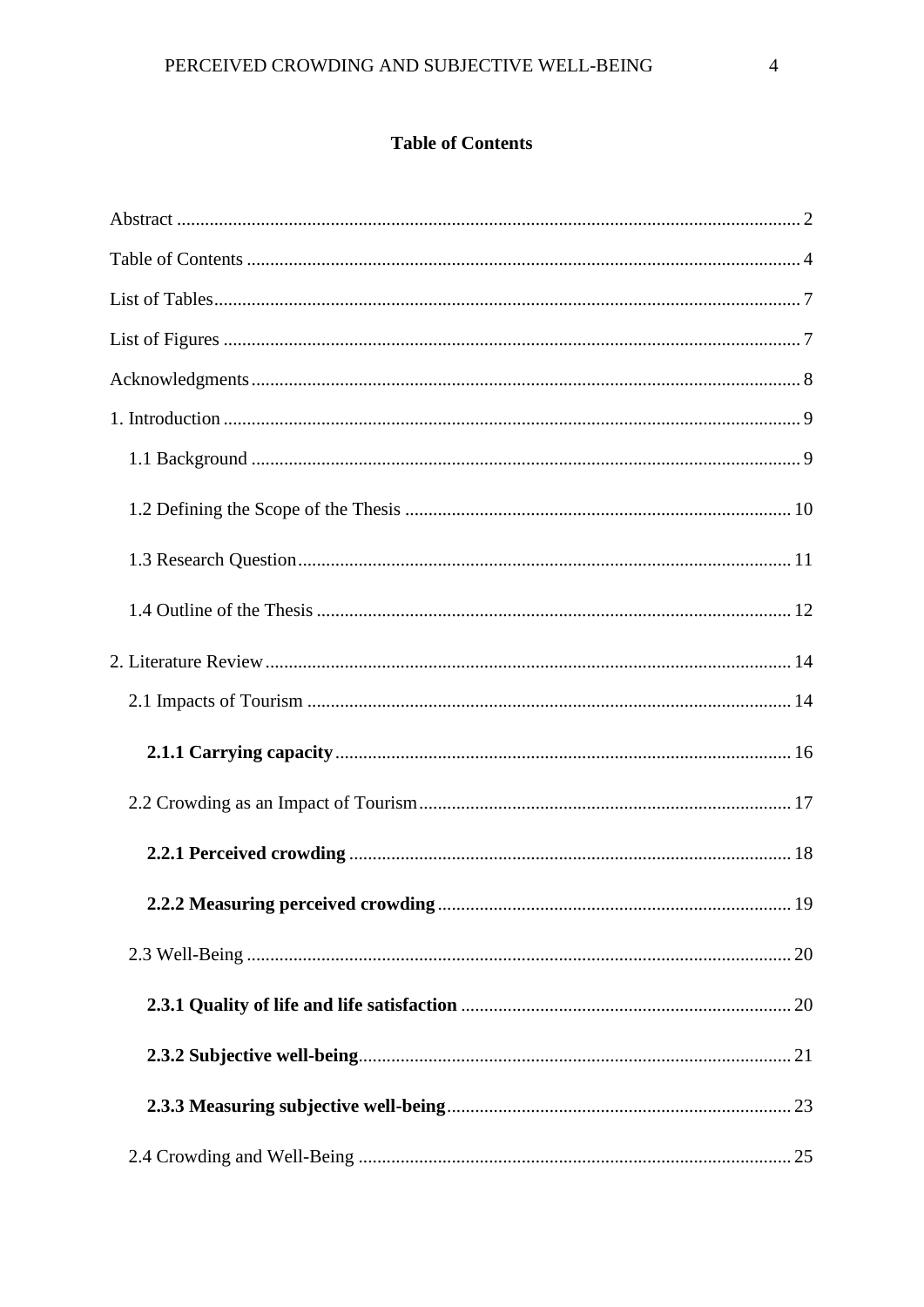**Table of Contents**

Abstract ..... 2

Table of Contents ..... 4

List of Tables ..... 7

List of Figures ..... 7

Acknowledgments ..... 8

1. Introduction ..... 9

    1.1 Background ..... 9

    1.2 Defining the Scope of the Thesis ..... 10

    1.3 Research Question ..... 11

    1.4 Outline of the Thesis ..... 12

2. Literature Review ..... 14

    2.1 Impacts of Tourism ..... 14

        **2.1.1 Carrying capacity** ..... 16

    2.2 Crowding as an Impact of Tourism ..... 17

        **2.2.1 Perceived crowding** ..... 18

        **2.2.2 Measuring perceived crowding** ..... 19

    2.3 Well-Being ..... 20

        **2.3.1 Quality of life and life satisfaction** ..... 20

        **2.3.2 Subjective well-being** ..... 21

        **2.3.3 Measuring subjective well-being** ..... 23

    2.4 Crowding and Well-Being ..... 25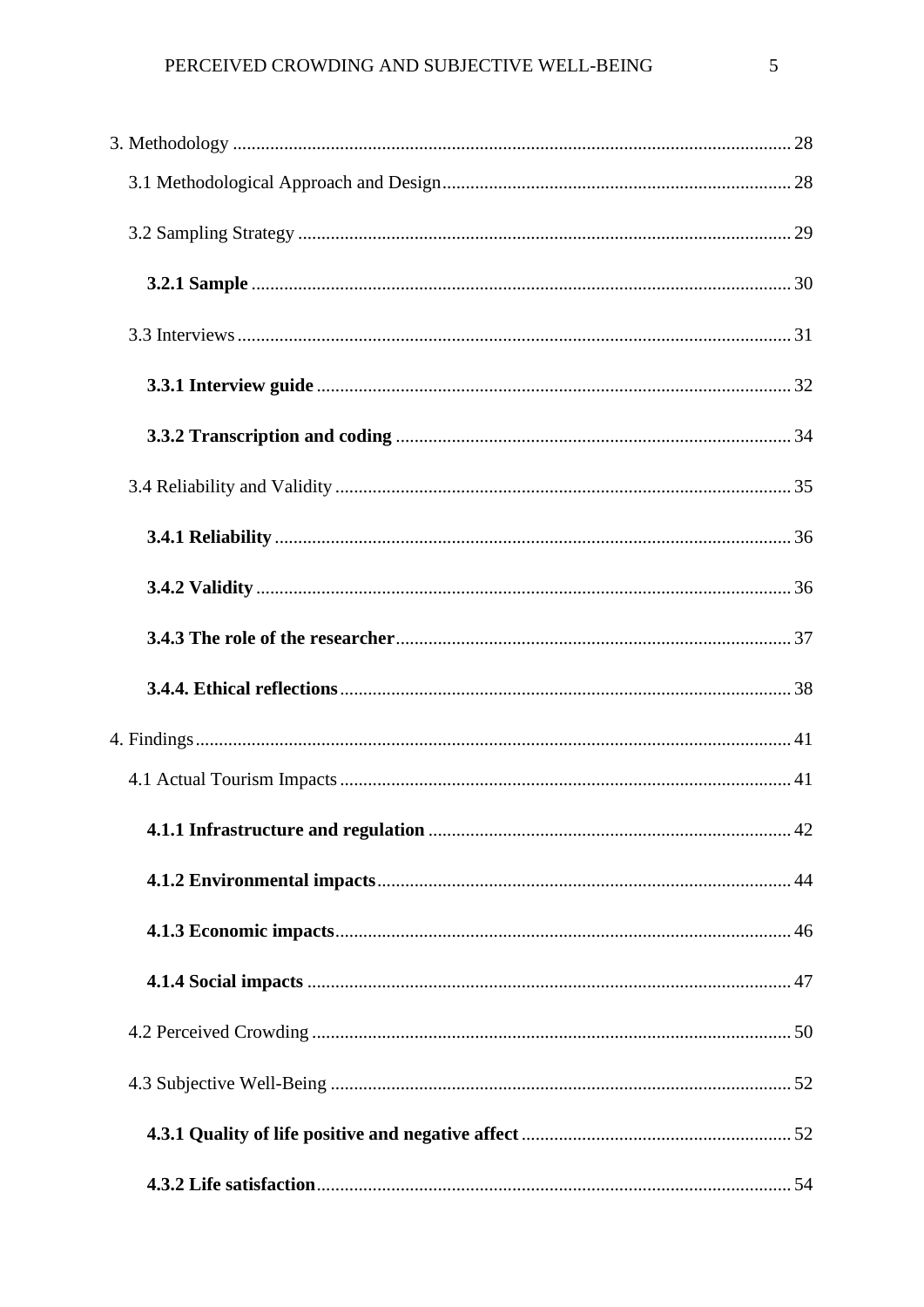3. Methodology ........................................................................................................ 28

3.1 Methodological Approach and Design........................................................................ 28

3.2 Sampling Strategy ................................................................................................. 29

**3.2.1 Sample** ........................................................................................................ 30

3.3 Interviews ............................................................................................................ 31

**3.3.1 Interview guide** ......................................................................................... 32

**3.3.2 Transcription and coding** ......................................................................... 34

3.4 Reliability and Validity ........................................................................................ 35

**3.4.1 Reliability** ................................................................................................. 36

**3.4.2 Validity** ..................................................................................................... 36

**3.4.3 The role of the researcher**.......................................................................... 37

**3.4.4. Ethical reflections**...................................................................................... 38

4. Findings ................................................................................................................ 41

4.1 Actual Tourism Impacts ....................................................................................... 41

**4.1.1 Infrastructure and regulation** ..................................................................... 42

**4.1.2 Environmental impacts**.............................................................................. 44

**4.1.3 Economic impacts**..................................................................................... 46

**4.1.4 Social impacts** ........................................................................................... 47

4.2 Perceived Crowding ............................................................................................. 50

4.3 Subjective Well-Being ......................................................................................... 52

**4.3.1 Quality of life positive and negative affect** ................................................. 52

**4.3.2 Life satisfaction**......................................................................................... 54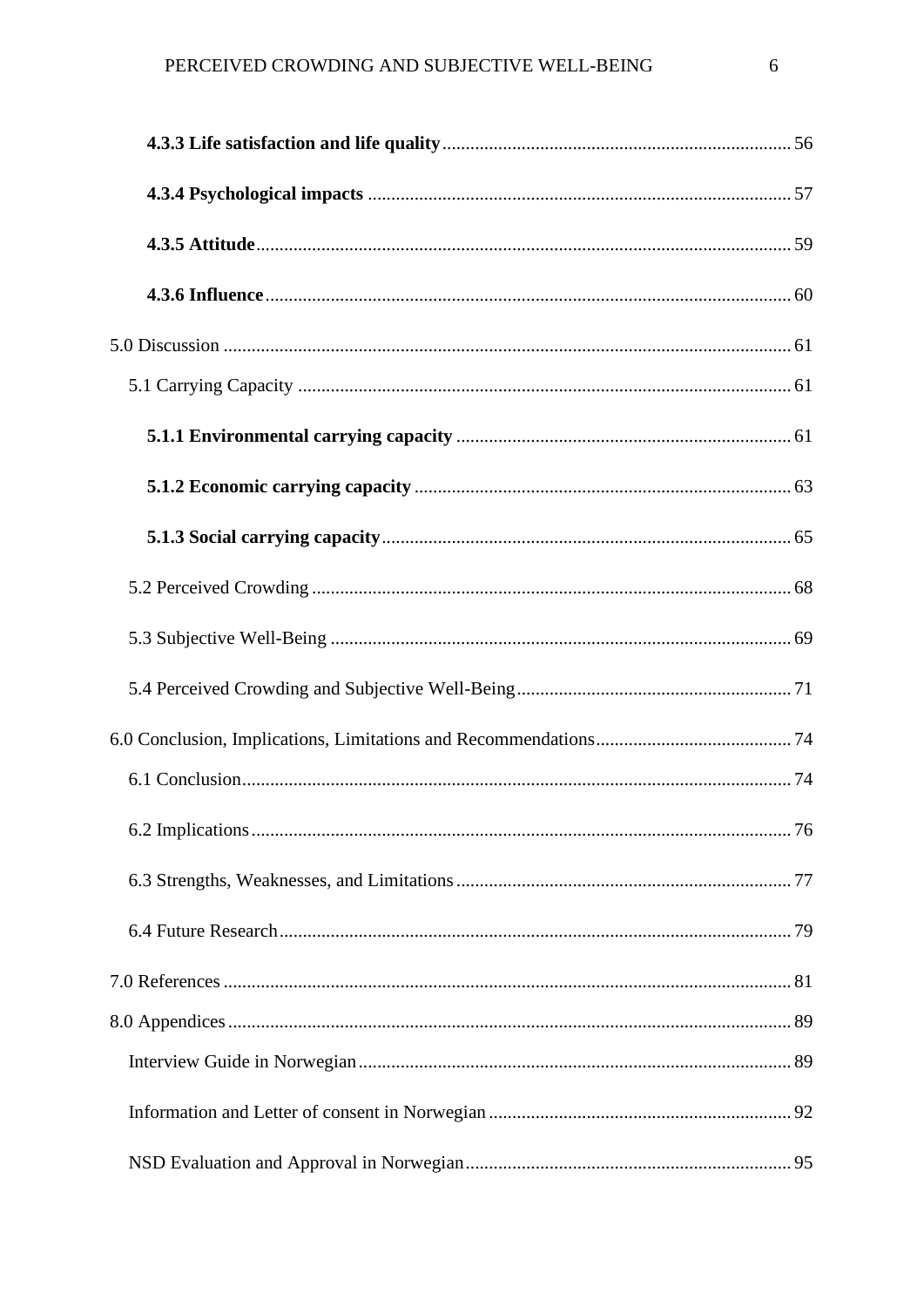**4.3.3 Life satisfaction and life quality** .......... 56

**4.3.4 Psychological impacts** .......... 57

**4.3.5 Attitude** .......... 59

**4.3.6 Influence** .......... 60

5.0 Discussion .......... 61

5.1 Carrying Capacity .......... 61

**5.1.1 Environmental carrying capacity** .......... 61

**5.1.2 Economic carrying capacity** .......... 63

**5.1.3 Social carrying capacity** .......... 65

5.2 Perceived Crowding .......... 68

5.3 Subjective Well-Being .......... 69

5.4 Perceived Crowding and Subjective Well-Being .......... 71

6.0 Conclusion, Implications, Limitations and Recommendations .......... 74

6.1 Conclusion .......... 74

6.2 Implications .......... 76

6.3 Strengths, Weaknesses, and Limitations .......... 77

6.4 Future Research .......... 79

7.0 References .......... 81

8.0 Appendices .......... 89

Interview Guide in Norwegian .......... 89

Information and Letter of consent in Norwegian .......... 92

NSD Evaluation and Approval in Norwegian .......... 95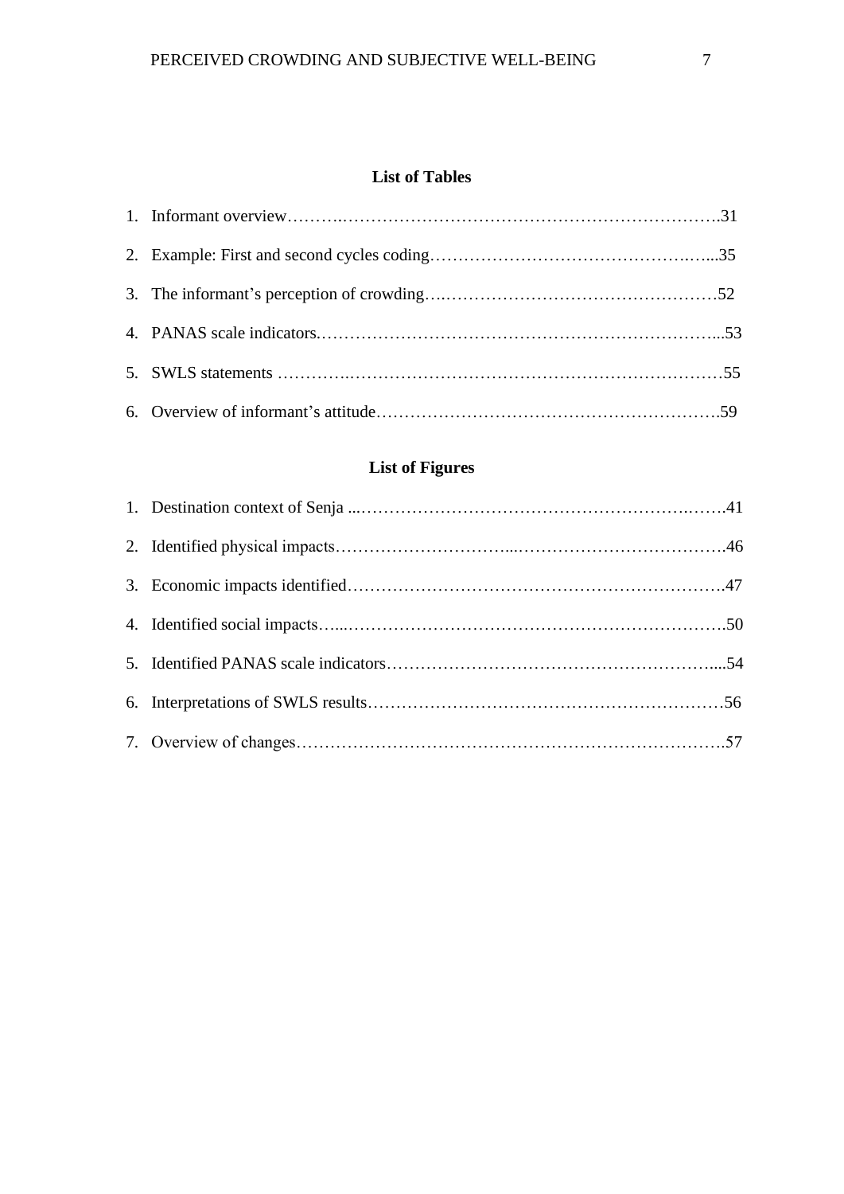## List of Tables

1. Informant overview……….…………………………………………………………….31
2. Example: First and second cycles coding…………………………………………..…...35
3. The informant's perception of crowding….…………………………………………52
4. PANAS scale indicators.…………………………………………………………….…...53
5. SWLS statements ………….…………………………………….……………………55
6. Overview of informant's attitude…………………………………………………….59

## List of Figures

1. Destination context of Senja ...…………………………………………………….…….41
2. Identified physical impacts…………………………....………………………………….46
3. Economic impacts identified………………………………………………………….47
4. Identified social impacts…...…………………………………………………………….50
5. Identified PANAS scale indicators…………………………………………………....54
6. Interpretations of SWLS results………………………………………………………56
7. Overview of changes………………………………………………………………….57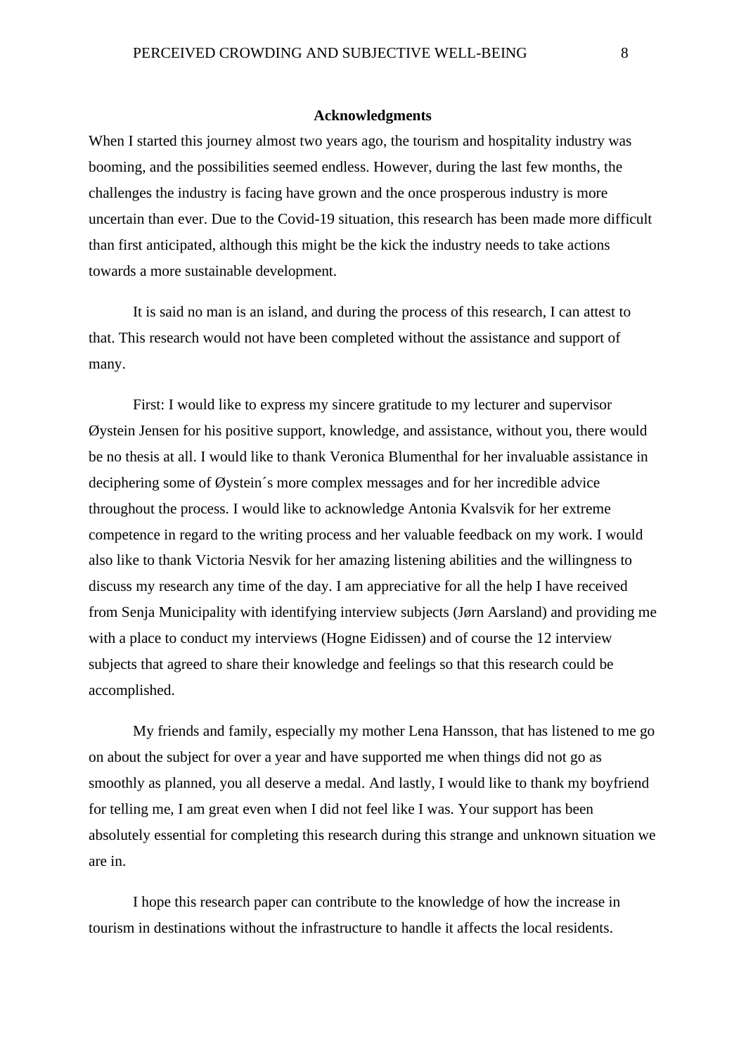## Acknowledgments

When I started this journey almost two years ago, the tourism and hospitality industry was booming, and the possibilities seemed endless. However, during the last few months, the challenges the industry is facing have grown and the once prosperous industry is more uncertain than ever. Due to the Covid-19 situation, this research has been made more difficult than first anticipated, although this might be the kick the industry needs to take actions towards a more sustainable development.

It is said no man is an island, and during the process of this research, I can attest to that. This research would not have been completed without the assistance and support of many.

First: I would like to express my sincere gratitude to my lecturer and supervisor Øystein Jensen for his positive support, knowledge, and assistance, without you, there would be no thesis at all. I would like to thank Veronica Blumenthal for her invaluable assistance in deciphering some of Øystein´s more complex messages and for her incredible advice throughout the process. I would like to acknowledge Antonia Kvalsvik for her extreme competence in regard to the writing process and her valuable feedback on my work. I would also like to thank Victoria Nesvik for her amazing listening abilities and the willingness to discuss my research any time of the day. I am appreciative for all the help I have received from Senja Municipality with identifying interview subjects (Jørn Aarsland) and providing me with a place to conduct my interviews (Hogne Eidissen) and of course the 12 interview subjects that agreed to share their knowledge and feelings so that this research could be accomplished.

My friends and family, especially my mother Lena Hansson, that has listened to me go on about the subject for over a year and have supported me when things did not go as smoothly as planned, you all deserve a medal. And lastly, I would like to thank my boyfriend for telling me, I am great even when I did not feel like I was. Your support has been absolutely essential for completing this research during this strange and unknown situation we are in.

I hope this research paper can contribute to the knowledge of how the increase in tourism in destinations without the infrastructure to handle it affects the local residents.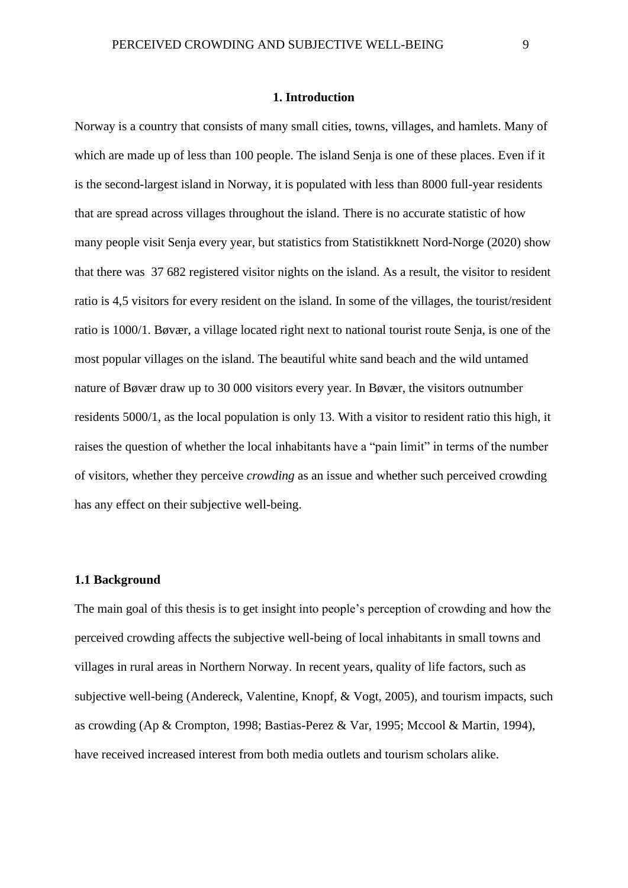## 1. Introduction

Norway is a country that consists of many small cities, towns, villages, and hamlets. Many of which are made up of less than 100 people. The island Senja is one of these places. Even if it is the second-largest island in Norway, it is populated with less than 8000 full-year residents that are spread across villages throughout the island. There is no accurate statistic of how many people visit Senja every year, but statistics from Statistikknett Nord-Norge (2020) show that there was 37 682 registered visitor nights on the island. As a result, the visitor to resident ratio is 4,5 visitors for every resident on the island. In some of the villages, the tourist/resident ratio is 1000/1. Bøvær, a village located right next to national tourist route Senja, is one of the most popular villages on the island. The beautiful white sand beach and the wild untamed nature of Bøvær draw up to 30 000 visitors every year. In Bøvær, the visitors outnumber residents 5000/1, as the local population is only 13. With a visitor to resident ratio this high, it raises the question of whether the local inhabitants have a "pain limit" in terms of the number of visitors, whether they perceive *crowding* as an issue and whether such perceived crowding has any effect on their subjective well-being.

### 1.1 Background

The main goal of this thesis is to get insight into people's perception of crowding and how the perceived crowding affects the subjective well-being of local inhabitants in small towns and villages in rural areas in Northern Norway. In recent years, quality of life factors, such as subjective well-being (Andereck, Valentine, Knopf, & Vogt, 2005), and tourism impacts, such as crowding (Ap & Crompton, 1998; Bastias-Perez & Var, 1995; Mccool & Martin, 1994), have received increased interest from both media outlets and tourism scholars alike.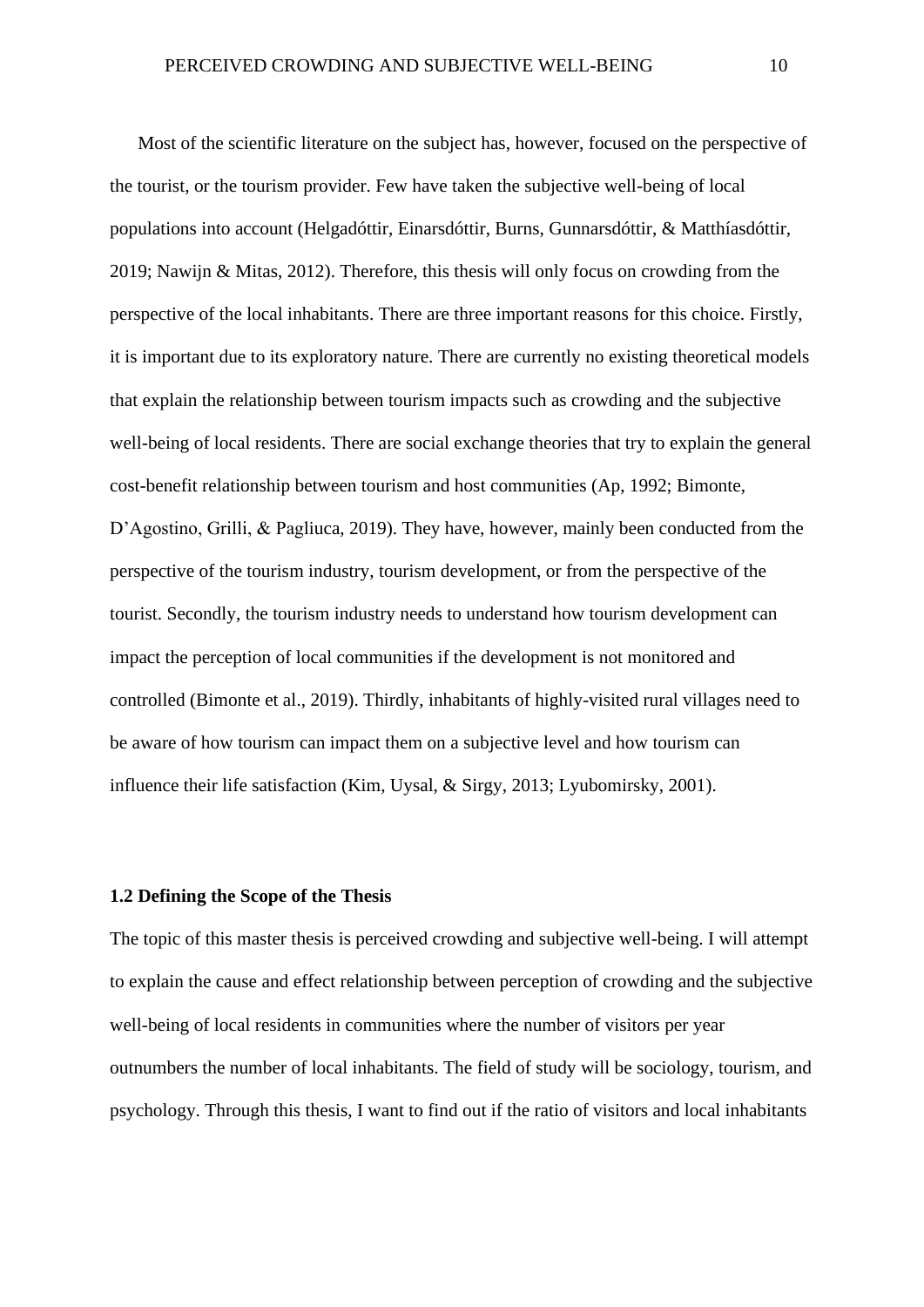Most of the scientific literature on the subject has, however, focused on the perspective of the tourist, or the tourism provider. Few have taken the subjective well-being of local populations into account (Helgadóttir, Einarsdóttir, Burns, Gunnarsdóttir, & Matthíasdóttir, 2019; Nawijn & Mitas, 2012). Therefore, this thesis will only focus on crowding from the perspective of the local inhabitants. There are three important reasons for this choice. Firstly, it is important due to its exploratory nature. There are currently no existing theoretical models that explain the relationship between tourism impacts such as crowding and the subjective well-being of local residents. There are social exchange theories that try to explain the general cost-benefit relationship between tourism and host communities (Ap, 1992; Bimonte, D'Agostino, Grilli, & Pagliuca, 2019). They have, however, mainly been conducted from the perspective of the tourism industry, tourism development, or from the perspective of the tourist. Secondly, the tourism industry needs to understand how tourism development can impact the perception of local communities if the development is not monitored and controlled (Bimonte et al., 2019). Thirdly, inhabitants of highly-visited rural villages need to be aware of how tourism can impact them on a subjective level and how tourism can influence their life satisfaction (Kim, Uysal, & Sirgy, 2013; Lyubomirsky, 2001).

### 1.2 Defining the Scope of the Thesis

The topic of this master thesis is perceived crowding and subjective well-being. I will attempt to explain the cause and effect relationship between perception of crowding and the subjective well-being of local residents in communities where the number of visitors per year outnumbers the number of local inhabitants. The field of study will be sociology, tourism, and psychology. Through this thesis, I want to find out if the ratio of visitors and local inhabitants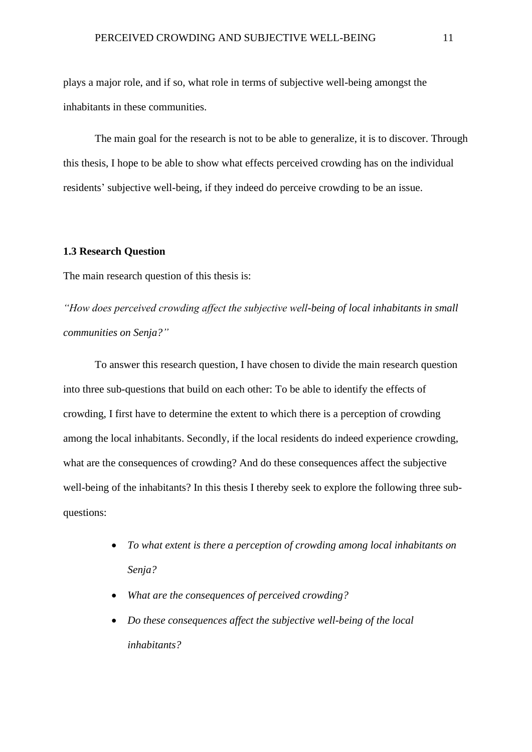plays a major role, and if so, what role in terms of subjective well-being amongst the inhabitants in these communities.

The main goal for the research is not to be able to generalize, it is to discover. Through this thesis, I hope to be able to show what effects perceived crowding has on the individual residents' subjective well-being, if they indeed do perceive crowding to be an issue.

### 1.3 Research Question

The main research question of this thesis is:

*"How does perceived crowding affect the subjective well-being of local inhabitants in small communities on Senja?"*

To answer this research question, I have chosen to divide the main research question into three sub-questions that build on each other: To be able to identify the effects of crowding, I first have to determine the extent to which there is a perception of crowding among the local inhabitants. Secondly, if the local residents do indeed experience crowding, what are the consequences of crowding? And do these consequences affect the subjective well-being of the inhabitants? In this thesis I thereby seek to explore the following three sub-questions:

- *To what extent is there a perception of crowding among local inhabitants on Senja?*
- *What are the consequences of perceived crowding?*
- *Do these consequences affect the subjective well-being of the local inhabitants?*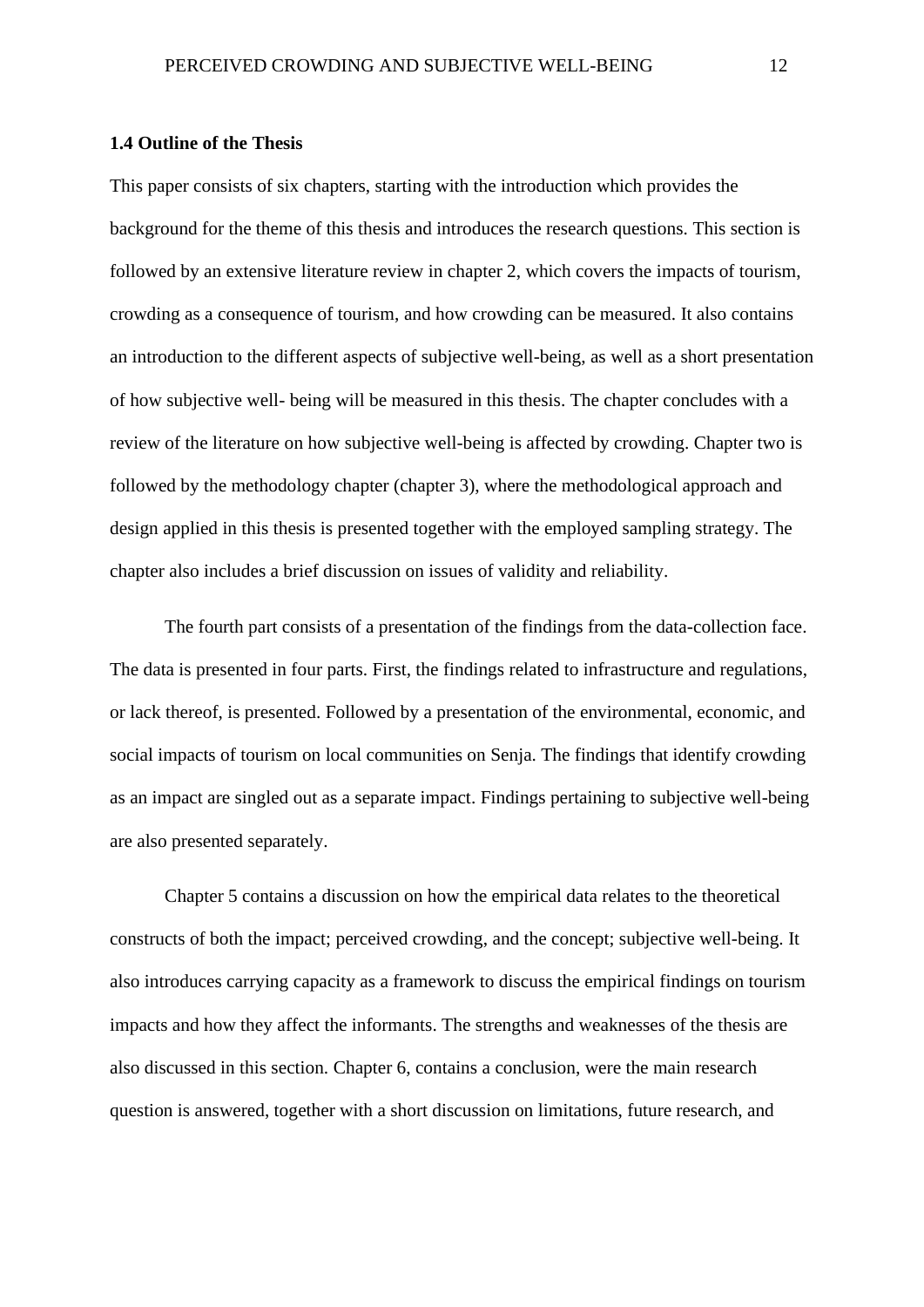### 1.4 Outline of the Thesis

This paper consists of six chapters, starting with the introduction which provides the background for the theme of this thesis and introduces the research questions. This section is followed by an extensive literature review in chapter 2, which covers the impacts of tourism, crowding as a consequence of tourism, and how crowding can be measured. It also contains an introduction to the different aspects of subjective well-being, as well as a short presentation of how subjective well- being will be measured in this thesis. The chapter concludes with a review of the literature on how subjective well-being is affected by crowding. Chapter two is followed by the methodology chapter (chapter 3), where the methodological approach and design applied in this thesis is presented together with the employed sampling strategy. The chapter also includes a brief discussion on issues of validity and reliability.

The fourth part consists of a presentation of the findings from the data-collection face. The data is presented in four parts. First, the findings related to infrastructure and regulations, or lack thereof, is presented. Followed by a presentation of the environmental, economic, and social impacts of tourism on local communities on Senja. The findings that identify crowding as an impact are singled out as a separate impact. Findings pertaining to subjective well-being are also presented separately.

Chapter 5 contains a discussion on how the empirical data relates to the theoretical constructs of both the impact; perceived crowding, and the concept; subjective well-being. It also introduces carrying capacity as a framework to discuss the empirical findings on tourism impacts and how they affect the informants. The strengths and weaknesses of the thesis are also discussed in this section. Chapter 6, contains a conclusion, were the main research question is answered, together with a short discussion on limitations, future research, and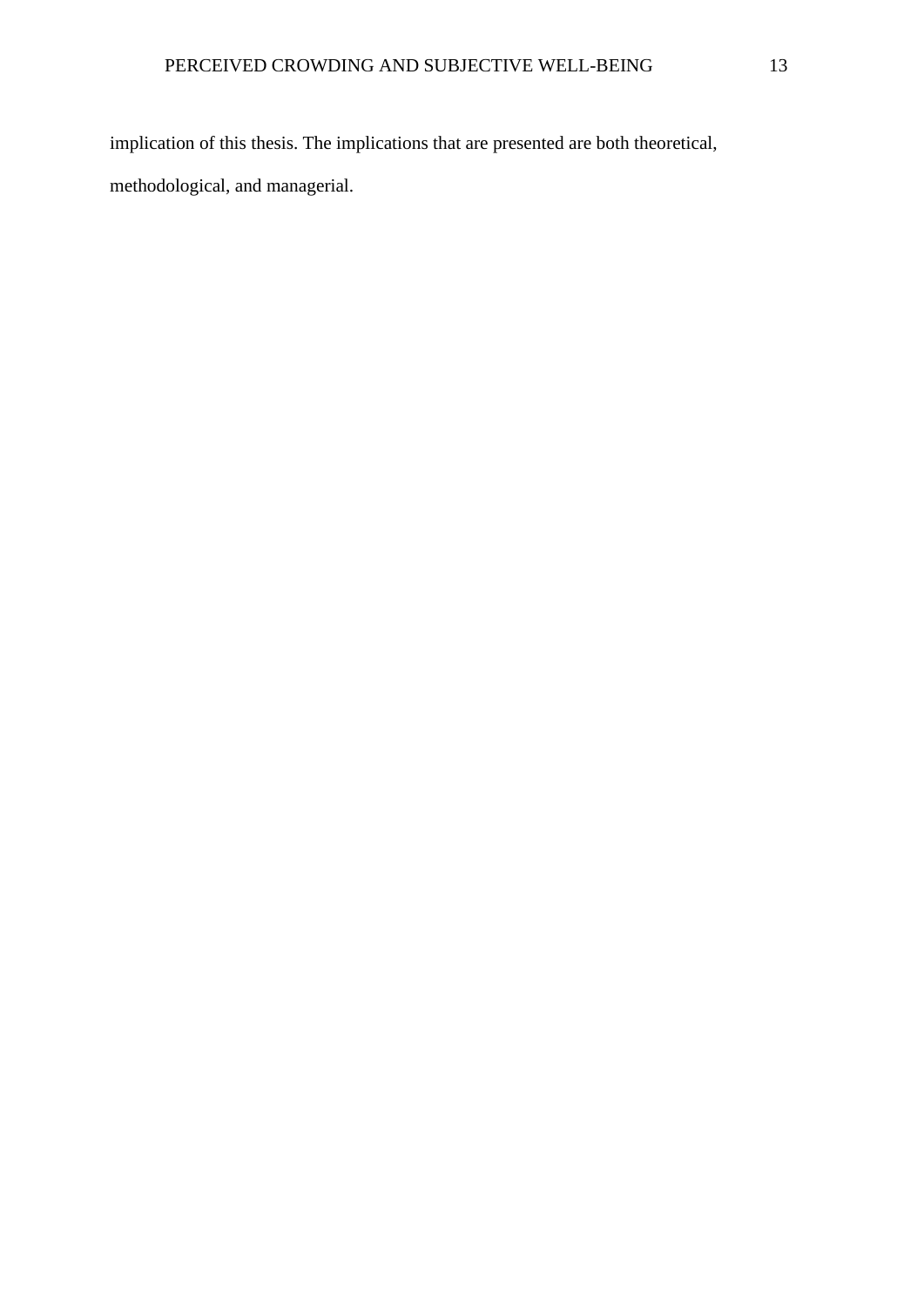implication of this thesis. The implications that are presented are both theoretical, methodological, and managerial.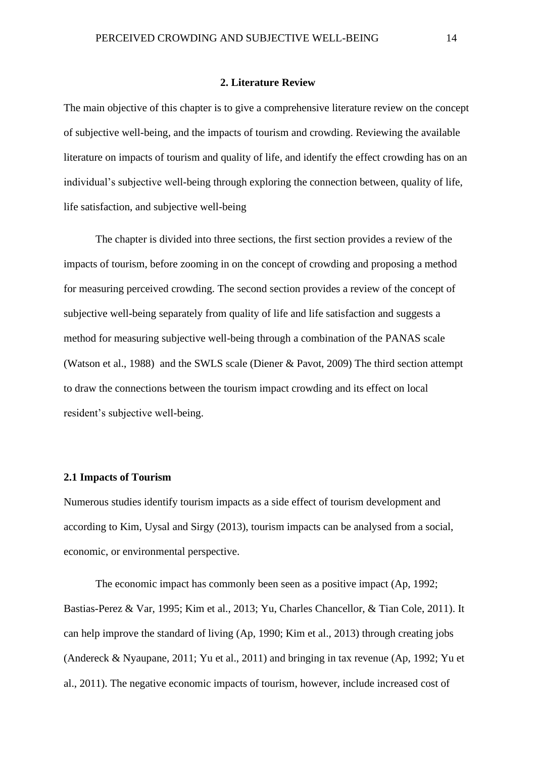## 2. Literature Review

The main objective of this chapter is to give a comprehensive literature review on the concept of subjective well-being, and the impacts of tourism and crowding. Reviewing the available literature on impacts of tourism and quality of life, and identify the effect crowding has on an individual's subjective well-being through exploring the connection between, quality of life, life satisfaction, and subjective well-being

The chapter is divided into three sections, the first section provides a review of the impacts of tourism, before zooming in on the concept of crowding and proposing a method for measuring perceived crowding. The second section provides a review of the concept of subjective well-being separately from quality of life and life satisfaction and suggests a method for measuring subjective well-being through a combination of the PANAS scale (Watson et al., 1988) and the SWLS scale (Diener & Pavot, 2009) The third section attempt to draw the connections between the tourism impact crowding and its effect on local resident's subjective well-being.

### 2.1 Impacts of Tourism

Numerous studies identify tourism impacts as a side effect of tourism development and according to Kim, Uysal and Sirgy (2013), tourism impacts can be analysed from a social, economic, or environmental perspective.

The economic impact has commonly been seen as a positive impact (Ap, 1992; Bastias-Perez & Var, 1995; Kim et al., 2013; Yu, Charles Chancellor, & Tian Cole, 2011). It can help improve the standard of living (Ap, 1990; Kim et al., 2013) through creating jobs (Andereck & Nyaupane, 2011; Yu et al., 2011) and bringing in tax revenue (Ap, 1992; Yu et al., 2011). The negative economic impacts of tourism, however, include increased cost of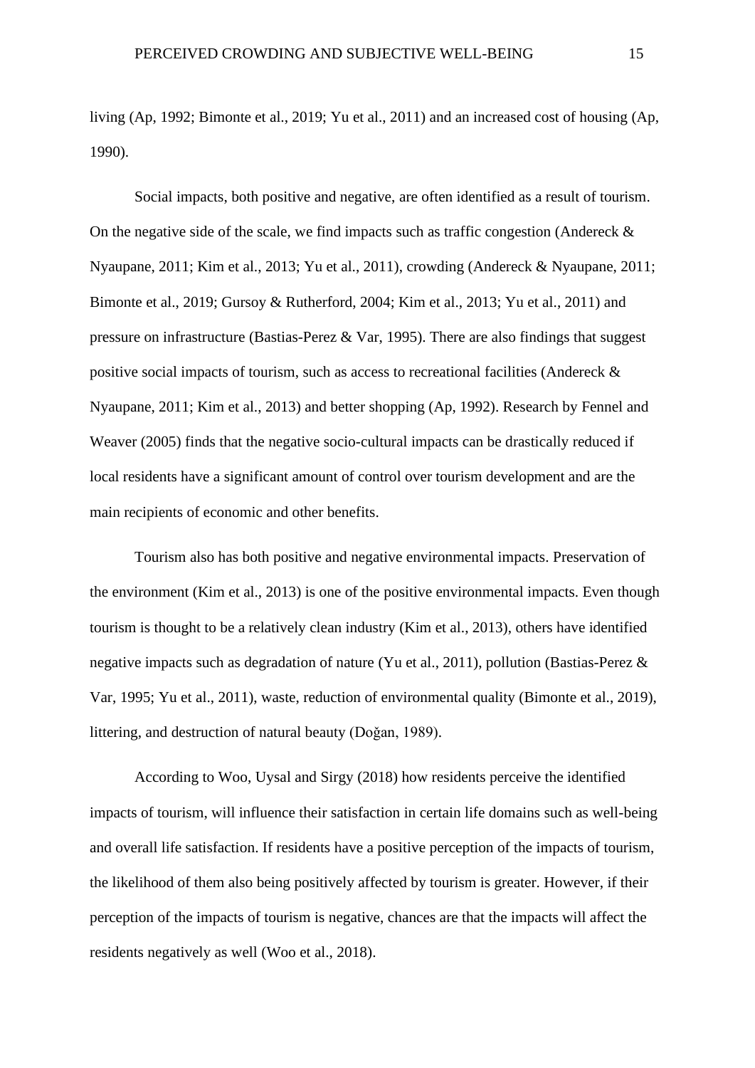living (Ap, 1992; Bimonte et al., 2019; Yu et al., 2011) and an increased cost of housing (Ap, 1990).

Social impacts, both positive and negative, are often identified as a result of tourism. On the negative side of the scale, we find impacts such as traffic congestion (Andereck & Nyaupane, 2011; Kim et al., 2013; Yu et al., 2011), crowding (Andereck & Nyaupane, 2011; Bimonte et al., 2019; Gursoy & Rutherford, 2004; Kim et al., 2013; Yu et al., 2011) and pressure on infrastructure (Bastias-Perez & Var, 1995). There are also findings that suggest positive social impacts of tourism, such as access to recreational facilities (Andereck & Nyaupane, 2011; Kim et al., 2013) and better shopping (Ap, 1992). Research by Fennel and Weaver (2005) finds that the negative socio-cultural impacts can be drastically reduced if local residents have a significant amount of control over tourism development and are the main recipients of economic and other benefits.

Tourism also has both positive and negative environmental impacts. Preservation of the environment (Kim et al., 2013) is one of the positive environmental impacts. Even though tourism is thought to be a relatively clean industry (Kim et al., 2013), others have identified negative impacts such as degradation of nature (Yu et al., 2011), pollution (Bastias-Perez & Var, 1995; Yu et al., 2011), waste, reduction of environmental quality (Bimonte et al., 2019), littering, and destruction of natural beauty (Doğan, 1989).

According to Woo, Uysal and Sirgy (2018) how residents perceive the identified impacts of tourism, will influence their satisfaction in certain life domains such as well-being and overall life satisfaction. If residents have a positive perception of the impacts of tourism, the likelihood of them also being positively affected by tourism is greater. However, if their perception of the impacts of tourism is negative, chances are that the impacts will affect the residents negatively as well (Woo et al., 2018).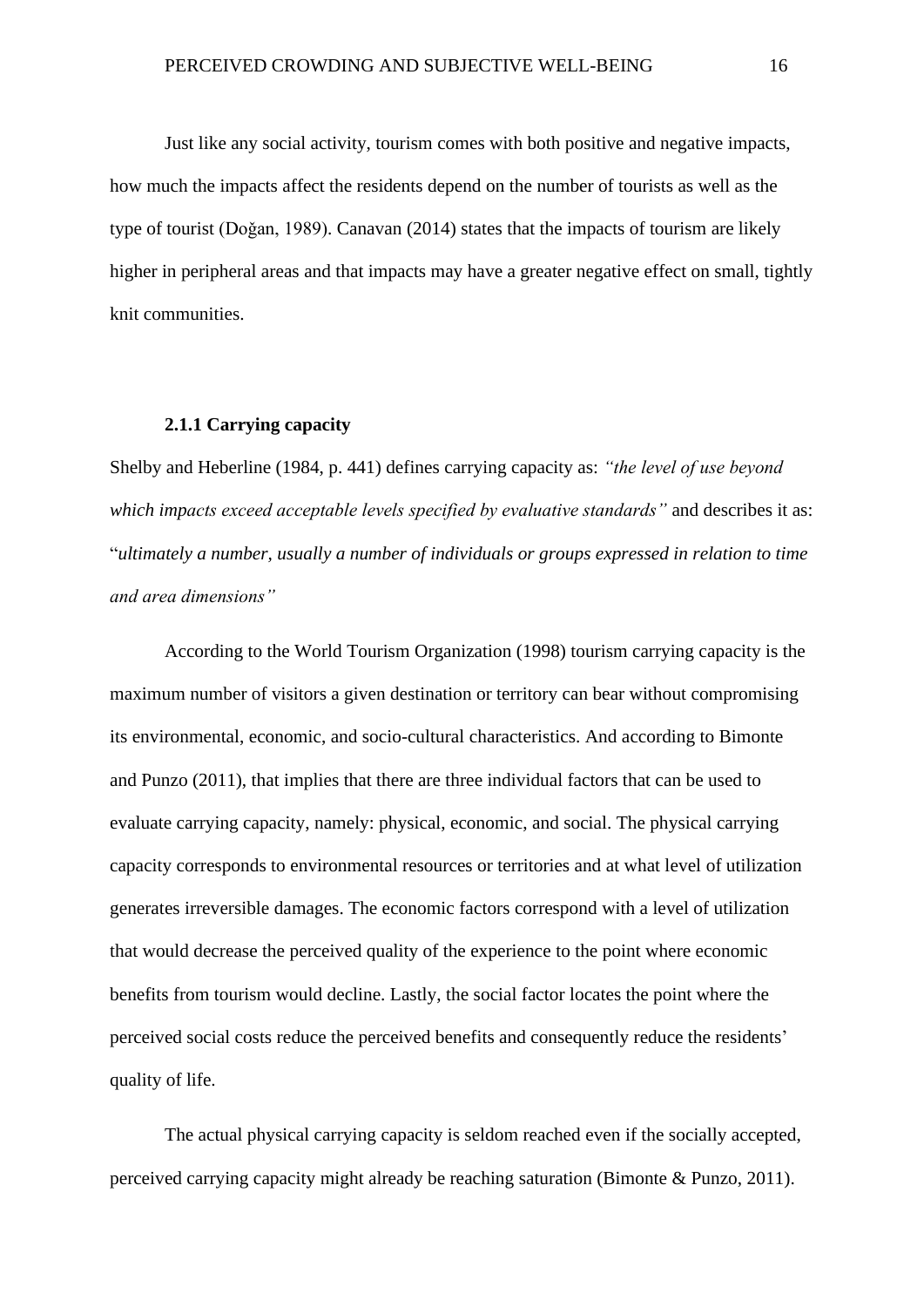Just like any social activity, tourism comes with both positive and negative impacts, how much the impacts affect the residents depend on the number of tourists as well as the type of tourist (Doğan, 1989). Canavan (2014) states that the impacts of tourism are likely higher in peripheral areas and that impacts may have a greater negative effect on small, tightly knit communities.

### 2.1.1 Carrying capacity

Shelby and Heberline (1984, p. 441) defines carrying capacity as: *"the level of use beyond which impacts exceed acceptable levels specified by evaluative standards"* and describes it as: "*ultimately a number, usually a number of individuals or groups expressed in relation to time and area dimensions"*

According to the World Tourism Organization (1998) tourism carrying capacity is the maximum number of visitors a given destination or territory can bear without compromising its environmental, economic, and socio-cultural characteristics. And according to Bimonte and Punzo (2011), that implies that there are three individual factors that can be used to evaluate carrying capacity, namely: physical, economic, and social. The physical carrying capacity corresponds to environmental resources or territories and at what level of utilization generates irreversible damages. The economic factors correspond with a level of utilization that would decrease the perceived quality of the experience to the point where economic benefits from tourism would decline. Lastly, the social factor locates the point where the perceived social costs reduce the perceived benefits and consequently reduce the residents' quality of life.

The actual physical carrying capacity is seldom reached even if the socially accepted, perceived carrying capacity might already be reaching saturation (Bimonte & Punzo, 2011).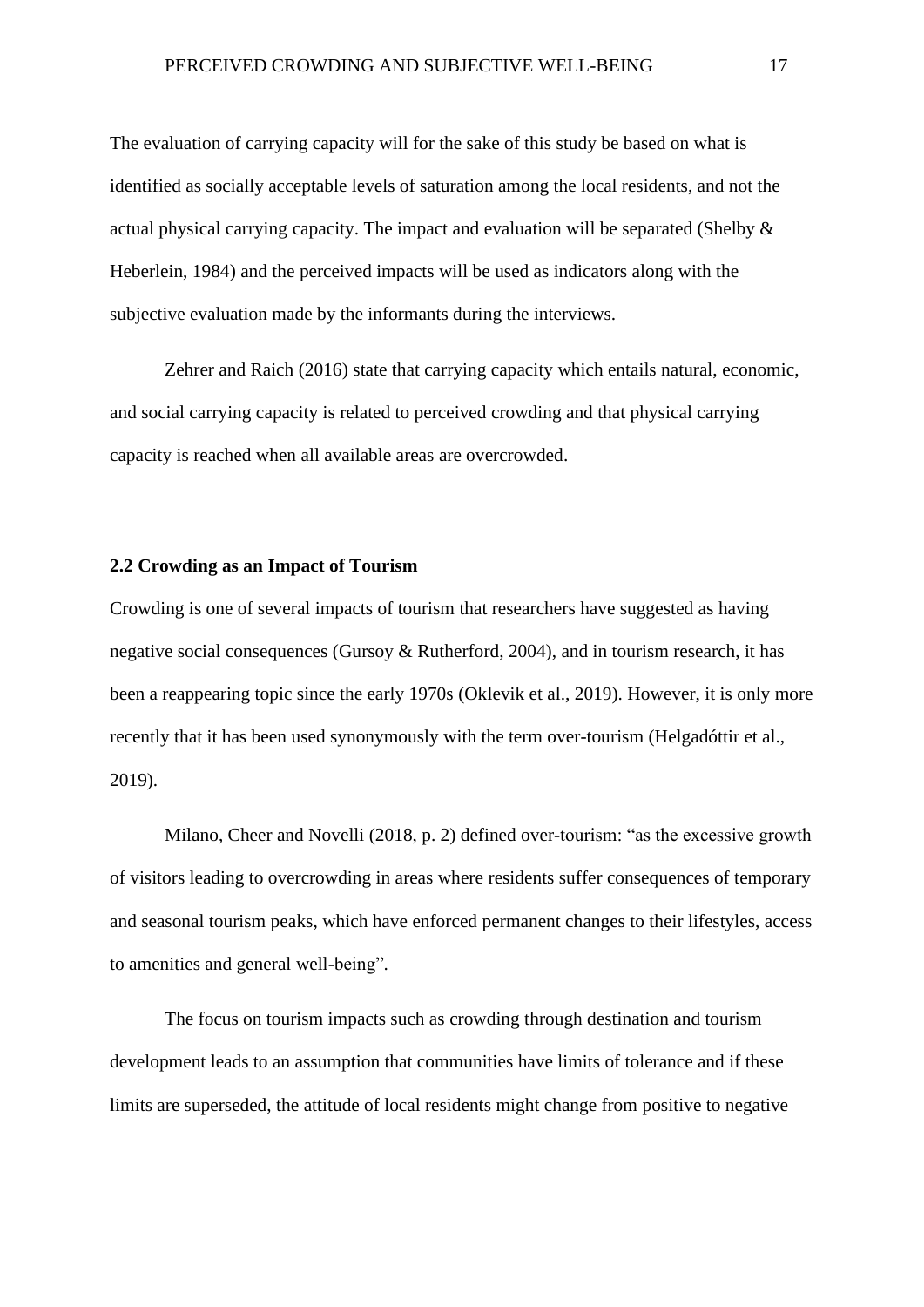The evaluation of carrying capacity will for the sake of this study be based on what is identified as socially acceptable levels of saturation among the local residents, and not the actual physical carrying capacity. The impact and evaluation will be separated (Shelby & Heberlein, 1984) and the perceived impacts will be used as indicators along with the subjective evaluation made by the informants during the interviews.

Zehrer and Raich (2016) state that carrying capacity which entails natural, economic, and social carrying capacity is related to perceived crowding and that physical carrying capacity is reached when all available areas are overcrowded.

### 2.2 Crowding as an Impact of Tourism

Crowding is one of several impacts of tourism that researchers have suggested as having negative social consequences (Gursoy & Rutherford, 2004), and in tourism research, it has been a reappearing topic since the early 1970s (Oklevik et al., 2019). However, it is only more recently that it has been used synonymously with the term over-tourism (Helgadóttir et al., 2019).

Milano, Cheer and Novelli (2018, p. 2) defined over-tourism: "as the excessive growth of visitors leading to overcrowding in areas where residents suffer consequences of temporary and seasonal tourism peaks, which have enforced permanent changes to their lifestyles, access to amenities and general well-being".

The focus on tourism impacts such as crowding through destination and tourism development leads to an assumption that communities have limits of tolerance and if these limits are superseded, the attitude of local residents might change from positive to negative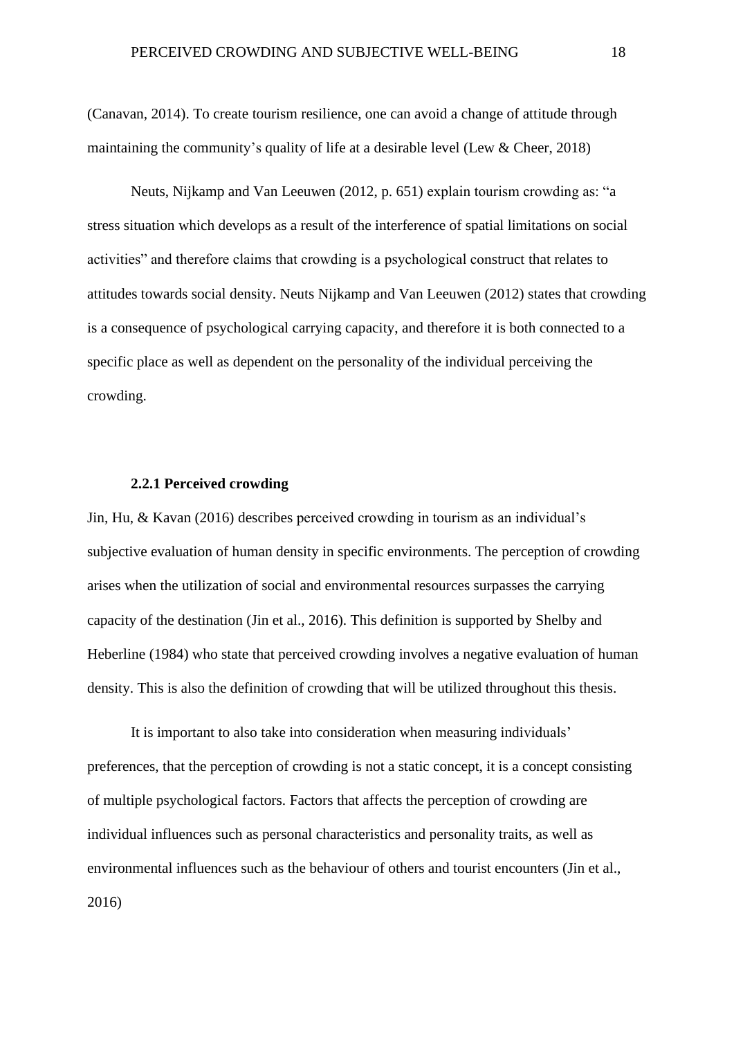(Canavan, 2014). To create tourism resilience, one can avoid a change of attitude through maintaining the community's quality of life at a desirable level (Lew & Cheer, 2018)

Neuts, Nijkamp and Van Leeuwen (2012, p. 651) explain tourism crowding as: "a stress situation which develops as a result of the interference of spatial limitations on social activities" and therefore claims that crowding is a psychological construct that relates to attitudes towards social density. Neuts Nijkamp and Van Leeuwen (2012) states that crowding is a consequence of psychological carrying capacity, and therefore it is both connected to a specific place as well as dependent on the personality of the individual perceiving the crowding.

### 2.2.1 Perceived crowding

Jin, Hu, & Kavan (2016) describes perceived crowding in tourism as an individual's subjective evaluation of human density in specific environments. The perception of crowding arises when the utilization of social and environmental resources surpasses the carrying capacity of the destination (Jin et al., 2016). This definition is supported by Shelby and Heberline (1984) who state that perceived crowding involves a negative evaluation of human density. This is also the definition of crowding that will be utilized throughout this thesis.

It is important to also take into consideration when measuring individuals' preferences, that the perception of crowding is not a static concept, it is a concept consisting of multiple psychological factors. Factors that affects the perception of crowding are individual influences such as personal characteristics and personality traits, as well as environmental influences such as the behaviour of others and tourist encounters (Jin et al., 2016)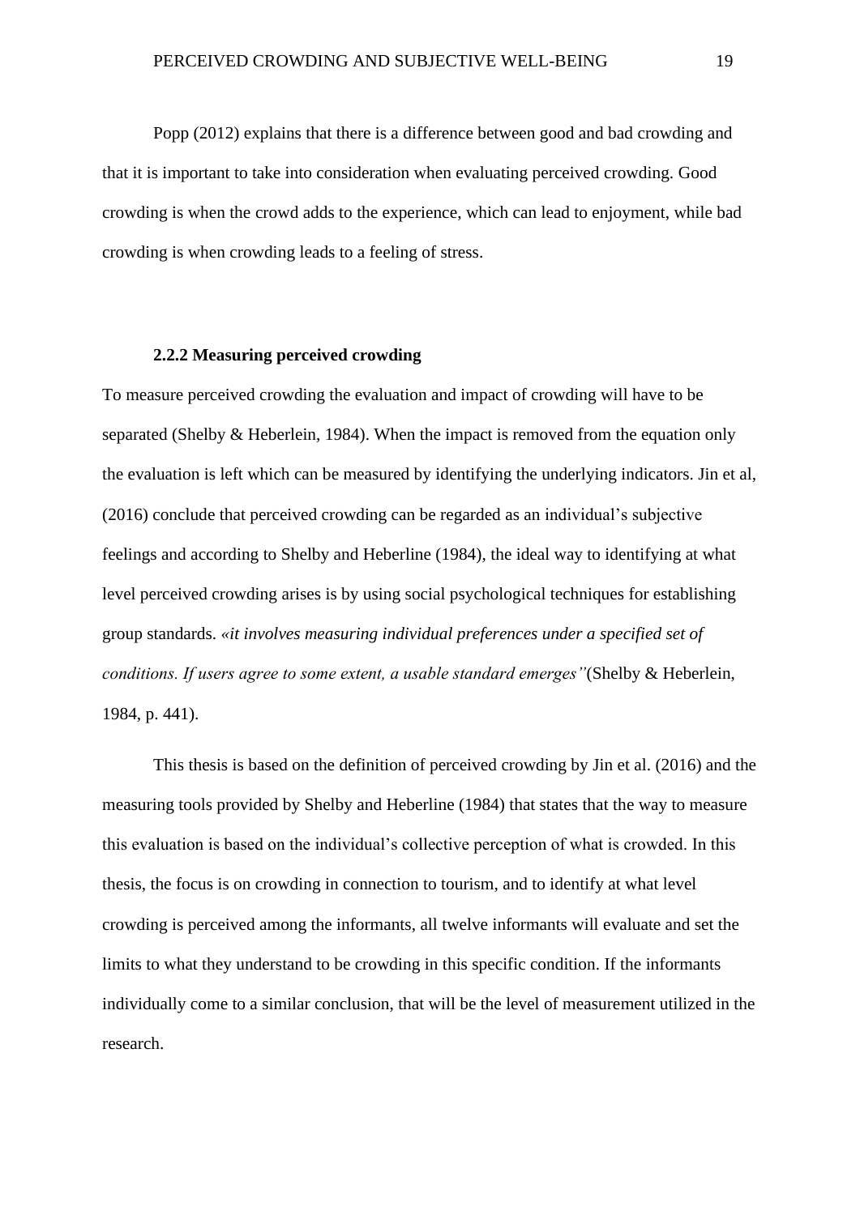Popp (2012) explains that there is a difference between good and bad crowding and that it is important to take into consideration when evaluating perceived crowding. Good crowding is when the crowd adds to the experience, which can lead to enjoyment, while bad crowding is when crowding leads to a feeling of stress.

### 2.2.2 Measuring perceived crowding

To measure perceived crowding the evaluation and impact of crowding will have to be separated (Shelby & Heberlein, 1984). When the impact is removed from the equation only the evaluation is left which can be measured by identifying the underlying indicators. Jin et al, (2016) conclude that perceived crowding can be regarded as an individual's subjective feelings and according to Shelby and Heberline (1984), the ideal way to identifying at what level perceived crowding arises is by using social psychological techniques for establishing group standards. *«it involves measuring individual preferences under a specified set of conditions. If users agree to some extent, a usable standard emerges"*(Shelby & Heberlein, 1984, p. 441).

This thesis is based on the definition of perceived crowding by Jin et al. (2016) and the measuring tools provided by Shelby and Heberline (1984) that states that the way to measure this evaluation is based on the individual's collective perception of what is crowded. In this thesis, the focus is on crowding in connection to tourism, and to identify at what level crowding is perceived among the informants, all twelve informants will evaluate and set the limits to what they understand to be crowding in this specific condition. If the informants individually come to a similar conclusion, that will be the level of measurement utilized in the research.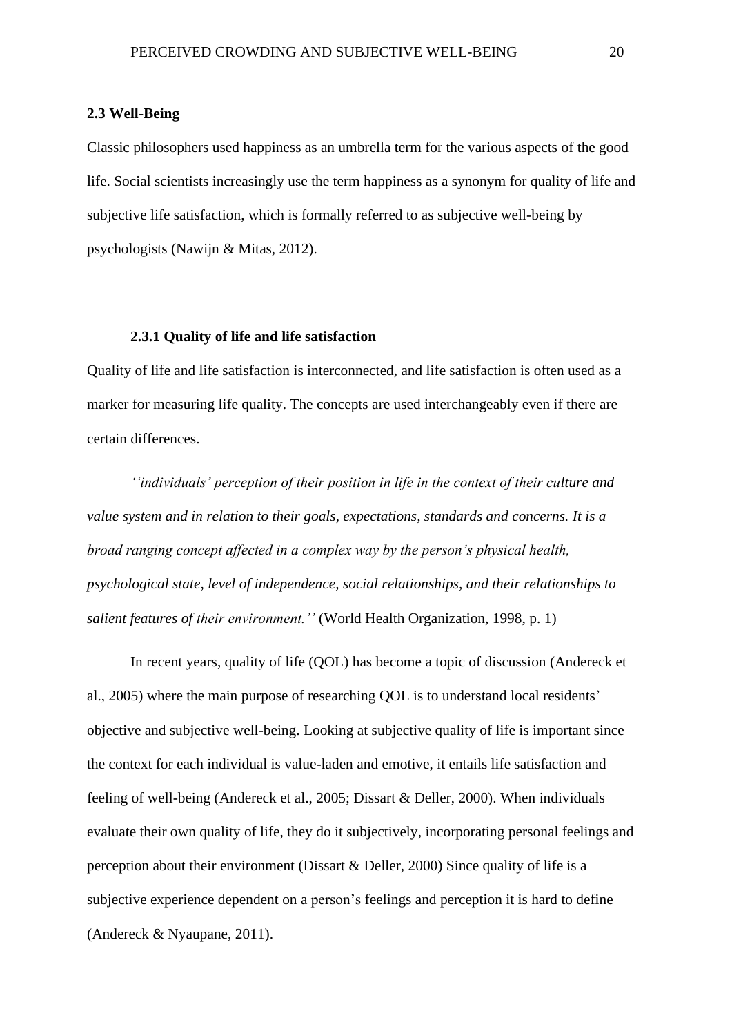## 2.3 Well-Being

Classic philosophers used happiness as an umbrella term for the various aspects of the good life. Social scientists increasingly use the term happiness as a synonym for quality of life and subjective life satisfaction, which is formally referred to as subjective well-being by psychologists (Nawijn & Mitas, 2012).

### 2.3.1 Quality of life and life satisfaction

Quality of life and life satisfaction is interconnected, and life satisfaction is often used as a marker for measuring life quality. The concepts are used interchangeably even if there are certain differences.

*''individuals' perception of their position in life in the context of their culture and value system and in relation to their goals, expectations, standards and concerns. It is a broad ranging concept affected in a complex way by the person's physical health, psychological state, level of independence, social relationships, and their relationships to salient features of their environment.''* (World Health Organization, 1998, p. 1)

In recent years, quality of life (QOL) has become a topic of discussion (Andereck et al., 2005) where the main purpose of researching QOL is to understand local residents' objective and subjective well-being. Looking at subjective quality of life is important since the context for each individual is value-laden and emotive, it entails life satisfaction and feeling of well-being (Andereck et al., 2005; Dissart & Deller, 2000). When individuals evaluate their own quality of life, they do it subjectively, incorporating personal feelings and perception about their environment (Dissart & Deller, 2000) Since quality of life is a subjective experience dependent on a person's feelings and perception it is hard to define (Andereck & Nyaupane, 2011).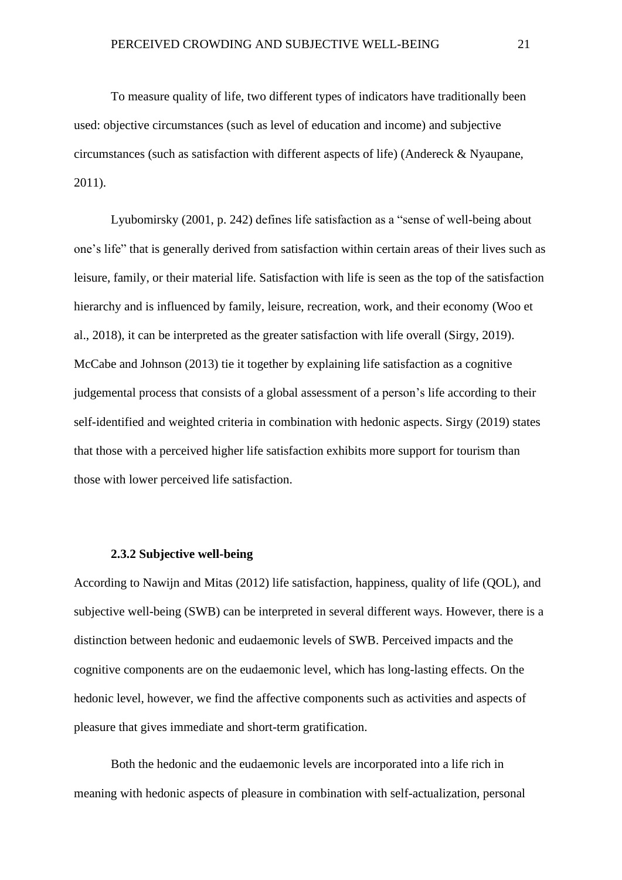To measure quality of life, two different types of indicators have traditionally been used: objective circumstances (such as level of education and income) and subjective circumstances (such as satisfaction with different aspects of life) (Andereck & Nyaupane, 2011).

Lyubomirsky (2001, p. 242) defines life satisfaction as a "sense of well-being about one's life" that is generally derived from satisfaction within certain areas of their lives such as leisure, family, or their material life. Satisfaction with life is seen as the top of the satisfaction hierarchy and is influenced by family, leisure, recreation, work, and their economy (Woo et al., 2018), it can be interpreted as the greater satisfaction with life overall (Sirgy, 2019). McCabe and Johnson (2013) tie it together by explaining life satisfaction as a cognitive judgemental process that consists of a global assessment of a person's life according to their self-identified and weighted criteria in combination with hedonic aspects. Sirgy (2019) states that those with a perceived higher life satisfaction exhibits more support for tourism than those with lower perceived life satisfaction.

### 2.3.2 Subjective well-being

According to Nawijn and Mitas (2012) life satisfaction, happiness, quality of life (QOL), and subjective well-being (SWB) can be interpreted in several different ways. However, there is a distinction between hedonic and eudaemonic levels of SWB. Perceived impacts and the cognitive components are on the eudaemonic level, which has long-lasting effects. On the hedonic level, however, we find the affective components such as activities and aspects of pleasure that gives immediate and short-term gratification.

Both the hedonic and the eudaemonic levels are incorporated into a life rich in meaning with hedonic aspects of pleasure in combination with self-actualization, personal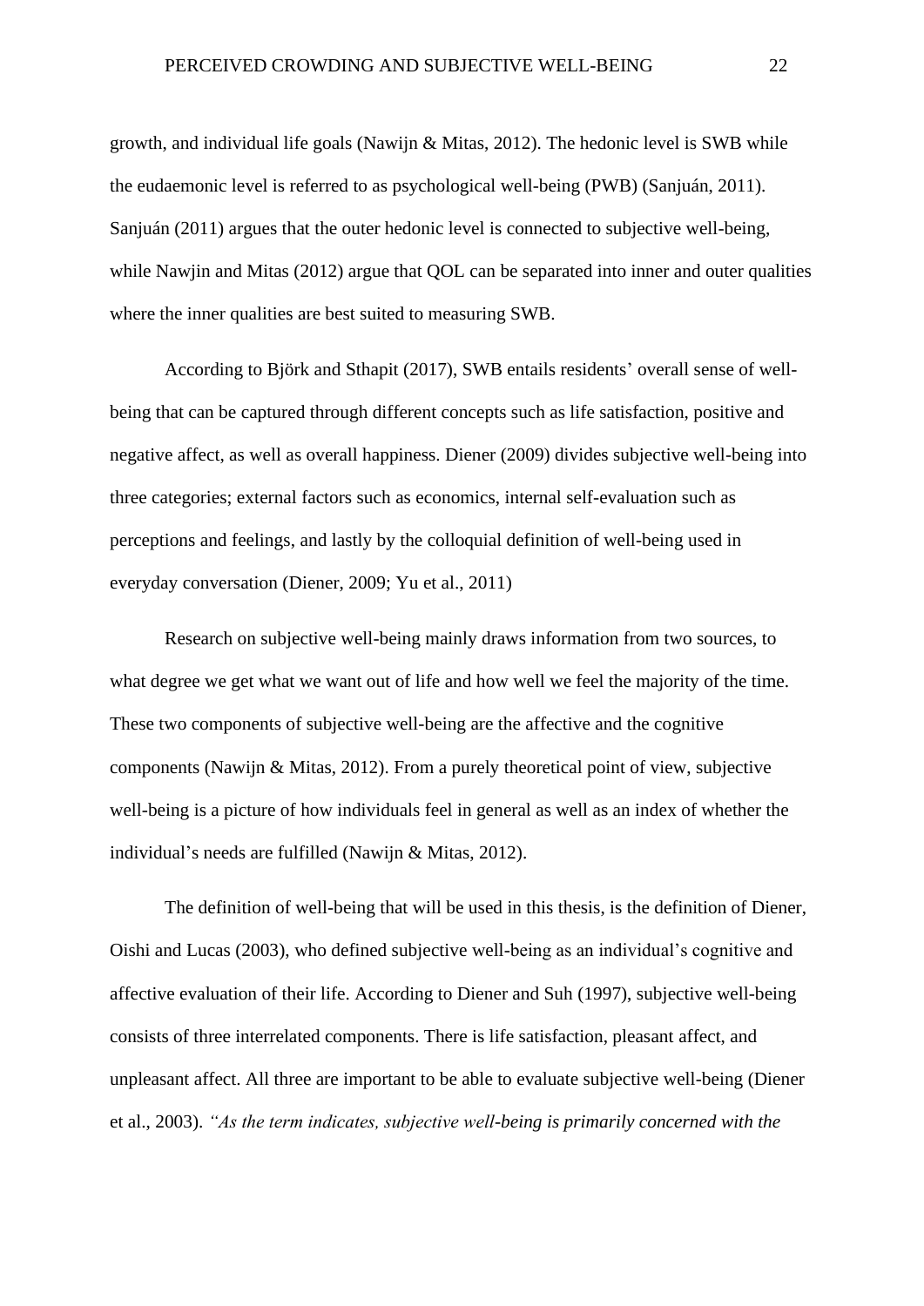growth, and individual life goals (Nawijn & Mitas, 2012). The hedonic level is SWB while the eudaemonic level is referred to as psychological well-being (PWB) (Sanjuán, 2011). Sanjuán (2011) argues that the outer hedonic level is connected to subjective well-being, while Nawjin and Mitas (2012) argue that QOL can be separated into inner and outer qualities where the inner qualities are best suited to measuring SWB.

According to Björk and Sthapit (2017), SWB entails residents' overall sense of well-being that can be captured through different concepts such as life satisfaction, positive and negative affect, as well as overall happiness. Diener (2009) divides subjective well-being into three categories; external factors such as economics, internal self-evaluation such as perceptions and feelings, and lastly by the colloquial definition of well-being used in everyday conversation (Diener, 2009; Yu et al., 2011)

Research on subjective well-being mainly draws information from two sources, to what degree we get what we want out of life and how well we feel the majority of the time. These two components of subjective well-being are the affective and the cognitive components (Nawijn & Mitas, 2012). From a purely theoretical point of view, subjective well-being is a picture of how individuals feel in general as well as an index of whether the individual's needs are fulfilled (Nawijn & Mitas, 2012).

The definition of well-being that will be used in this thesis, is the definition of Diener, Oishi and Lucas (2003), who defined subjective well-being as an individual's cognitive and affective evaluation of their life. According to Diener and Suh (1997), subjective well-being consists of three interrelated components. There is life satisfaction, pleasant affect, and unpleasant affect. All three are important to be able to evaluate subjective well-being (Diener et al., 2003). *"As the term indicates, subjective well-being is primarily concerned with the*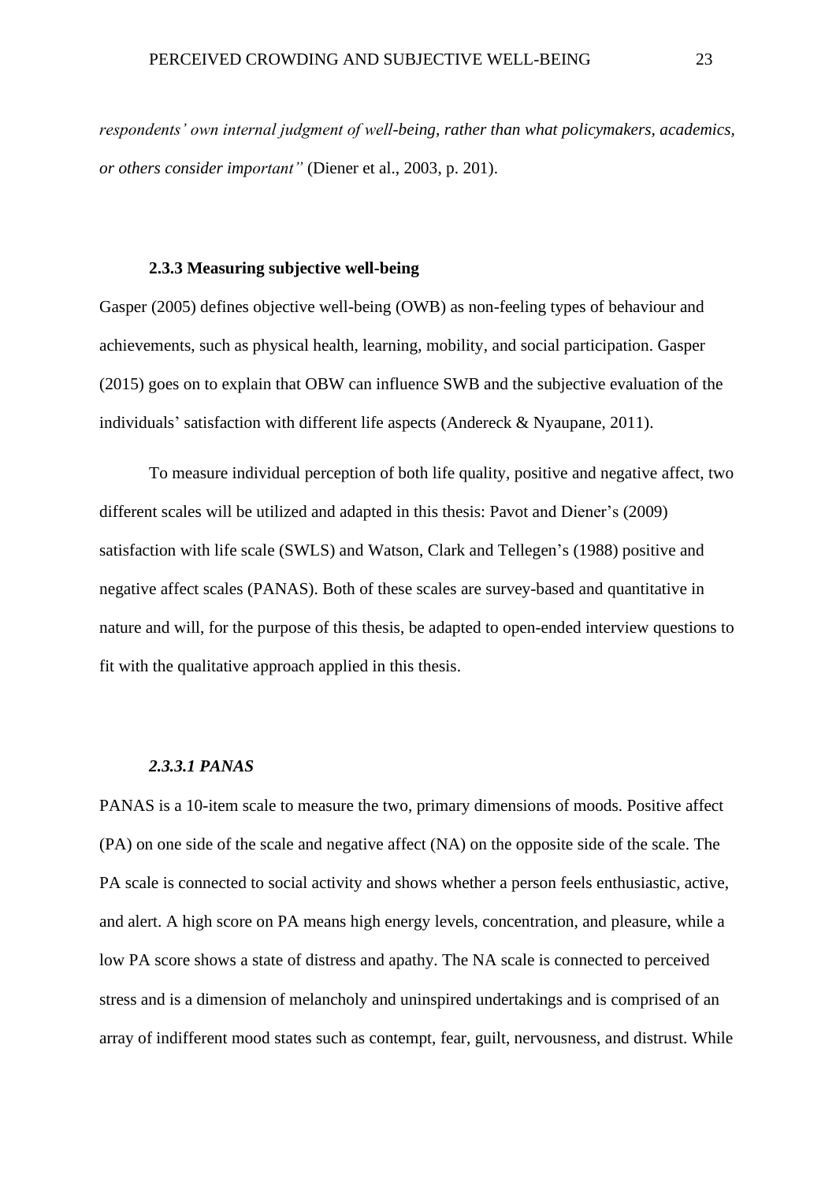*respondents' own internal judgment of well-being, rather than what policymakers, academics, or others consider important"* (Diener et al., 2003, p. 201).

### 2.3.3 Measuring subjective well-being

Gasper (2005) defines objective well-being (OWB) as non-feeling types of behaviour and achievements, such as physical health, learning, mobility, and social participation. Gasper (2015) goes on to explain that OBW can influence SWB and the subjective evaluation of the individuals' satisfaction with different life aspects (Andereck & Nyaupane, 2011).

To measure individual perception of both life quality, positive and negative affect, two different scales will be utilized and adapted in this thesis: Pavot and Diener's (2009) satisfaction with life scale (SWLS) and Watson, Clark and Tellegen's (1988) positive and negative affect scales (PANAS). Both of these scales are survey-based and quantitative in nature and will, for the purpose of this thesis, be adapted to open-ended interview questions to fit with the qualitative approach applied in this thesis.

#### *2.3.3.1 PANAS*

PANAS is a 10-item scale to measure the two, primary dimensions of moods. Positive affect (PA) on one side of the scale and negative affect (NA) on the opposite side of the scale. The PA scale is connected to social activity and shows whether a person feels enthusiastic, active, and alert. A high score on PA means high energy levels, concentration, and pleasure, while a low PA score shows a state of distress and apathy. The NA scale is connected to perceived stress and is a dimension of melancholy and uninspired undertakings and is comprised of an array of indifferent mood states such as contempt, fear, guilt, nervousness, and distrust. While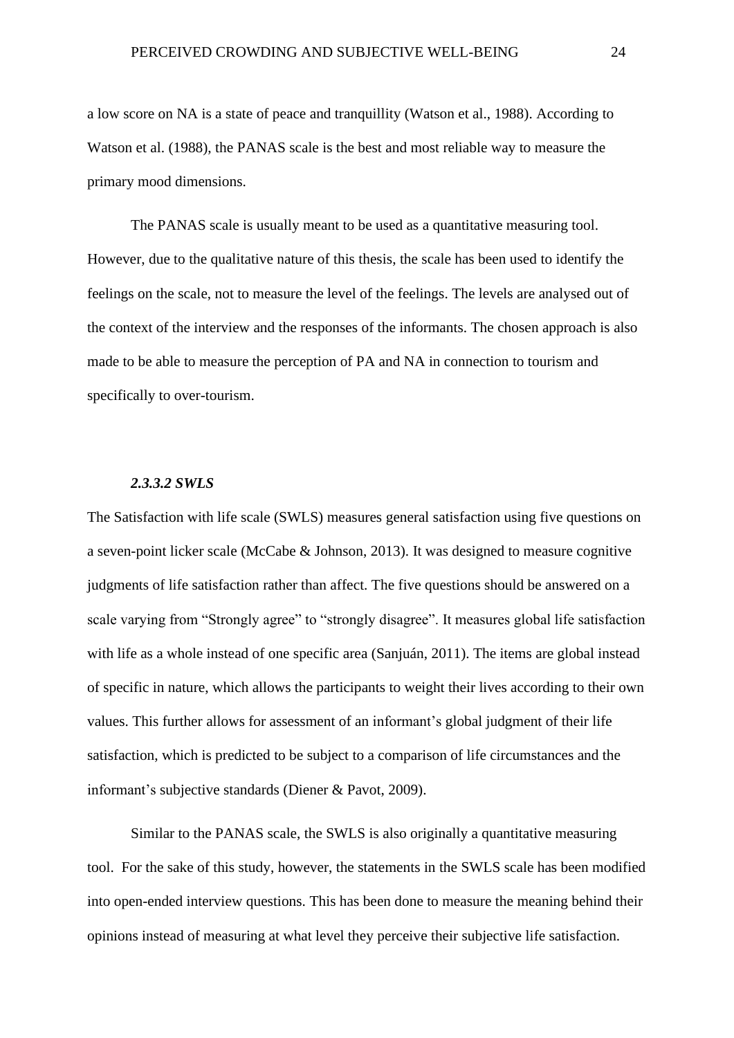a low score on NA is a state of peace and tranquillity (Watson et al., 1988). According to Watson et al. (1988), the PANAS scale is the best and most reliable way to measure the primary mood dimensions.

The PANAS scale is usually meant to be used as a quantitative measuring tool. However, due to the qualitative nature of this thesis, the scale has been used to identify the feelings on the scale, not to measure the level of the feelings. The levels are analysed out of the context of the interview and the responses of the informants. The chosen approach is also made to be able to measure the perception of PA and NA in connection to tourism and specifically to over-tourism.

#### *2.3.3.2 SWLS*

The Satisfaction with life scale (SWLS) measures general satisfaction using five questions on a seven-point licker scale (McCabe & Johnson, 2013). It was designed to measure cognitive judgments of life satisfaction rather than affect. The five questions should be answered on a scale varying from "Strongly agree" to "strongly disagree". It measures global life satisfaction with life as a whole instead of one specific area (Sanjuán, 2011). The items are global instead of specific in nature, which allows the participants to weight their lives according to their own values. This further allows for assessment of an informant's global judgment of their life satisfaction, which is predicted to be subject to a comparison of life circumstances and the informant's subjective standards (Diener & Pavot, 2009).

Similar to the PANAS scale, the SWLS is also originally a quantitative measuring tool. For the sake of this study, however, the statements in the SWLS scale has been modified into open-ended interview questions. This has been done to measure the meaning behind their opinions instead of measuring at what level they perceive their subjective life satisfaction.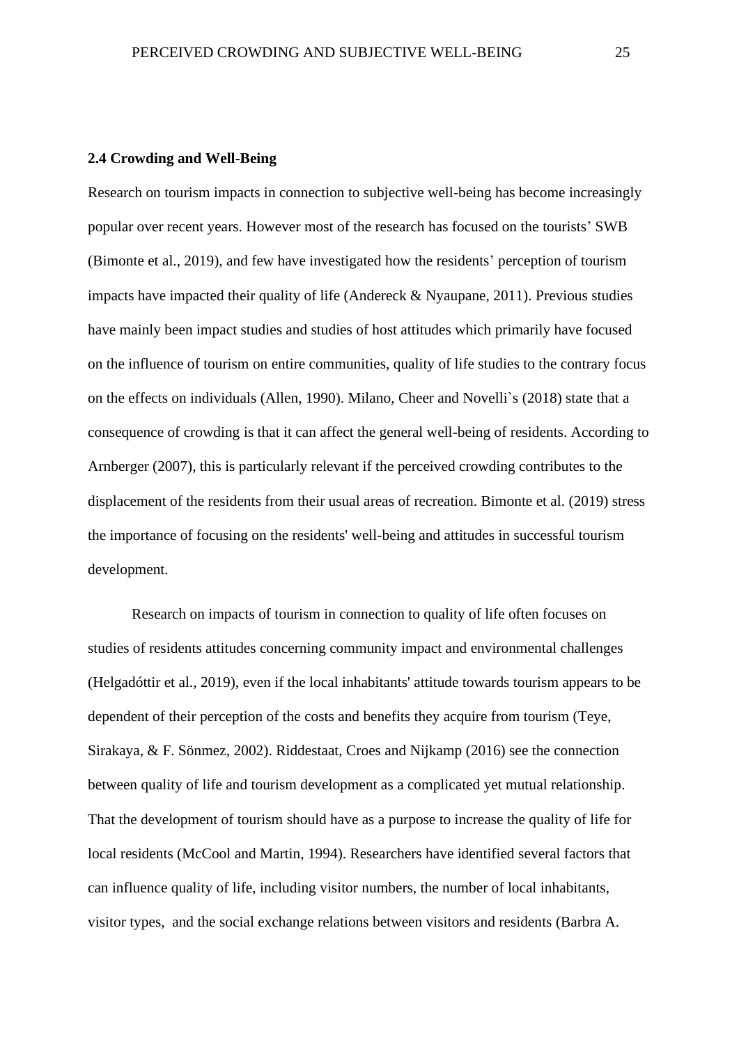### 2.4 Crowding and Well-Being

Research on tourism impacts in connection to subjective well-being has become increasingly popular over recent years. However most of the research has focused on the tourists' SWB (Bimonte et al., 2019), and few have investigated how the residents' perception of tourism impacts have impacted their quality of life (Andereck & Nyaupane, 2011). Previous studies have mainly been impact studies and studies of host attitudes which primarily have focused on the influence of tourism on entire communities, quality of life studies to the contrary focus on the effects on individuals (Allen, 1990). Milano, Cheer and Novelli`s (2018) state that a consequence of crowding is that it can affect the general well-being of residents. According to Arnberger (2007), this is particularly relevant if the perceived crowding contributes to the displacement of the residents from their usual areas of recreation. Bimonte et al. (2019) stress the importance of focusing on the residents' well-being and attitudes in successful tourism development.

Research on impacts of tourism in connection to quality of life often focuses on studies of residents attitudes concerning community impact and environmental challenges (Helgadóttir et al., 2019), even if the local inhabitants' attitude towards tourism appears to be dependent of their perception of the costs and benefits they acquire from tourism (Teye, Sirakaya, & F. Sönmez, 2002). Riddestaat, Croes and Nijkamp (2016) see the connection between quality of life and tourism development as a complicated yet mutual relationship. That the development of tourism should have as a purpose to increase the quality of life for local residents (McCool and Martin, 1994). Researchers have identified several factors that can influence quality of life, including visitor numbers, the number of local inhabitants, visitor types, and the social exchange relations between visitors and residents (Barbra A.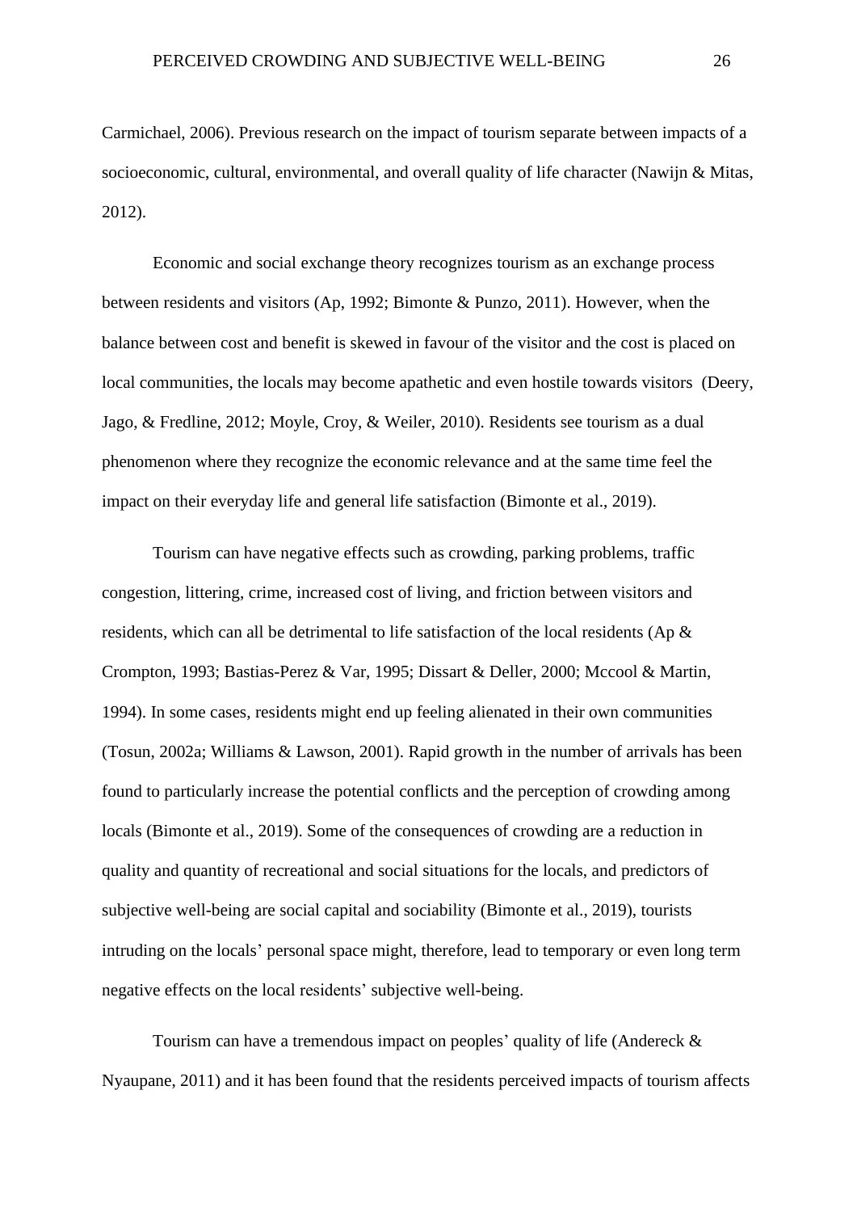Carmichael, 2006). Previous research on the impact of tourism separate between impacts of a socioeconomic, cultural, environmental, and overall quality of life character (Nawijn & Mitas, 2012).

Economic and social exchange theory recognizes tourism as an exchange process between residents and visitors (Ap, 1992; Bimonte & Punzo, 2011). However, when the balance between cost and benefit is skewed in favour of the visitor and the cost is placed on local communities, the locals may become apathetic and even hostile towards visitors (Deery, Jago, & Fredline, 2012; Moyle, Croy, & Weiler, 2010). Residents see tourism as a dual phenomenon where they recognize the economic relevance and at the same time feel the impact on their everyday life and general life satisfaction (Bimonte et al., 2019).

Tourism can have negative effects such as crowding, parking problems, traffic congestion, littering, crime, increased cost of living, and friction between visitors and residents, which can all be detrimental to life satisfaction of the local residents (Ap & Crompton, 1993; Bastias-Perez & Var, 1995; Dissart & Deller, 2000; Mccool & Martin, 1994). In some cases, residents might end up feeling alienated in their own communities (Tosun, 2002a; Williams & Lawson, 2001). Rapid growth in the number of arrivals has been found to particularly increase the potential conflicts and the perception of crowding among locals (Bimonte et al., 2019). Some of the consequences of crowding are a reduction in quality and quantity of recreational and social situations for the locals, and predictors of subjective well-being are social capital and sociability (Bimonte et al., 2019), tourists intruding on the locals' personal space might, therefore, lead to temporary or even long term negative effects on the local residents' subjective well-being.

Tourism can have a tremendous impact on peoples' quality of life (Andereck & Nyaupane, 2011) and it has been found that the residents perceived impacts of tourism affects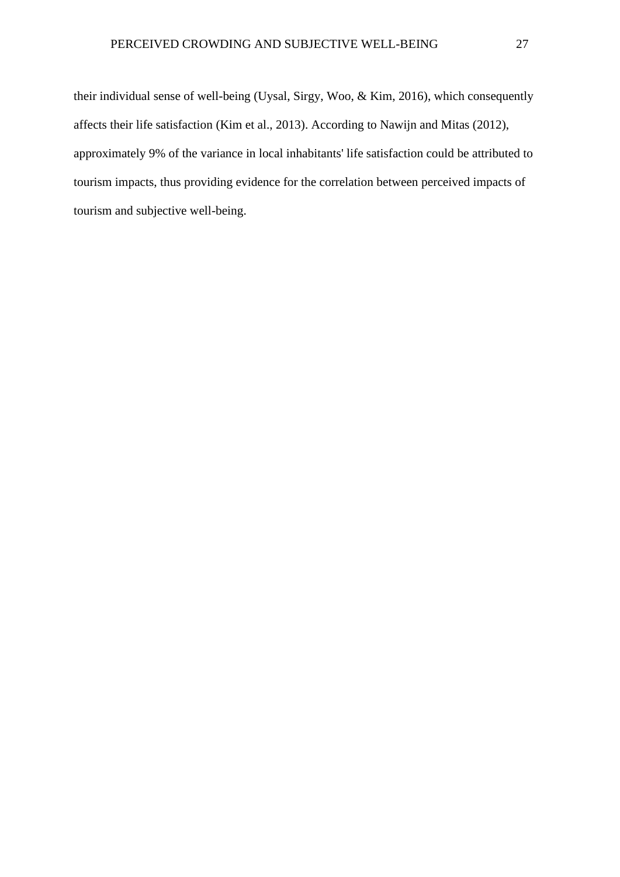their individual sense of well-being (Uysal, Sirgy, Woo, & Kim, 2016), which consequently affects their life satisfaction (Kim et al., 2013). According to Nawijn and Mitas (2012), approximately 9% of the variance in local inhabitants' life satisfaction could be attributed to tourism impacts, thus providing evidence for the correlation between perceived impacts of tourism and subjective well-being.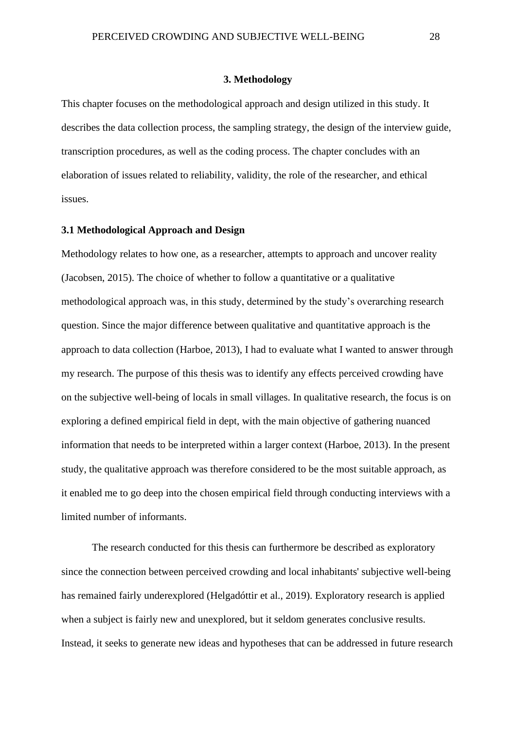# 3. Methodology

This chapter focuses on the methodological approach and design utilized in this study. It describes the data collection process, the sampling strategy, the design of the interview guide, transcription procedures, as well as the coding process. The chapter concludes with an elaboration of issues related to reliability, validity, the role of the researcher, and ethical issues.

## 3.1 Methodological Approach and Design

Methodology relates to how one, as a researcher, attempts to approach and uncover reality (Jacobsen, 2015). The choice of whether to follow a quantitative or a qualitative methodological approach was, in this study, determined by the study's overarching research question. Since the major difference between qualitative and quantitative approach is the approach to data collection (Harboe, 2013), I had to evaluate what I wanted to answer through my research. The purpose of this thesis was to identify any effects perceived crowding have on the subjective well-being of locals in small villages. In qualitative research, the focus is on exploring a defined empirical field in dept, with the main objective of gathering nuanced information that needs to be interpreted within a larger context (Harboe, 2013). In the present study, the qualitative approach was therefore considered to be the most suitable approach, as it enabled me to go deep into the chosen empirical field through conducting interviews with a limited number of informants.

The research conducted for this thesis can furthermore be described as exploratory since the connection between perceived crowding and local inhabitants' subjective well-being has remained fairly underexplored (Helgadóttir et al., 2019). Exploratory research is applied when a subject is fairly new and unexplored, but it seldom generates conclusive results. Instead, it seeks to generate new ideas and hypotheses that can be addressed in future research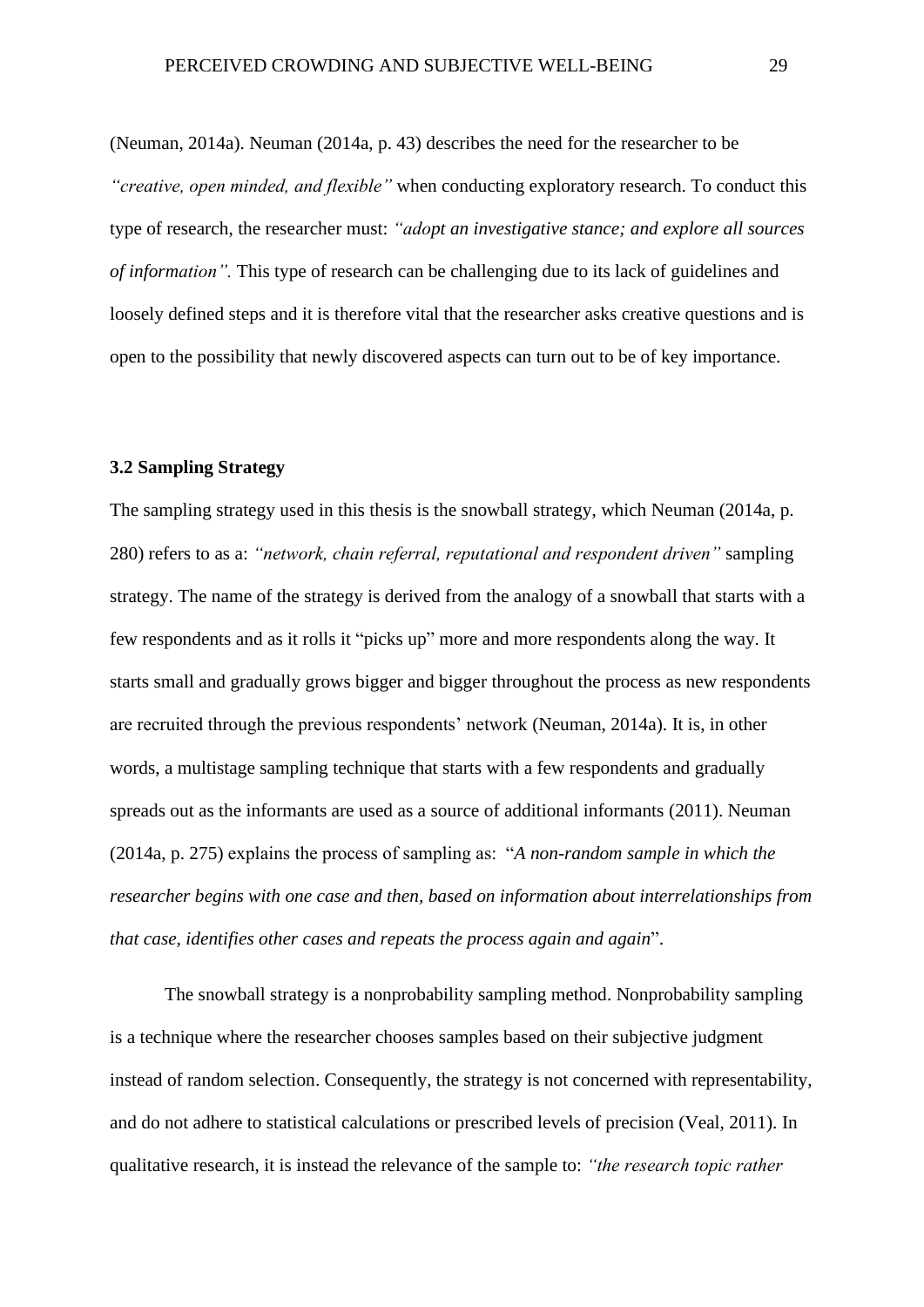(Neuman, 2014a). Neuman (2014a, p. 43) describes the need for the researcher to be *"creative, open minded, and flexible"* when conducting exploratory research. To conduct this type of research, the researcher must: *"adopt an investigative stance; and explore all sources of information".* This type of research can be challenging due to its lack of guidelines and loosely defined steps and it is therefore vital that the researcher asks creative questions and is open to the possibility that newly discovered aspects can turn out to be of key importance.

### 3.2 Sampling Strategy

The sampling strategy used in this thesis is the snowball strategy, which Neuman (2014a, p. 280) refers to as a: *"network, chain referral, reputational and respondent driven"* sampling strategy. The name of the strategy is derived from the analogy of a snowball that starts with a few respondents and as it rolls it "picks up" more and more respondents along the way. It starts small and gradually grows bigger and bigger throughout the process as new respondents are recruited through the previous respondents' network (Neuman, 2014a). It is, in other words, a multistage sampling technique that starts with a few respondents and gradually spreads out as the informants are used as a source of additional informants (2011). Neuman (2014a, p. 275) explains the process of sampling as: "*A non-random sample in which the researcher begins with one case and then, based on information about interrelationships from that case, identifies other cases and repeats the process again and again*".

The snowball strategy is a nonprobability sampling method. Nonprobability sampling is a technique where the researcher chooses samples based on their subjective judgment instead of random selection. Consequently, the strategy is not concerned with representability, and do not adhere to statistical calculations or prescribed levels of precision (Veal, 2011). In qualitative research, it is instead the relevance of the sample to: *"the research topic rather*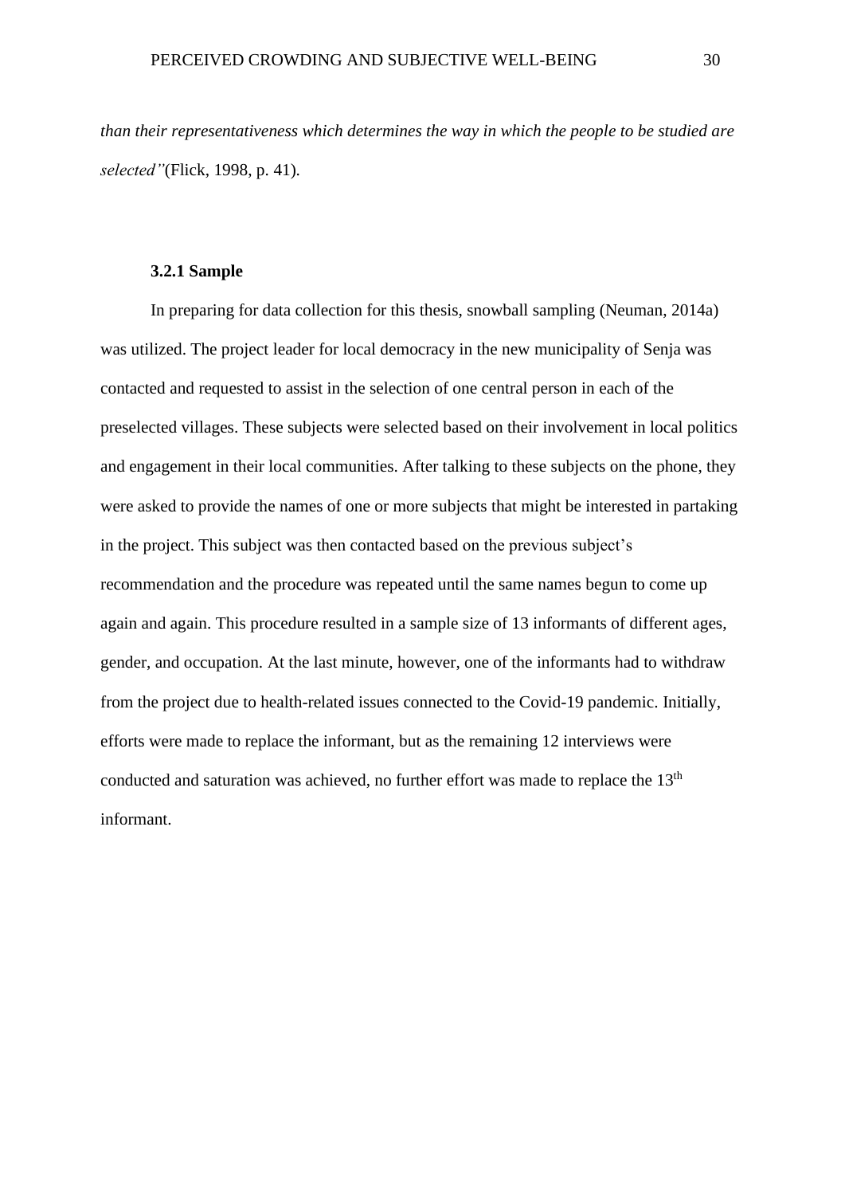*than their representativeness which determines the way in which the people to be studied are selected"*(Flick, 1998, p. 41).

### 3.2.1 Sample

In preparing for data collection for this thesis, snowball sampling (Neuman, 2014a) was utilized. The project leader for local democracy in the new municipality of Senja was contacted and requested to assist in the selection of one central person in each of the preselected villages. These subjects were selected based on their involvement in local politics and engagement in their local communities. After talking to these subjects on the phone, they were asked to provide the names of one or more subjects that might be interested in partaking in the project. This subject was then contacted based on the previous subject's recommendation and the procedure was repeated until the same names begun to come up again and again. This procedure resulted in a sample size of 13 informants of different ages, gender, and occupation. At the last minute, however, one of the informants had to withdraw from the project due to health-related issues connected to the Covid-19 pandemic. Initially, efforts were made to replace the informant, but as the remaining 12 interviews were conducted and saturation was achieved, no further effort was made to replace the 13th informant.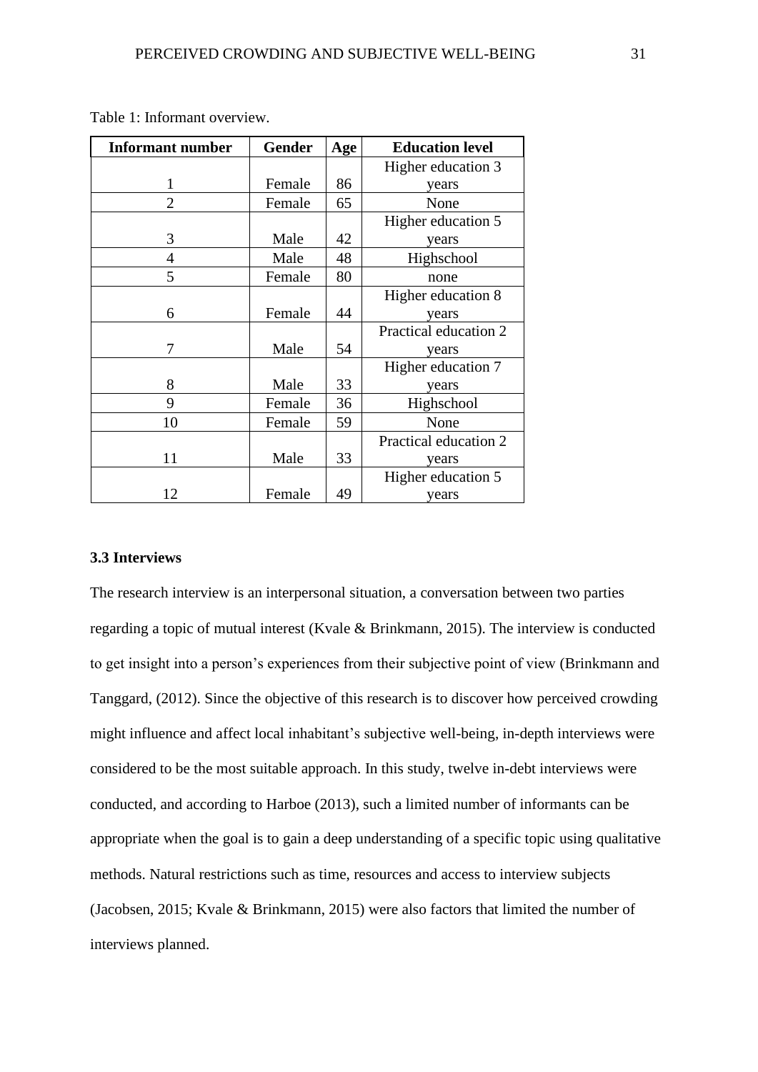Table 1: Informant overview.

| Informant number | Gender | Age | Education level |
|---|---|---|---|
| 1 | Female | 86 | Higher education 3 years |
| 2 | Female | 65 | None |
| 3 | Male | 42 | Higher education 5 years |
| 4 | Male | 48 | Highschool |
| 5 | Female | 80 | none |
| 6 | Female | 44 | Higher education 8 years |
| 7 | Male | 54 | Practical education 2 years |
| 8 | Male | 33 | Higher education 7 years |
| 9 | Female | 36 | Highschool |
| 10 | Female | 59 | None |
| 11 | Male | 33 | Practical education 2 years |
| 12 | Female | 49 | Higher education 5 years |

### 3.3 Interviews

The research interview is an interpersonal situation, a conversation between two parties regarding a topic of mutual interest (Kvale & Brinkmann, 2015). The interview is conducted to get insight into a person's experiences from their subjective point of view (Brinkmann and Tanggard, (2012). Since the objective of this research is to discover how perceived crowding might influence and affect local inhabitant's subjective well-being, in-depth interviews were considered to be the most suitable approach. In this study, twelve in-debt interviews were conducted, and according to Harboe (2013), such a limited number of informants can be appropriate when the goal is to gain a deep understanding of a specific topic using qualitative methods. Natural restrictions such as time, resources and access to interview subjects (Jacobsen, 2015; Kvale & Brinkmann, 2015) were also factors that limited the number of interviews planned.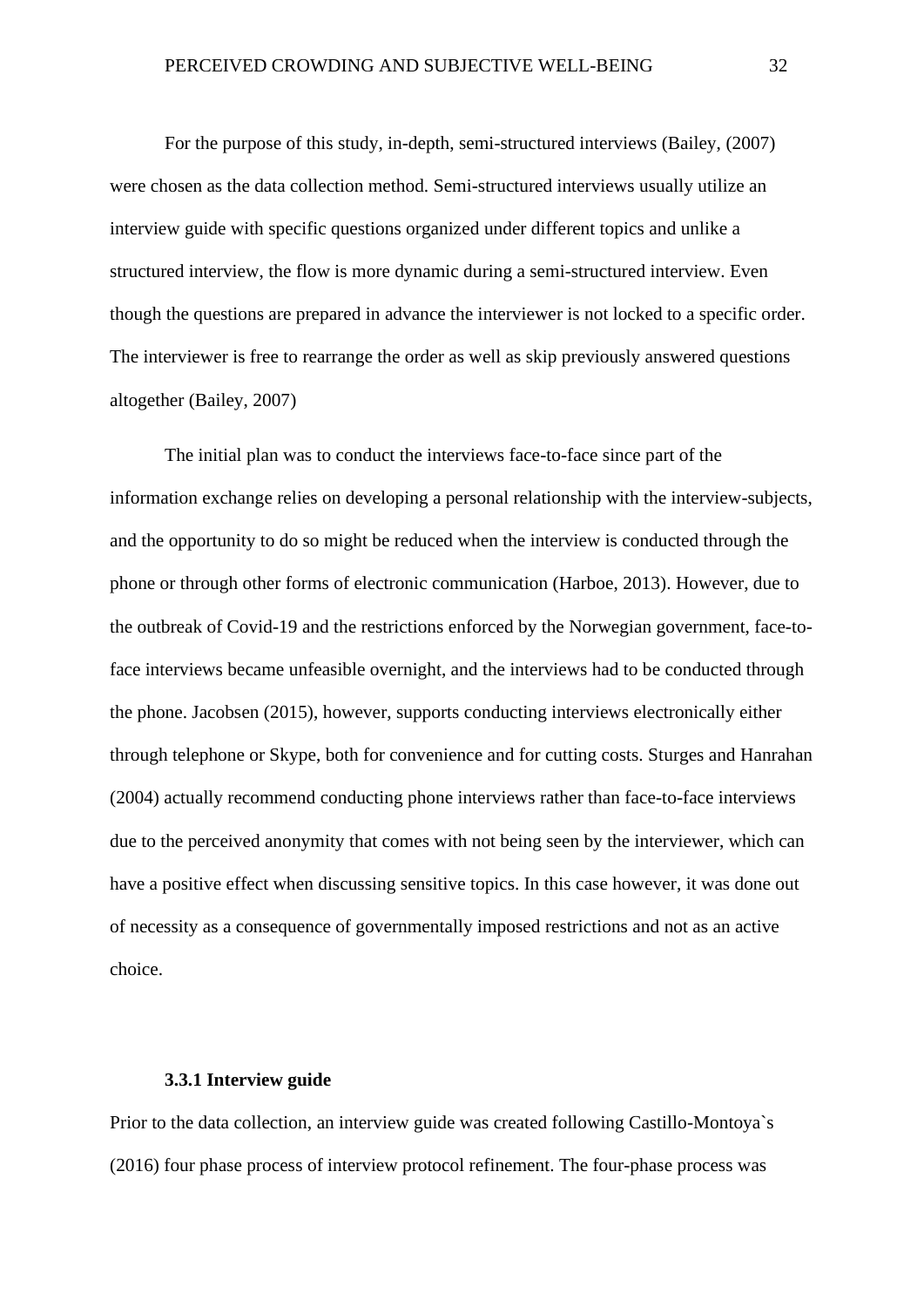For the purpose of this study, in-depth, semi-structured interviews (Bailey, (2007) were chosen as the data collection method. Semi-structured interviews usually utilize an interview guide with specific questions organized under different topics and unlike a structured interview, the flow is more dynamic during a semi-structured interview. Even though the questions are prepared in advance the interviewer is not locked to a specific order. The interviewer is free to rearrange the order as well as skip previously answered questions altogether (Bailey, 2007)

The initial plan was to conduct the interviews face-to-face since part of the information exchange relies on developing a personal relationship with the interview-subjects, and the opportunity to do so might be reduced when the interview is conducted through the phone or through other forms of electronic communication (Harboe, 2013). However, due to the outbreak of Covid-19 and the restrictions enforced by the Norwegian government, face-to-face interviews became unfeasible overnight, and the interviews had to be conducted through the phone. Jacobsen (2015), however, supports conducting interviews electronically either through telephone or Skype, both for convenience and for cutting costs. Sturges and Hanrahan (2004) actually recommend conducting phone interviews rather than face-to-face interviews due to the perceived anonymity that comes with not being seen by the interviewer, which can have a positive effect when discussing sensitive topics. In this case however, it was done out of necessity as a consequence of governmentally imposed restrictions and not as an active choice.

### 3.3.1 Interview guide

Prior to the data collection, an interview guide was created following Castillo-Montoya`s (2016) four phase process of interview protocol refinement. The four-phase process was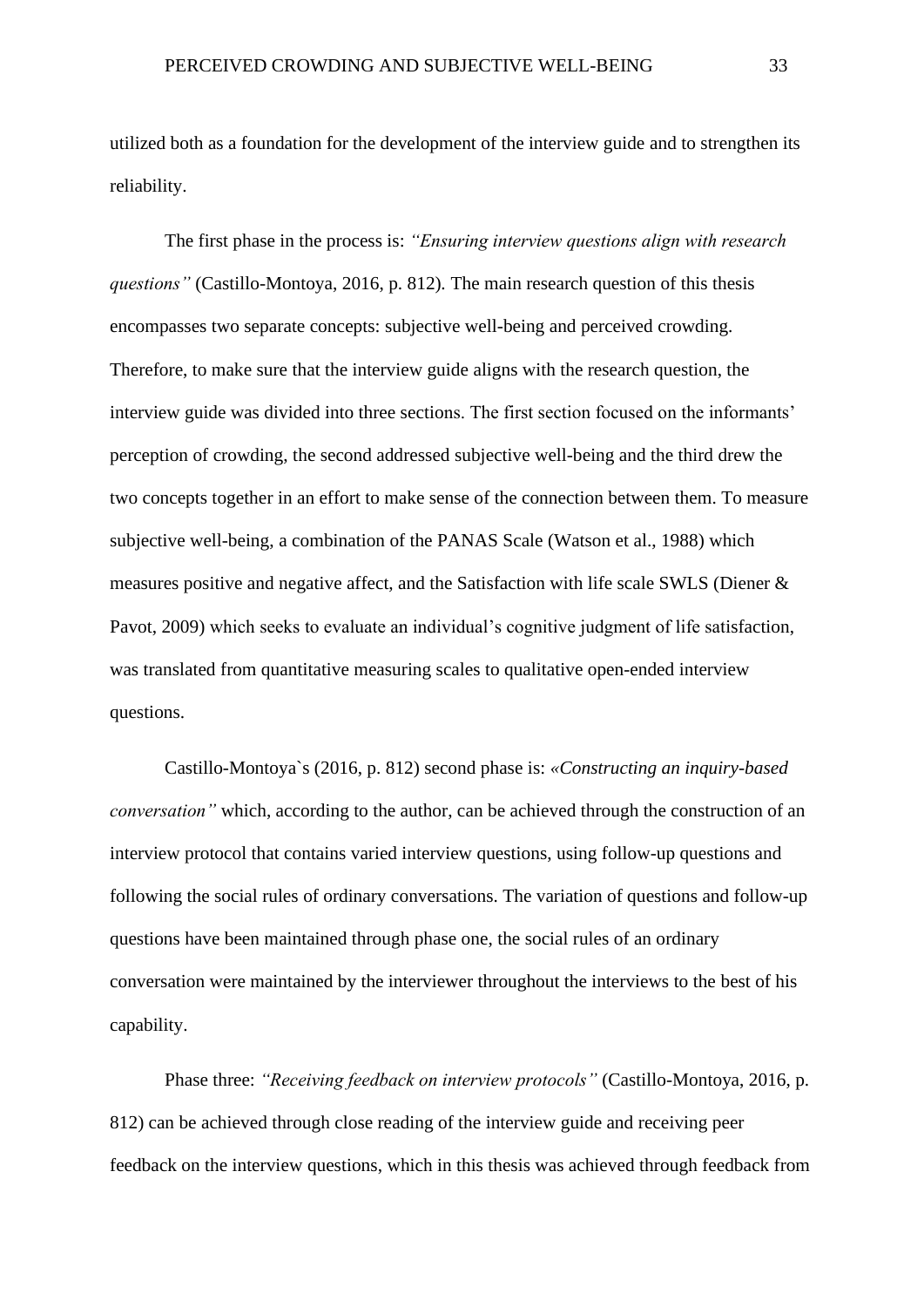utilized both as a foundation for the development of the interview guide and to strengthen its reliability.

The first phase in the process is: *"Ensuring interview questions align with research questions"* (Castillo-Montoya, 2016, p. 812). The main research question of this thesis encompasses two separate concepts: subjective well-being and perceived crowding. Therefore, to make sure that the interview guide aligns with the research question, the interview guide was divided into three sections. The first section focused on the informants' perception of crowding, the second addressed subjective well-being and the third drew the two concepts together in an effort to make sense of the connection between them. To measure subjective well-being, a combination of the PANAS Scale (Watson et al., 1988) which measures positive and negative affect, and the Satisfaction with life scale SWLS (Diener & Pavot, 2009) which seeks to evaluate an individual's cognitive judgment of life satisfaction, was translated from quantitative measuring scales to qualitative open-ended interview questions.

Castillo-Montoya`s (2016, p. 812) second phase is: *«Constructing an inquiry-based conversation"* which, according to the author, can be achieved through the construction of an interview protocol that contains varied interview questions, using follow-up questions and following the social rules of ordinary conversations. The variation of questions and follow-up questions have been maintained through phase one, the social rules of an ordinary conversation were maintained by the interviewer throughout the interviews to the best of his capability.

Phase three: *"Receiving feedback on interview protocols"* (Castillo-Montoya, 2016, p. 812) can be achieved through close reading of the interview guide and receiving peer feedback on the interview questions, which in this thesis was achieved through feedback from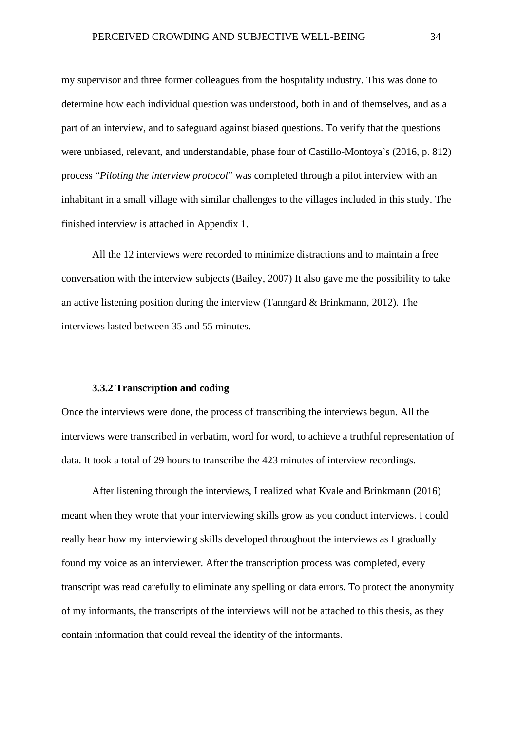my supervisor and three former colleagues from the hospitality industry. This was done to determine how each individual question was understood, both in and of themselves, and as a part of an interview, and to safeguard against biased questions. To verify that the questions were unbiased, relevant, and understandable, phase four of Castillo-Montoya`s (2016, p. 812) process "*Piloting the interview protocol*" was completed through a pilot interview with an inhabitant in a small village with similar challenges to the villages included in this study. The finished interview is attached in Appendix 1.

All the 12 interviews were recorded to minimize distractions and to maintain a free conversation with the interview subjects (Bailey, 2007) It also gave me the possibility to take an active listening position during the interview (Tanngard & Brinkmann, 2012). The interviews lasted between 35 and 55 minutes.

### 3.3.2 Transcription and coding

Once the interviews were done, the process of transcribing the interviews begun. All the interviews were transcribed in verbatim, word for word, to achieve a truthful representation of data. It took a total of 29 hours to transcribe the 423 minutes of interview recordings.

After listening through the interviews, I realized what Kvale and Brinkmann (2016) meant when they wrote that your interviewing skills grow as you conduct interviews. I could really hear how my interviewing skills developed throughout the interviews as I gradually found my voice as an interviewer. After the transcription process was completed, every transcript was read carefully to eliminate any spelling or data errors. To protect the anonymity of my informants, the transcripts of the interviews will not be attached to this thesis, as they contain information that could reveal the identity of the informants.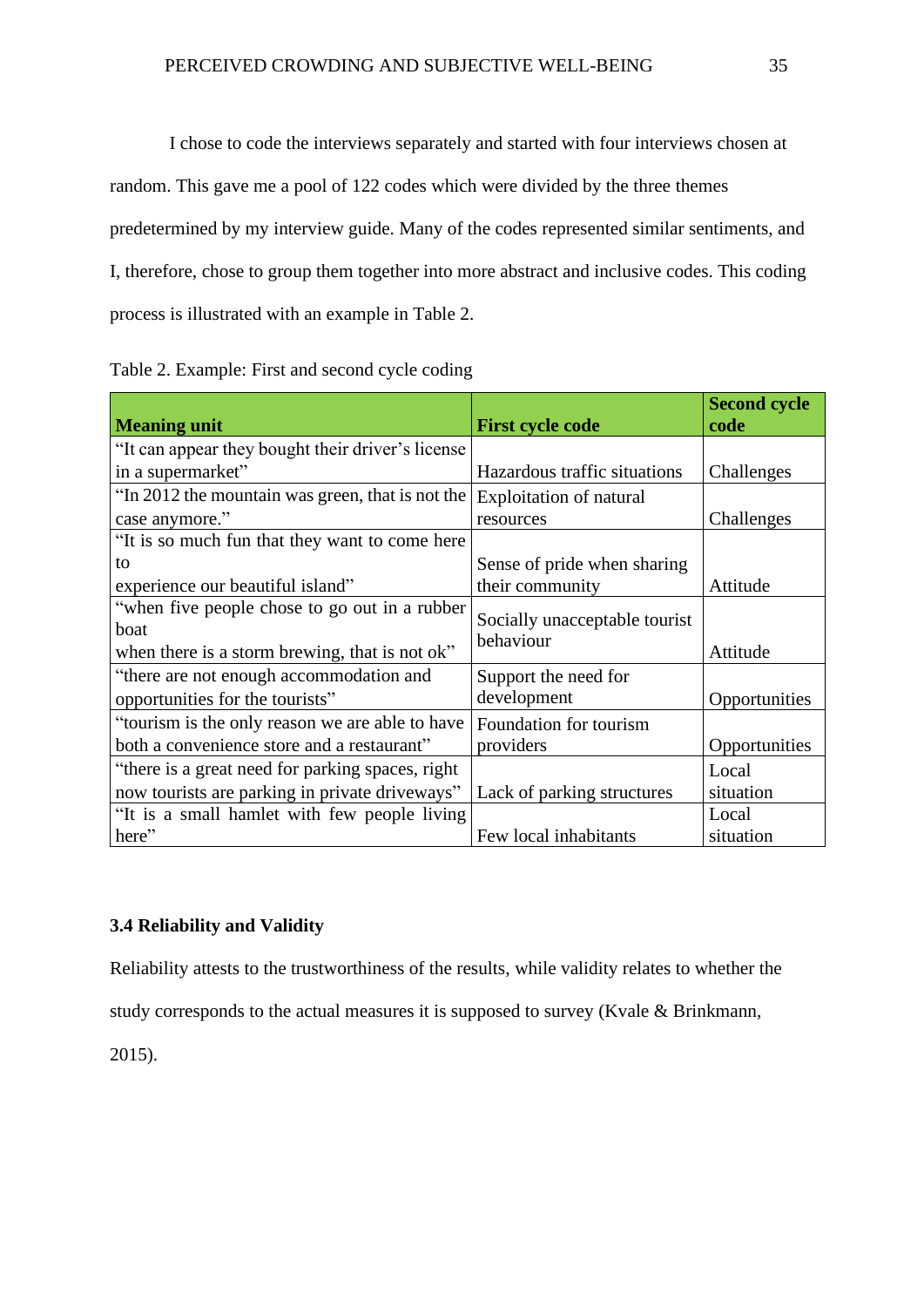I chose to code the interviews separately and started with four interviews chosen at random. This gave me a pool of 122 codes which were divided by the three themes predetermined by my interview guide. Many of the codes represented similar sentiments, and I, therefore, chose to group them together into more abstract and inclusive codes. This coding process is illustrated with an example in Table 2.

Table 2. Example: First and second cycle coding

| Meaning unit | First cycle code | Second cycle code |
|---|---|---|
| "It can appear they bought their driver's license in a supermarket" | Hazardous traffic situations | Challenges |
| "In 2012 the mountain was green, that is not the case anymore." | Exploitation of natural resources | Challenges |
| "It is so much fun that they want to come here to experience our beautiful island" | Sense of pride when sharing their community | Attitude |
| "when five people chose to go out in a rubber boat when there is a storm brewing, that is not ok" | Socially unacceptable tourist behaviour | Attitude |
| "there are not enough accommodation and opportunities for the tourists" | Support the need for development | Opportunities |
| "tourism is the only reason we are able to have both a convenience store and a restaurant" | Foundation for tourism providers | Opportunities |
| "there is a great need for parking spaces, right now tourists are parking in private driveways" | Lack of parking structures | Local situation |
| "It is a small hamlet with few people living here" | Few local inhabitants | Local situation |

### 3.4 Reliability and Validity

Reliability attests to the trustworthiness of the results, while validity relates to whether the study corresponds to the actual measures it is supposed to survey (Kvale & Brinkmann, 2015).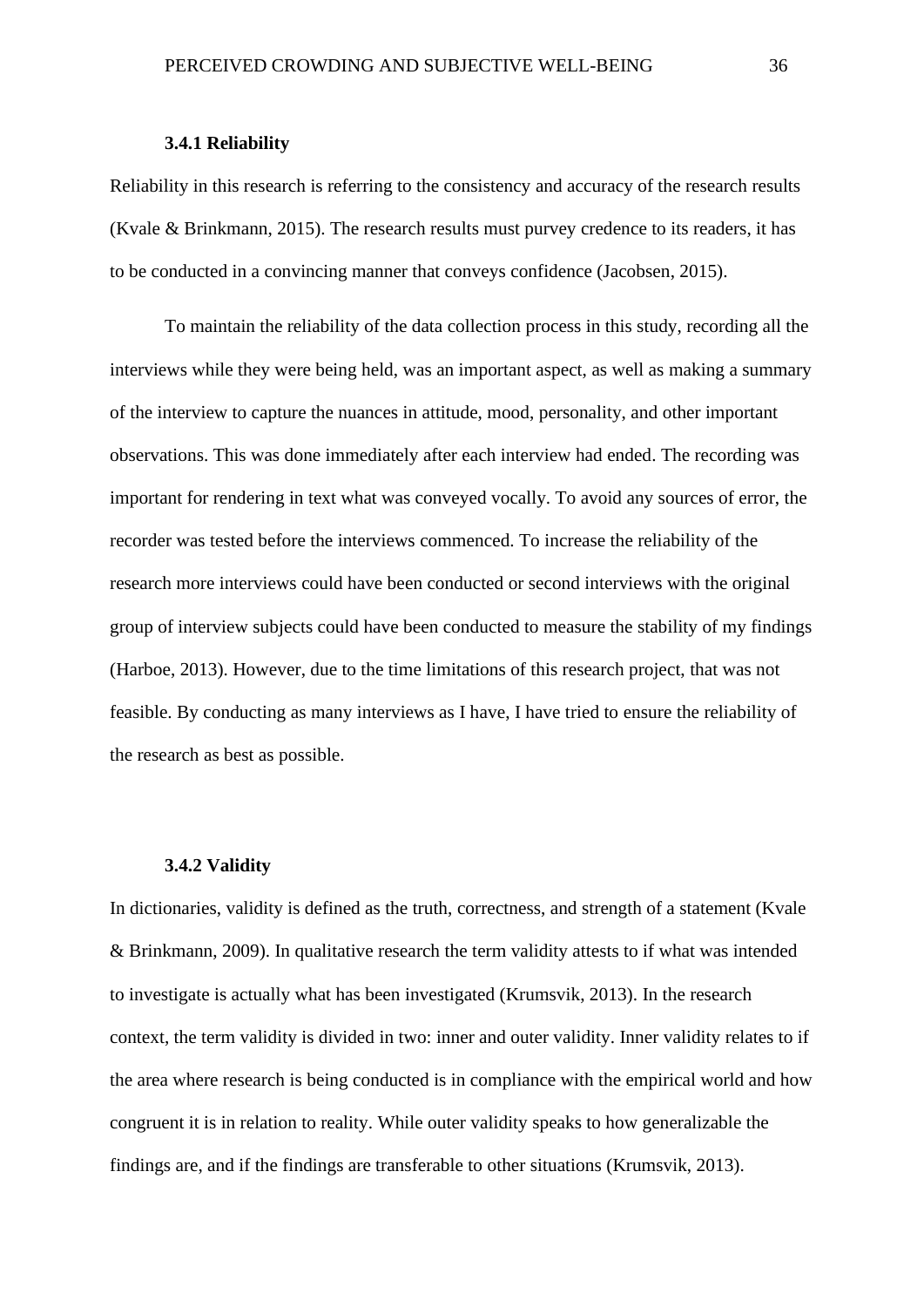### 3.4.1 Reliability

Reliability in this research is referring to the consistency and accuracy of the research results (Kvale & Brinkmann, 2015). The research results must purvey credence to its readers, it has to be conducted in a convincing manner that conveys confidence (Jacobsen, 2015).

To maintain the reliability of the data collection process in this study, recording all the interviews while they were being held, was an important aspect, as well as making a summary of the interview to capture the nuances in attitude, mood, personality, and other important observations. This was done immediately after each interview had ended. The recording was important for rendering in text what was conveyed vocally. To avoid any sources of error, the recorder was tested before the interviews commenced. To increase the reliability of the research more interviews could have been conducted or second interviews with the original group of interview subjects could have been conducted to measure the stability of my findings (Harboe, 2013). However, due to the time limitations of this research project, that was not feasible. By conducting as many interviews as I have, I have tried to ensure the reliability of the research as best as possible.

### 3.4.2 Validity

In dictionaries, validity is defined as the truth, correctness, and strength of a statement (Kvale & Brinkmann, 2009). In qualitative research the term validity attests to if what was intended to investigate is actually what has been investigated (Krumsvik, 2013). In the research context, the term validity is divided in two: inner and outer validity. Inner validity relates to if the area where research is being conducted is in compliance with the empirical world and how congruent it is in relation to reality. While outer validity speaks to how generalizable the findings are, and if the findings are transferable to other situations (Krumsvik, 2013).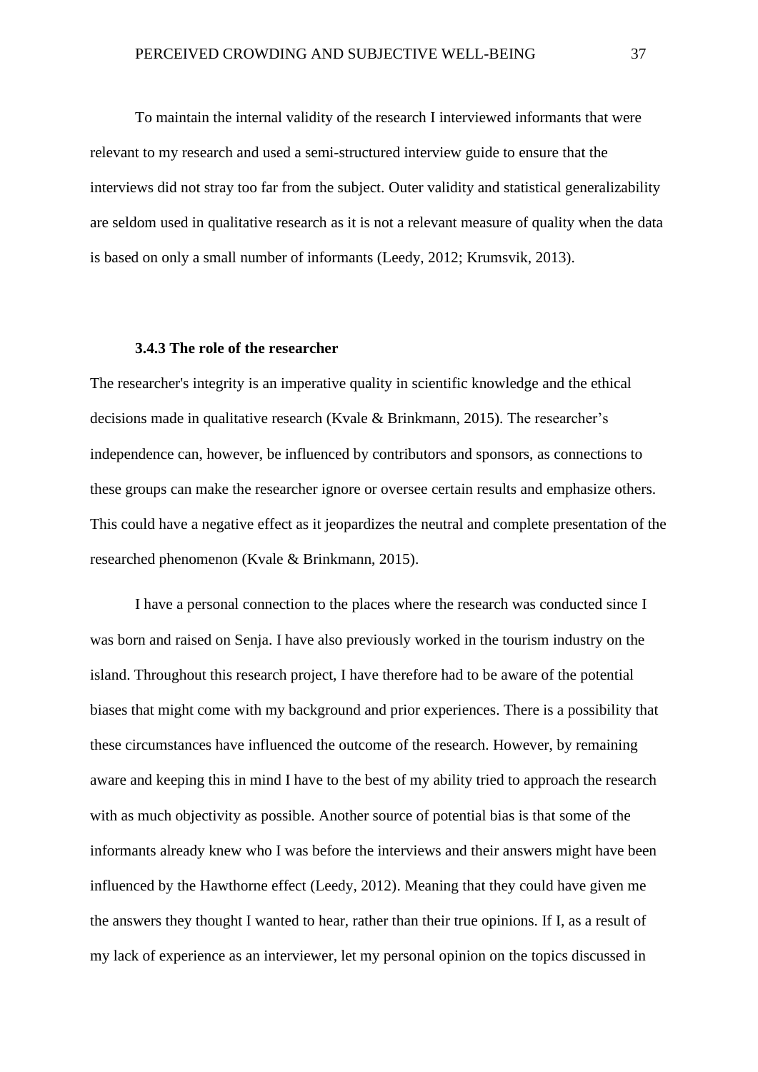To maintain the internal validity of the research I interviewed informants that were relevant to my research and used a semi-structured interview guide to ensure that the interviews did not stray too far from the subject. Outer validity and statistical generalizability are seldom used in qualitative research as it is not a relevant measure of quality when the data is based on only a small number of informants (Leedy, 2012; Krumsvik, 2013).

### 3.4.3 The role of the researcher

The researcher's integrity is an imperative quality in scientific knowledge and the ethical decisions made in qualitative research (Kvale & Brinkmann, 2015). The researcher's independence can, however, be influenced by contributors and sponsors, as connections to these groups can make the researcher ignore or oversee certain results and emphasize others. This could have a negative effect as it jeopardizes the neutral and complete presentation of the researched phenomenon (Kvale & Brinkmann, 2015).

I have a personal connection to the places where the research was conducted since I was born and raised on Senja. I have also previously worked in the tourism industry on the island. Throughout this research project, I have therefore had to be aware of the potential biases that might come with my background and prior experiences. There is a possibility that these circumstances have influenced the outcome of the research. However, by remaining aware and keeping this in mind I have to the best of my ability tried to approach the research with as much objectivity as possible. Another source of potential bias is that some of the informants already knew who I was before the interviews and their answers might have been influenced by the Hawthorne effect (Leedy, 2012). Meaning that they could have given me the answers they thought I wanted to hear, rather than their true opinions. If I, as a result of my lack of experience as an interviewer, let my personal opinion on the topics discussed in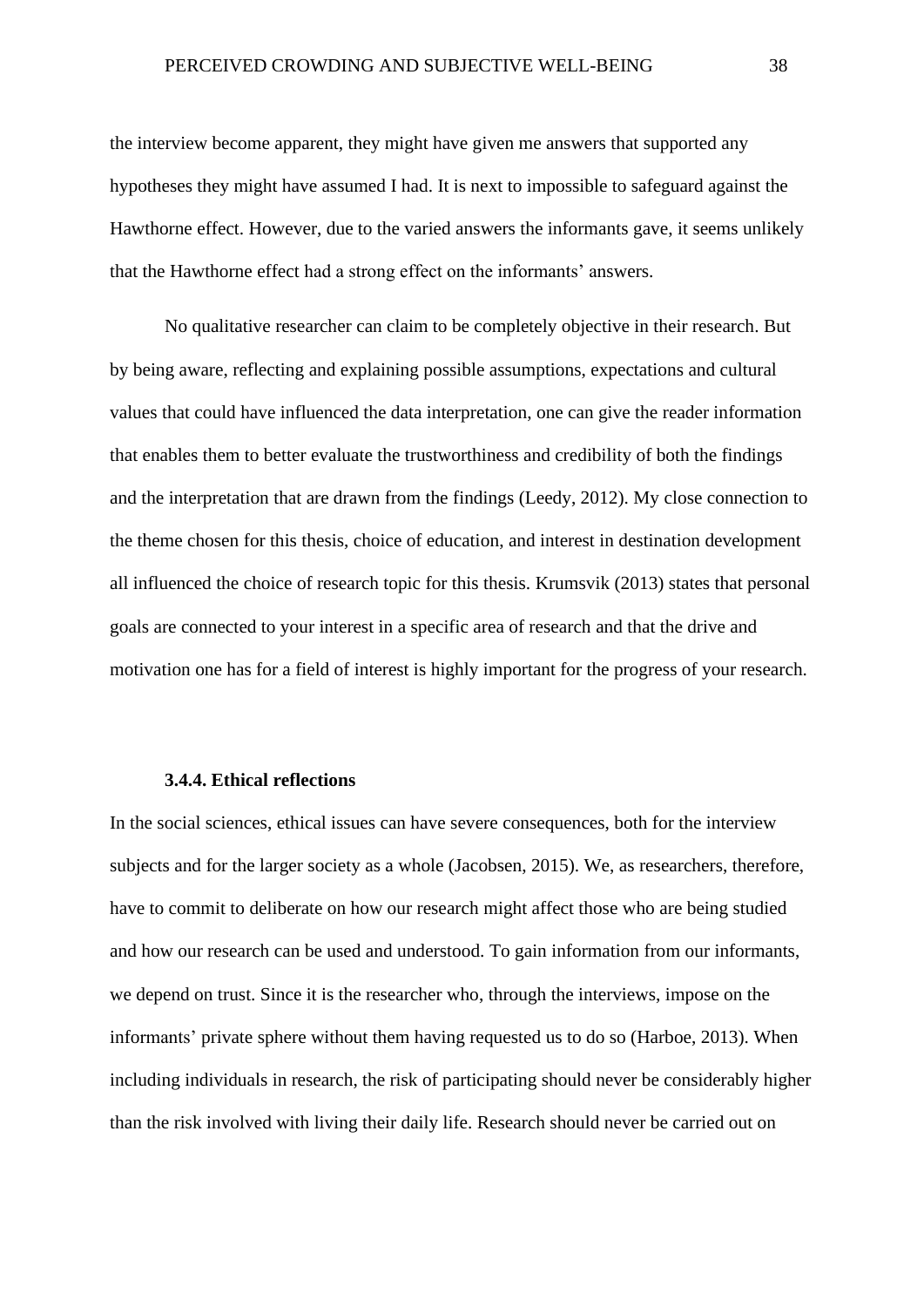the interview become apparent, they might have given me answers that supported any hypotheses they might have assumed I had. It is next to impossible to safeguard against the Hawthorne effect. However, due to the varied answers the informants gave, it seems unlikely that the Hawthorne effect had a strong effect on the informants' answers.

No qualitative researcher can claim to be completely objective in their research. But by being aware, reflecting and explaining possible assumptions, expectations and cultural values that could have influenced the data interpretation, one can give the reader information that enables them to better evaluate the trustworthiness and credibility of both the findings and the interpretation that are drawn from the findings (Leedy, 2012). My close connection to the theme chosen for this thesis, choice of education, and interest in destination development all influenced the choice of research topic for this thesis. Krumsvik (2013) states that personal goals are connected to your interest in a specific area of research and that the drive and motivation one has for a field of interest is highly important for the progress of your research.

#### 3.4.4. Ethical reflections

In the social sciences, ethical issues can have severe consequences, both for the interview subjects and for the larger society as a whole (Jacobsen, 2015). We, as researchers, therefore, have to commit to deliberate on how our research might affect those who are being studied and how our research can be used and understood. To gain information from our informants, we depend on trust. Since it is the researcher who, through the interviews, impose on the informants' private sphere without them having requested us to do so (Harboe, 2013). When including individuals in research, the risk of participating should never be considerably higher than the risk involved with living their daily life. Research should never be carried out on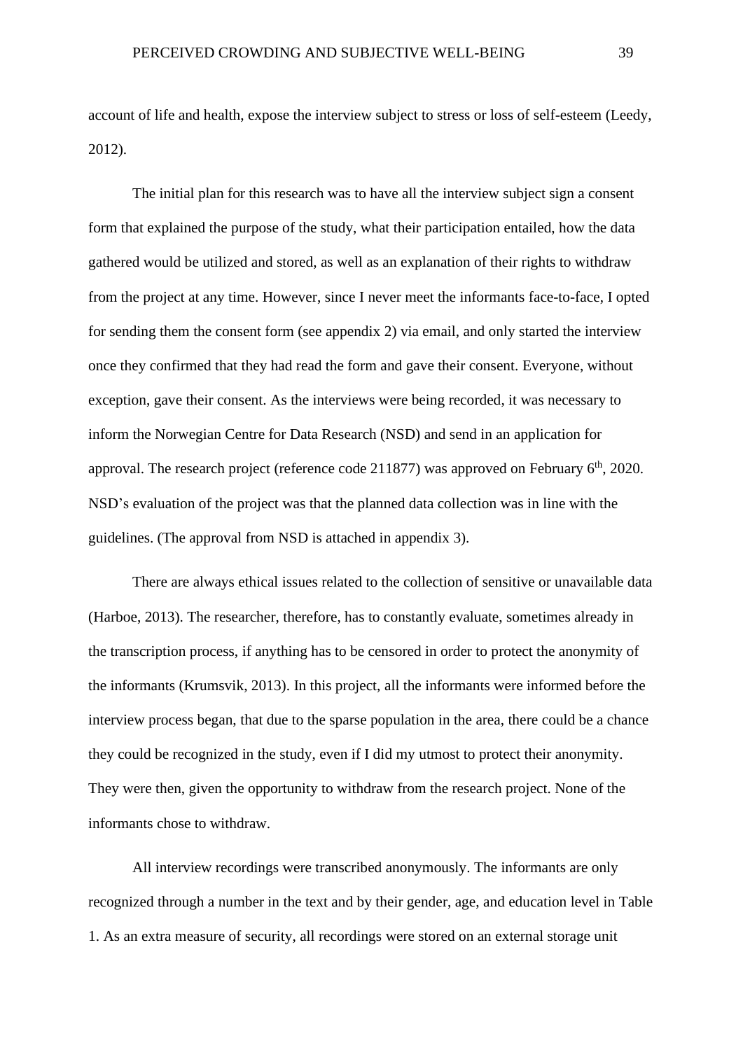account of life and health, expose the interview subject to stress or loss of self-esteem (Leedy, 2012).

The initial plan for this research was to have all the interview subject sign a consent form that explained the purpose of the study, what their participation entailed, how the data gathered would be utilized and stored, as well as an explanation of their rights to withdraw from the project at any time. However, since I never meet the informants face-to-face, I opted for sending them the consent form (see appendix 2) via email, and only started the interview once they confirmed that they had read the form and gave their consent. Everyone, without exception, gave their consent. As the interviews were being recorded, it was necessary to inform the Norwegian Centre for Data Research (NSD) and send in an application for approval. The research project (reference code 211877) was approved on February 6th, 2020. NSD's evaluation of the project was that the planned data collection was in line with the guidelines. (The approval from NSD is attached in appendix 3).

There are always ethical issues related to the collection of sensitive or unavailable data (Harboe, 2013). The researcher, therefore, has to constantly evaluate, sometimes already in the transcription process, if anything has to be censored in order to protect the anonymity of the informants (Krumsvik, 2013). In this project, all the informants were informed before the interview process began, that due to the sparse population in the area, there could be a chance they could be recognized in the study, even if I did my utmost to protect their anonymity. They were then, given the opportunity to withdraw from the research project. None of the informants chose to withdraw.

All interview recordings were transcribed anonymously. The informants are only recognized through a number in the text and by their gender, age, and education level in Table 1. As an extra measure of security, all recordings were stored on an external storage unit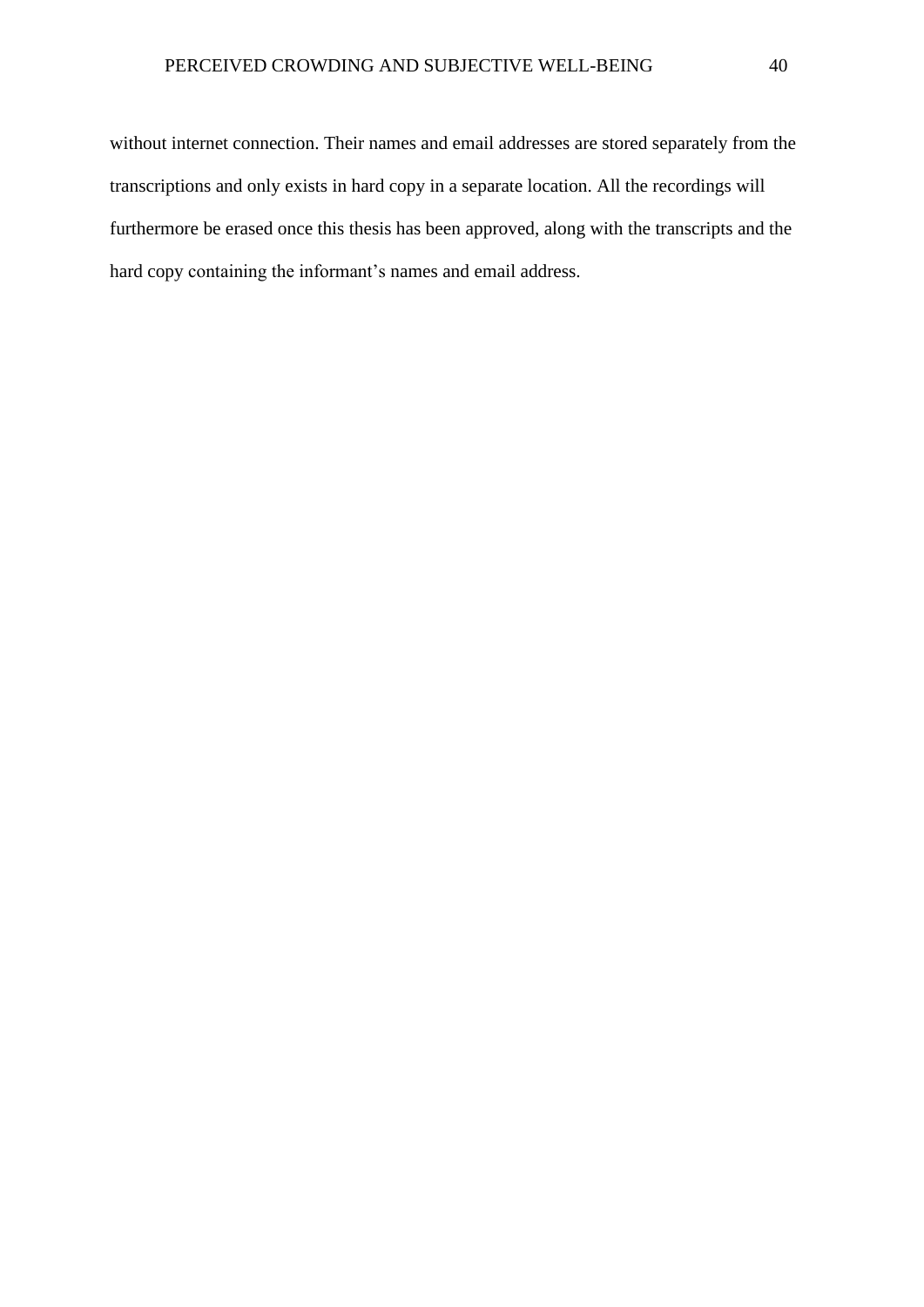without internet connection. Their names and email addresses are stored separately from the transcriptions and only exists in hard copy in a separate location. All the recordings will furthermore be erased once this thesis has been approved, along with the transcripts and the hard copy containing the informant's names and email address.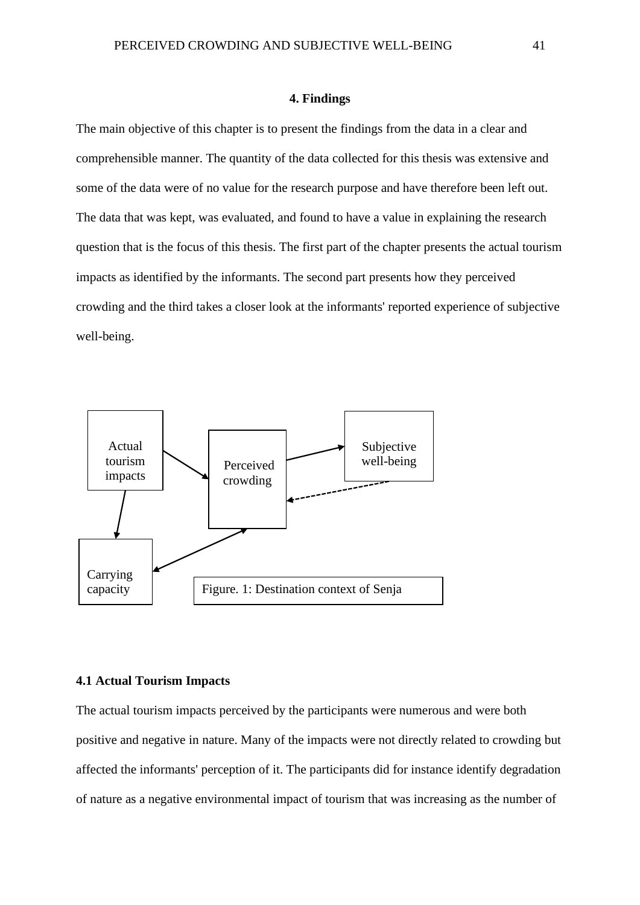## 4. Findings

The main objective of this chapter is to present the findings from the data in a clear and comprehensible manner. The quantity of the data collected for this thesis was extensive and some of the data were of no value for the research purpose and have therefore been left out. The data that was kept, was evaluated, and found to have a value in explaining the research question that is the focus of this thesis. The first part of the chapter presents the actual tourism impacts as identified by the informants. The second part presents how they perceived crowding and the third takes a closer look at the informants' reported experience of subjective well-being.

Actual tourism impacts

Perceived crowding

Subjective well-being

Carrying capacity

Figure. 1: Destination context of Senja

### 4.1 Actual Tourism Impacts

The actual tourism impacts perceived by the participants were numerous and were both positive and negative in nature. Many of the impacts were not directly related to crowding but affected the informants' perception of it. The participants did for instance identify degradation of nature as a negative environmental impact of tourism that was increasing as the number of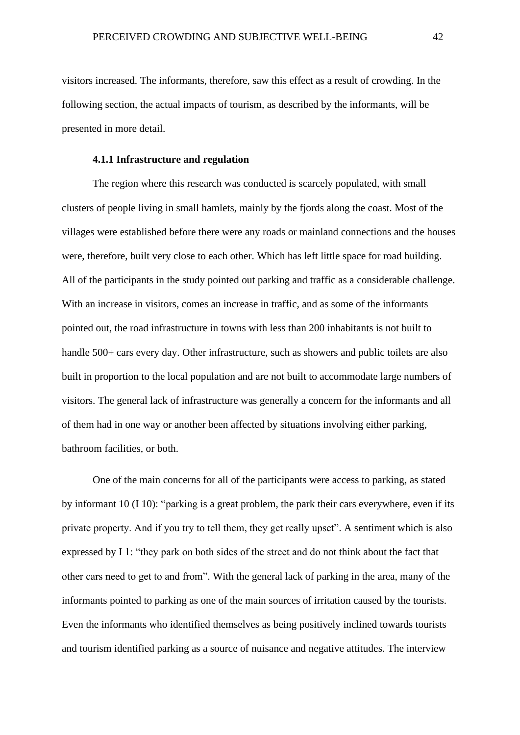visitors increased. The informants, therefore, saw this effect as a result of crowding. In the following section, the actual impacts of tourism, as described by the informants, will be presented in more detail.

### 4.1.1 Infrastructure and regulation

The region where this research was conducted is scarcely populated, with small clusters of people living in small hamlets, mainly by the fjords along the coast. Most of the villages were established before there were any roads or mainland connections and the houses were, therefore, built very close to each other. Which has left little space for road building. All of the participants in the study pointed out parking and traffic as a considerable challenge. With an increase in visitors, comes an increase in traffic, and as some of the informants pointed out, the road infrastructure in towns with less than 200 inhabitants is not built to handle 500+ cars every day. Other infrastructure, such as showers and public toilets are also built in proportion to the local population and are not built to accommodate large numbers of visitors. The general lack of infrastructure was generally a concern for the informants and all of them had in one way or another been affected by situations involving either parking, bathroom facilities, or both.

One of the main concerns for all of the participants were access to parking, as stated by informant 10 (I 10): "parking is a great problem, the park their cars everywhere, even if its private property. And if you try to tell them, they get really upset". A sentiment which is also expressed by I 1: "they park on both sides of the street and do not think about the fact that other cars need to get to and from". With the general lack of parking in the area, many of the informants pointed to parking as one of the main sources of irritation caused by the tourists. Even the informants who identified themselves as being positively inclined towards tourists and tourism identified parking as a source of nuisance and negative attitudes. The interview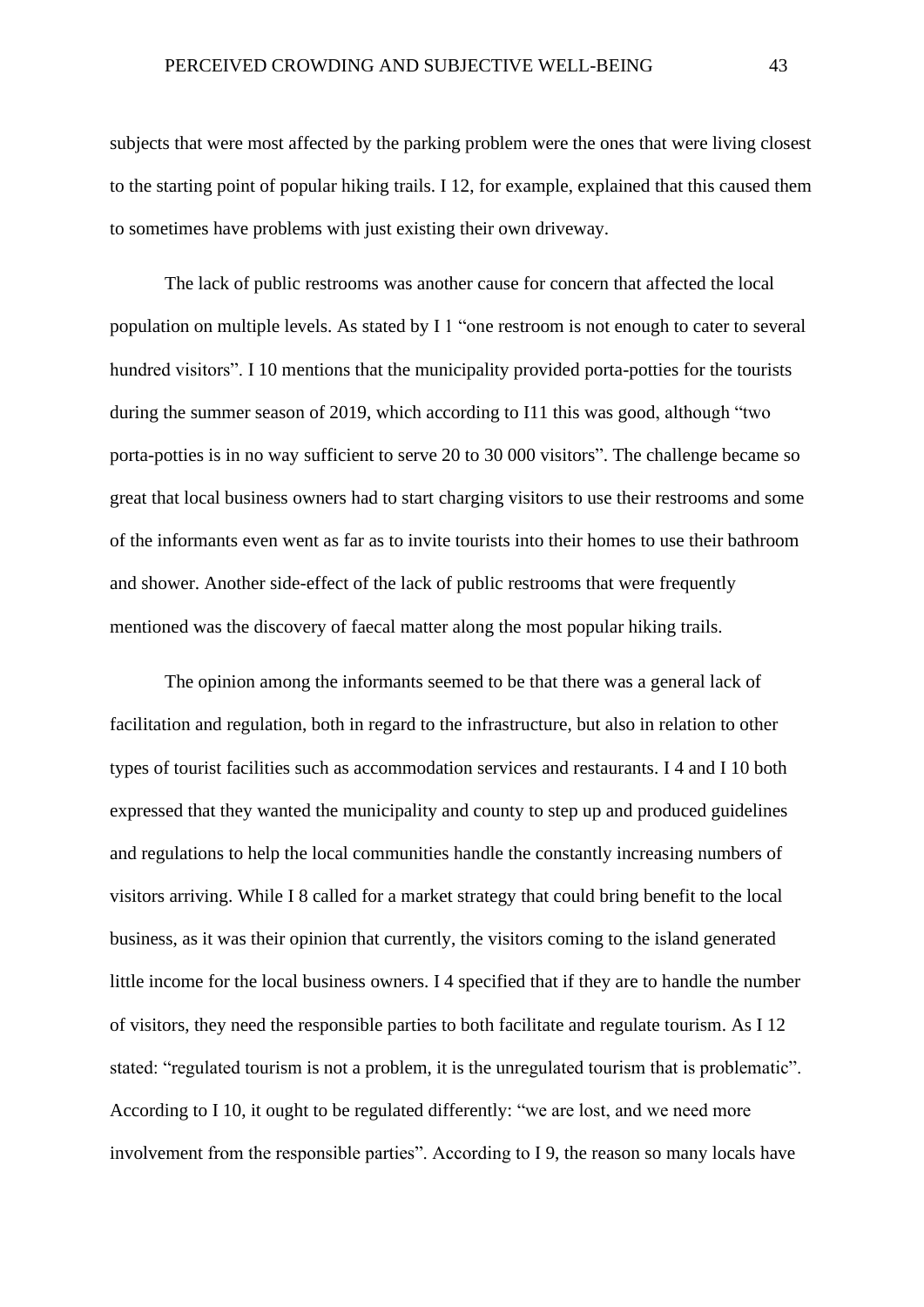subjects that were most affected by the parking problem were the ones that were living closest to the starting point of popular hiking trails. I 12, for example, explained that this caused them to sometimes have problems with just existing their own driveway.

The lack of public restrooms was another cause for concern that affected the local population on multiple levels. As stated by I 1 “one restroom is not enough to cater to several hundred visitors”. I 10 mentions that the municipality provided porta-potties for the tourists during the summer season of 2019, which according to I11 this was good, although “two porta-potties is in no way sufficient to serve 20 to 30 000 visitors”. The challenge became so great that local business owners had to start charging visitors to use their restrooms and some of the informants even went as far as to invite tourists into their homes to use their bathroom and shower. Another side-effect of the lack of public restrooms that were frequently mentioned was the discovery of faecal matter along the most popular hiking trails.

The opinion among the informants seemed to be that there was a general lack of facilitation and regulation, both in regard to the infrastructure, but also in relation to other types of tourist facilities such as accommodation services and restaurants. I 4 and I 10 both expressed that they wanted the municipality and county to step up and produced guidelines and regulations to help the local communities handle the constantly increasing numbers of visitors arriving. While I 8 called for a market strategy that could bring benefit to the local business, as it was their opinion that currently, the visitors coming to the island generated little income for the local business owners. I 4 specified that if they are to handle the number of visitors, they need the responsible parties to both facilitate and regulate tourism. As I 12 stated: “regulated tourism is not a problem, it is the unregulated tourism that is problematic”. According to I 10, it ought to be regulated differently: “we are lost, and we need more involvement from the responsible parties”. According to I 9, the reason so many locals have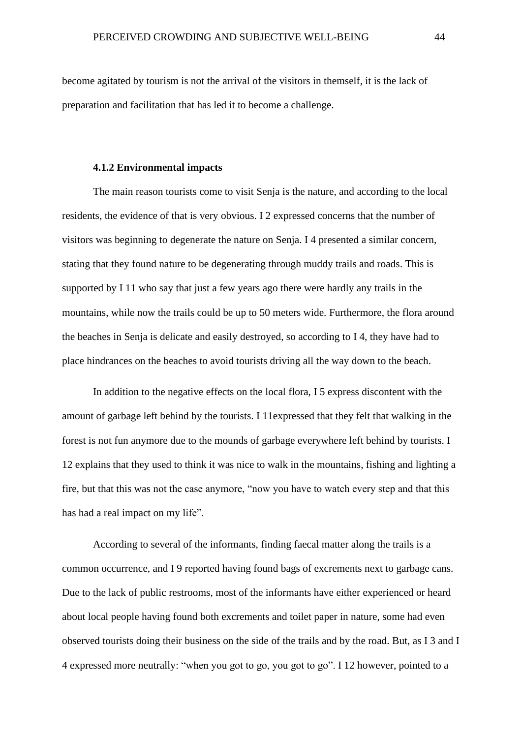become agitated by tourism is not the arrival of the visitors in themself, it is the lack of preparation and facilitation that has led it to become a challenge.

#### 4.1.2 Environmental impacts

The main reason tourists come to visit Senja is the nature, and according to the local residents, the evidence of that is very obvious. I 2 expressed concerns that the number of visitors was beginning to degenerate the nature on Senja. I 4 presented a similar concern, stating that they found nature to be degenerating through muddy trails and roads. This is supported by I 11 who say that just a few years ago there were hardly any trails in the mountains, while now the trails could be up to 50 meters wide. Furthermore, the flora around the beaches in Senja is delicate and easily destroyed, so according to I 4, they have had to place hindrances on the beaches to avoid tourists driving all the way down to the beach.

In addition to the negative effects on the local flora, I 5 express discontent with the amount of garbage left behind by the tourists. I 11expressed that they felt that walking in the forest is not fun anymore due to the mounds of garbage everywhere left behind by tourists. I 12 explains that they used to think it was nice to walk in the mountains, fishing and lighting a fire, but that this was not the case anymore, "now you have to watch every step and that this has had a real impact on my life".

According to several of the informants, finding faecal matter along the trails is a common occurrence, and I 9 reported having found bags of excrements next to garbage cans. Due to the lack of public restrooms, most of the informants have either experienced or heard about local people having found both excrements and toilet paper in nature, some had even observed tourists doing their business on the side of the trails and by the road. But, as I 3 and I 4 expressed more neutrally: "when you got to go, you got to go". I 12 however, pointed to a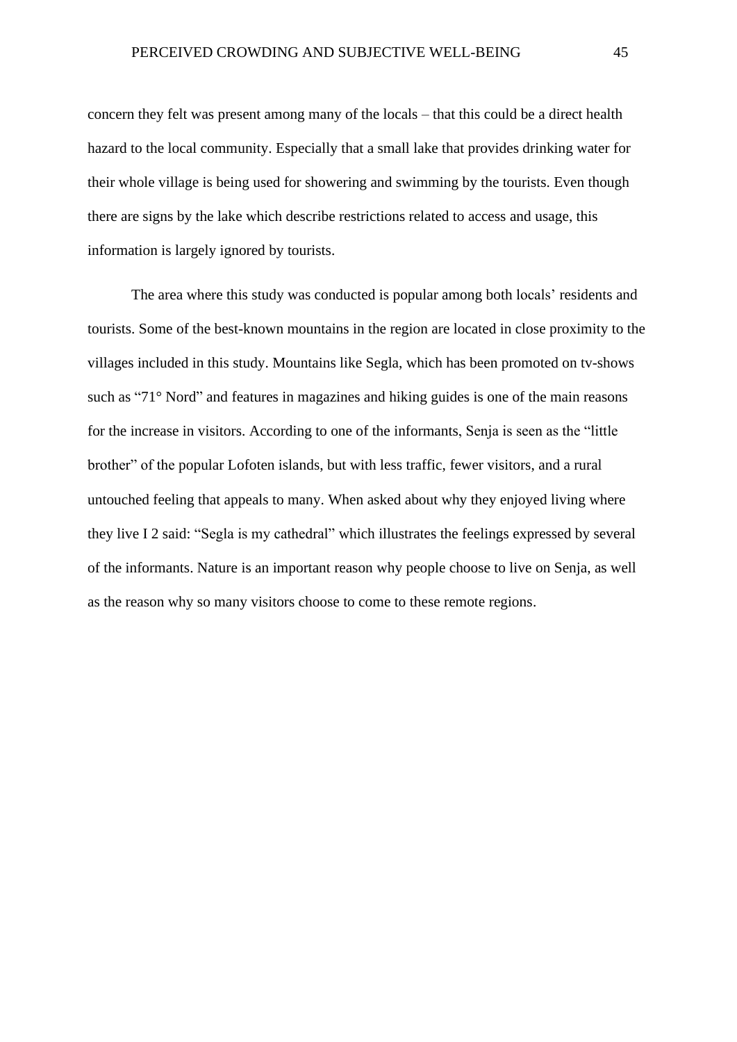concern they felt was present among many of the locals – that this could be a direct health hazard to the local community. Especially that a small lake that provides drinking water for their whole village is being used for showering and swimming by the tourists. Even though there are signs by the lake which describe restrictions related to access and usage, this information is largely ignored by tourists.

The area where this study was conducted is popular among both locals' residents and tourists. Some of the best-known mountains in the region are located in close proximity to the villages included in this study. Mountains like Segla, which has been promoted on tv-shows such as "71° Nord" and features in magazines and hiking guides is one of the main reasons for the increase in visitors. According to one of the informants, Senja is seen as the "little brother" of the popular Lofoten islands, but with less traffic, fewer visitors, and a rural untouched feeling that appeals to many. When asked about why they enjoyed living where they live I 2 said: "Segla is my cathedral" which illustrates the feelings expressed by several of the informants. Nature is an important reason why people choose to live on Senja, as well as the reason why so many visitors choose to come to these remote regions.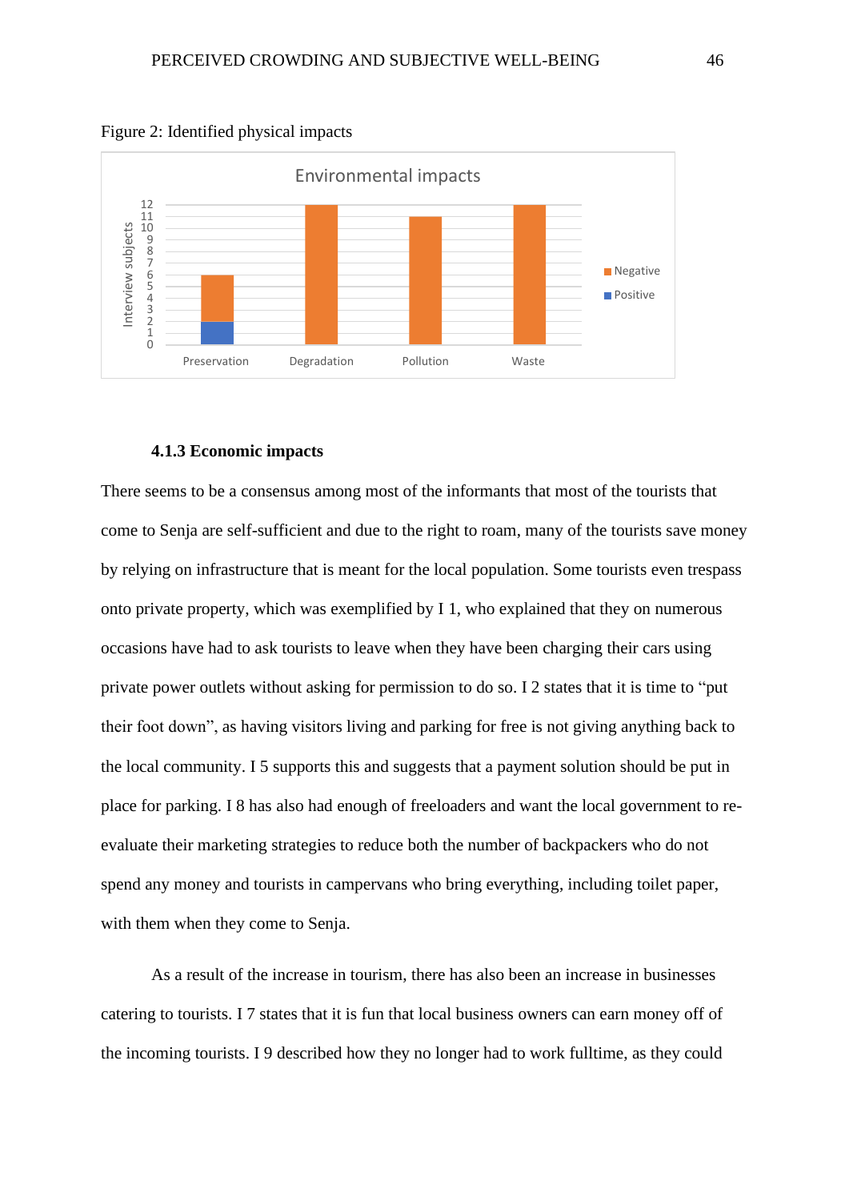Figure 2: Identified physical impacts

#### 4.1.3 Economic impacts

There seems to be a consensus among most of the informants that most of the tourists that come to Senja are self-sufficient and due to the right to roam, many of the tourists save money by relying on infrastructure that is meant for the local population. Some tourists even trespass onto private property, which was exemplified by I 1, who explained that they on numerous occasions have had to ask tourists to leave when they have been charging their cars using private power outlets without asking for permission to do so. I 2 states that it is time to “put their foot down”, as having visitors living and parking for free is not giving anything back to the local community. I 5 supports this and suggests that a payment solution should be put in place for parking. I 8 has also had enough of freeloaders and want the local government to re-evaluate their marketing strategies to reduce both the number of backpackers who do not spend any money and tourists in campervans who bring everything, including toilet paper, with them when they come to Senja.

As a result of the increase in tourism, there has also been an increase in businesses catering to tourists. I 7 states that it is fun that local business owners can earn money off of the incoming tourists. I 9 described how they no longer had to work fulltime, as they could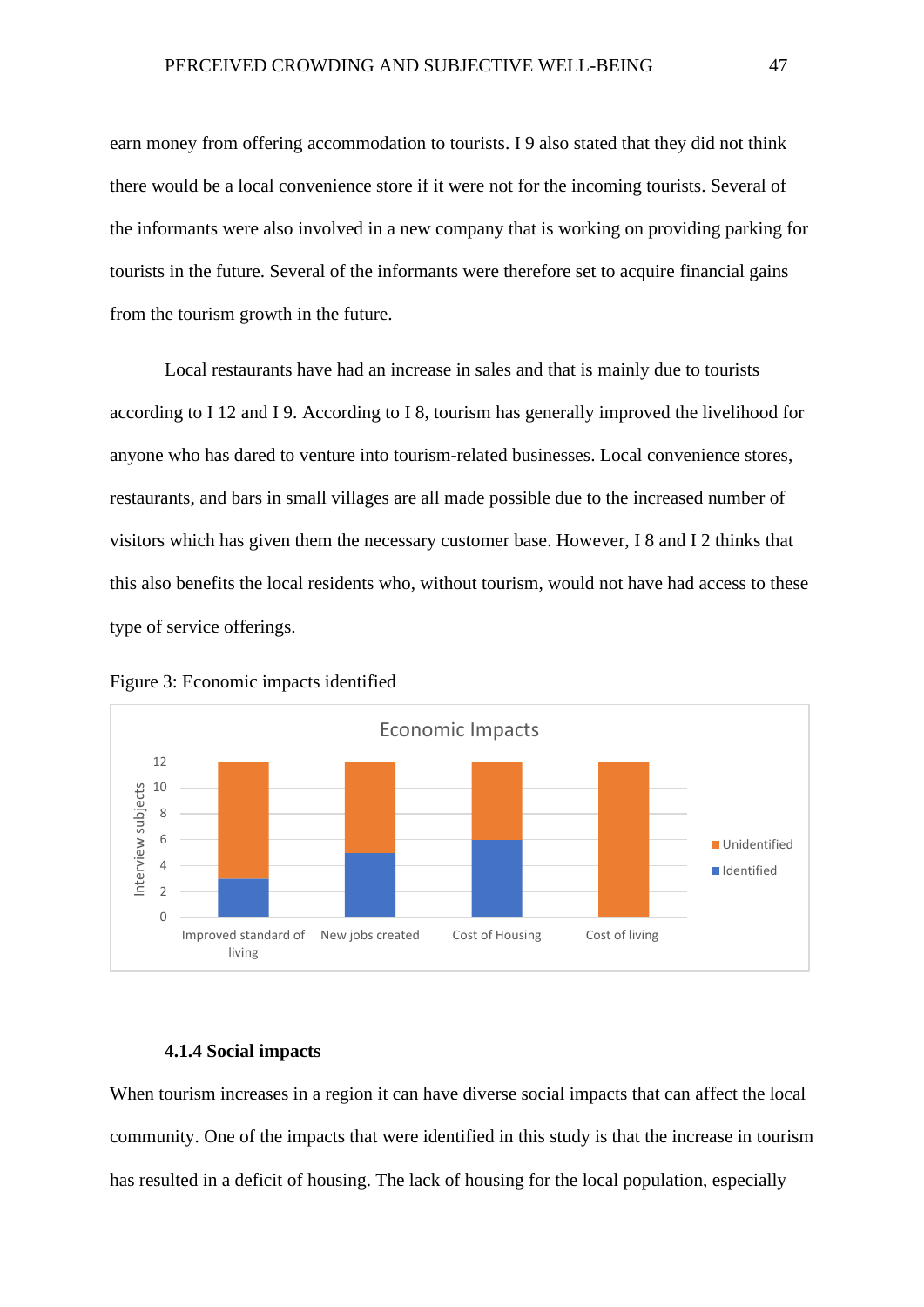earn money from offering accommodation to tourists. I 9 also stated that they did not think there would be a local convenience store if it were not for the incoming tourists. Several of the informants were also involved in a new company that is working on providing parking for tourists in the future. Several of the informants were therefore set to acquire financial gains from the tourism growth in the future.

Local restaurants have had an increase in sales and that is mainly due to tourists according to I 12 and I 9. According to I 8, tourism has generally improved the livelihood for anyone who has dared to venture into tourism-related businesses. Local convenience stores, restaurants, and bars in small villages are all made possible due to the increased number of visitors which has given them the necessary customer base. However, I 8 and I 2 thinks that this also benefits the local residents who, without tourism, would not have had access to these type of service offerings.

Figure 3: Economic impacts identified

### 4.1.4 Social impacts

When tourism increases in a region it can have diverse social impacts that can affect the local community. One of the impacts that were identified in this study is that the increase in tourism has resulted in a deficit of housing. The lack of housing for the local population, especially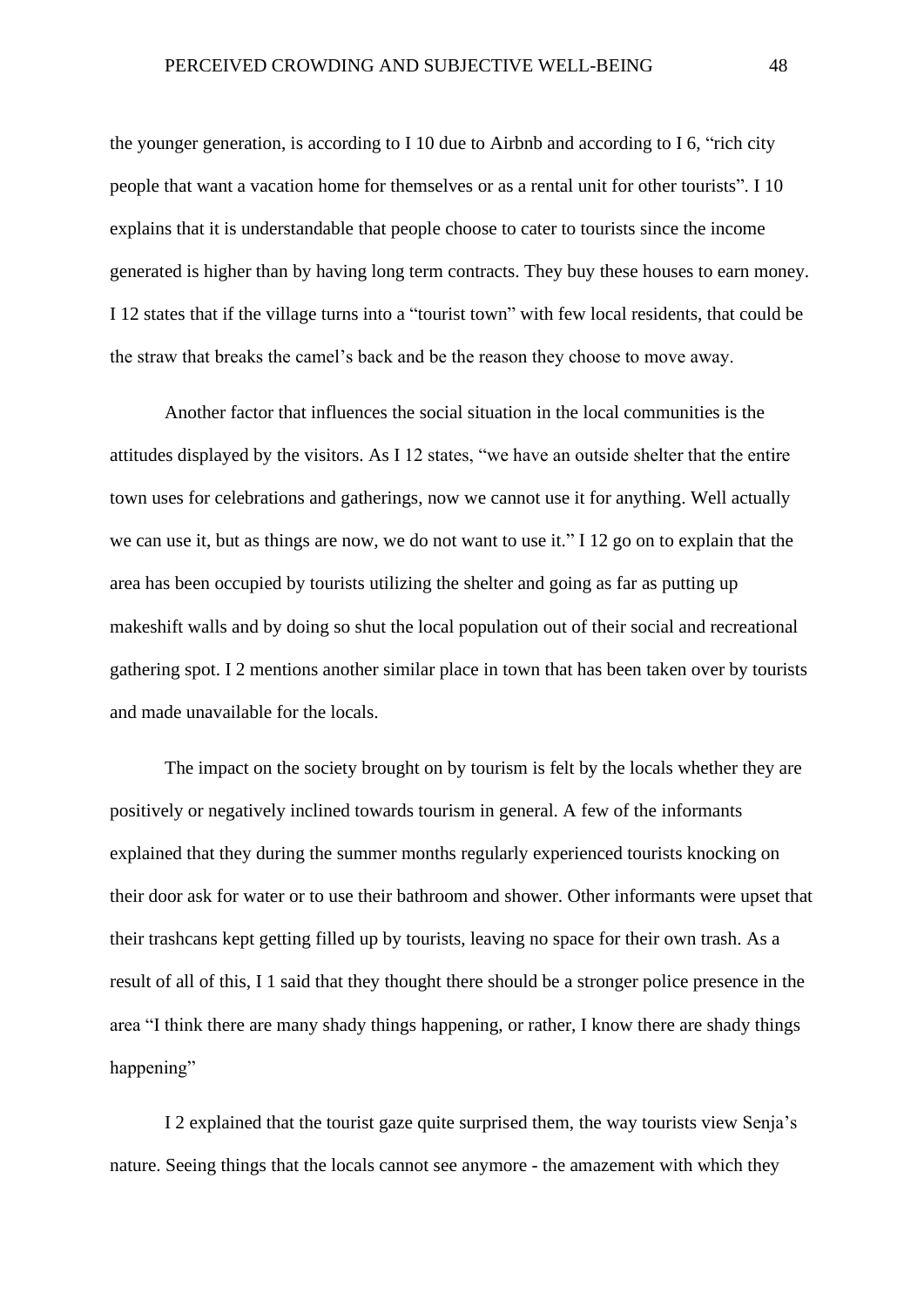the younger generation, is according to I 10 due to Airbnb and according to I 6, “rich city people that want a vacation home for themselves or as a rental unit for other tourists”. I 10 explains that it is understandable that people choose to cater to tourists since the income generated is higher than by having long term contracts. They buy these houses to earn money. I 12 states that if the village turns into a “tourist town” with few local residents, that could be the straw that breaks the camel’s back and be the reason they choose to move away.

Another factor that influences the social situation in the local communities is the attitudes displayed by the visitors. As I 12 states, “we have an outside shelter that the entire town uses for celebrations and gatherings, now we cannot use it for anything. Well actually we can use it, but as things are now, we do not want to use it.” I 12 go on to explain that the area has been occupied by tourists utilizing the shelter and going as far as putting up makeshift walls and by doing so shut the local population out of their social and recreational gathering spot. I 2 mentions another similar place in town that has been taken over by tourists and made unavailable for the locals.

The impact on the society brought on by tourism is felt by the locals whether they are positively or negatively inclined towards tourism in general. A few of the informants explained that they during the summer months regularly experienced tourists knocking on their door ask for water or to use their bathroom and shower. Other informants were upset that their trashcans kept getting filled up by tourists, leaving no space for their own trash. As a result of all of this, I 1 said that they thought there should be a stronger police presence in the area “I think there are many shady things happening, or rather, I know there are shady things happening”

I 2 explained that the tourist gaze quite surprised them, the way tourists view Senja’s nature. Seeing things that the locals cannot see anymore - the amazement with which they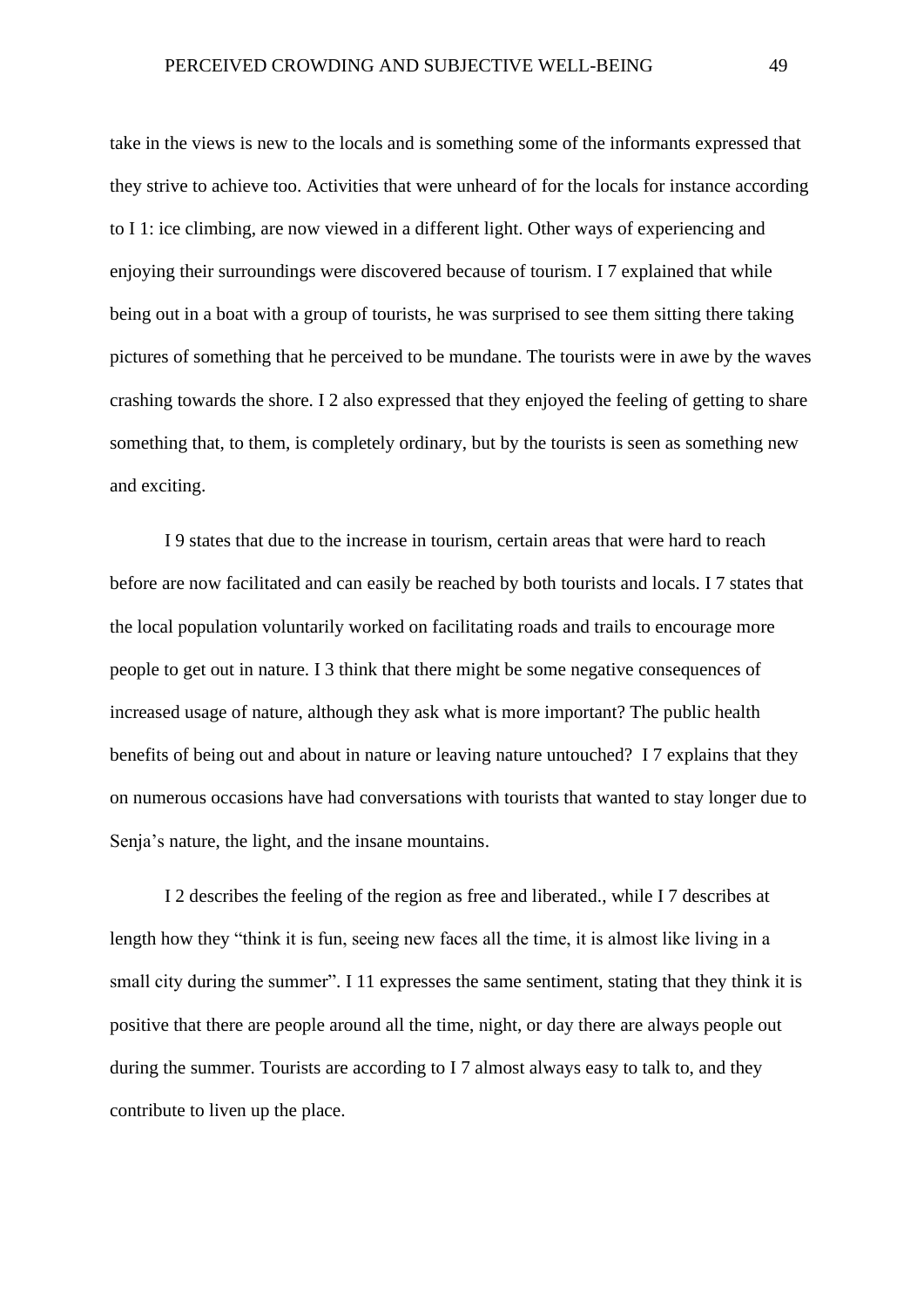take in the views is new to the locals and is something some of the informants expressed that they strive to achieve too. Activities that were unheard of for the locals for instance according to I 1: ice climbing, are now viewed in a different light. Other ways of experiencing and enjoying their surroundings were discovered because of tourism. I 7 explained that while being out in a boat with a group of tourists, he was surprised to see them sitting there taking pictures of something that he perceived to be mundane. The tourists were in awe by the waves crashing towards the shore. I 2 also expressed that they enjoyed the feeling of getting to share something that, to them, is completely ordinary, but by the tourists is seen as something new and exciting.

I 9 states that due to the increase in tourism, certain areas that were hard to reach before are now facilitated and can easily be reached by both tourists and locals. I 7 states that the local population voluntarily worked on facilitating roads and trails to encourage more people to get out in nature. I 3 think that there might be some negative consequences of increased usage of nature, although they ask what is more important? The public health benefits of being out and about in nature or leaving nature untouched? I 7 explains that they on numerous occasions have had conversations with tourists that wanted to stay longer due to Senja's nature, the light, and the insane mountains.

I 2 describes the feeling of the region as free and liberated., while I 7 describes at length how they "think it is fun, seeing new faces all the time, it is almost like living in a small city during the summer". I 11 expresses the same sentiment, stating that they think it is positive that there are people around all the time, night, or day there are always people out during the summer. Tourists are according to I 7 almost always easy to talk to, and they contribute to liven up the place.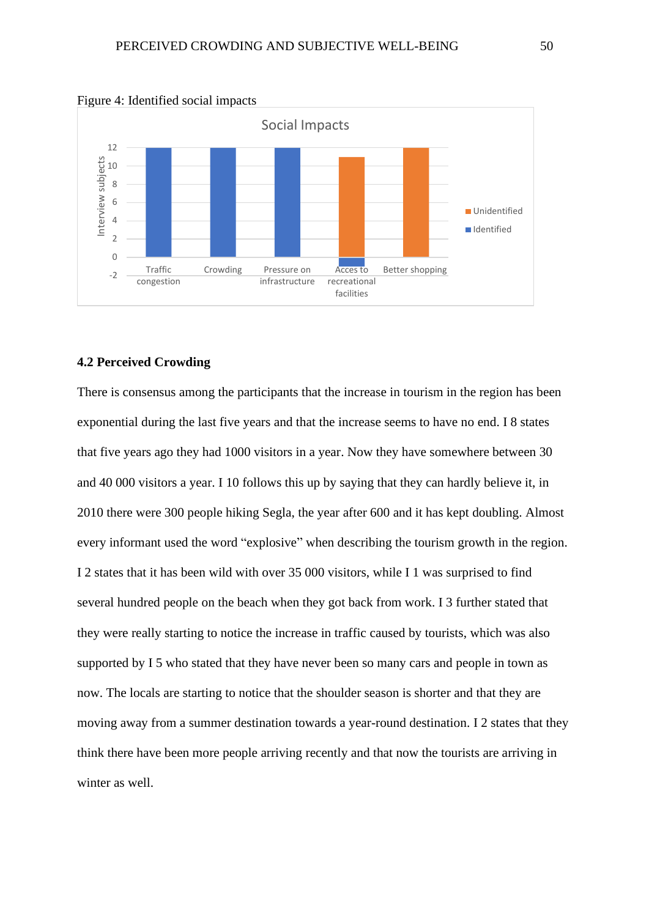Figure 4: Identified social impacts

### 4.2 Perceived Crowding

There is consensus among the participants that the increase in tourism in the region has been exponential during the last five years and that the increase seems to have no end. I 8 states that five years ago they had 1000 visitors in a year. Now they have somewhere between 30 and 40 000 visitors a year. I 10 follows this up by saying that they can hardly believe it, in 2010 there were 300 people hiking Segla, the year after 600 and it has kept doubling. Almost every informant used the word "explosive" when describing the tourism growth in the region. I 2 states that it has been wild with over 35 000 visitors, while I 1 was surprised to find several hundred people on the beach when they got back from work. I 3 further stated that they were really starting to notice the increase in traffic caused by tourists, which was also supported by I 5 who stated that they have never been so many cars and people in town as now. The locals are starting to notice that the shoulder season is shorter and that they are moving away from a summer destination towards a year-round destination. I 2 states that they think there have been more people arriving recently and that now the tourists are arriving in winter as well.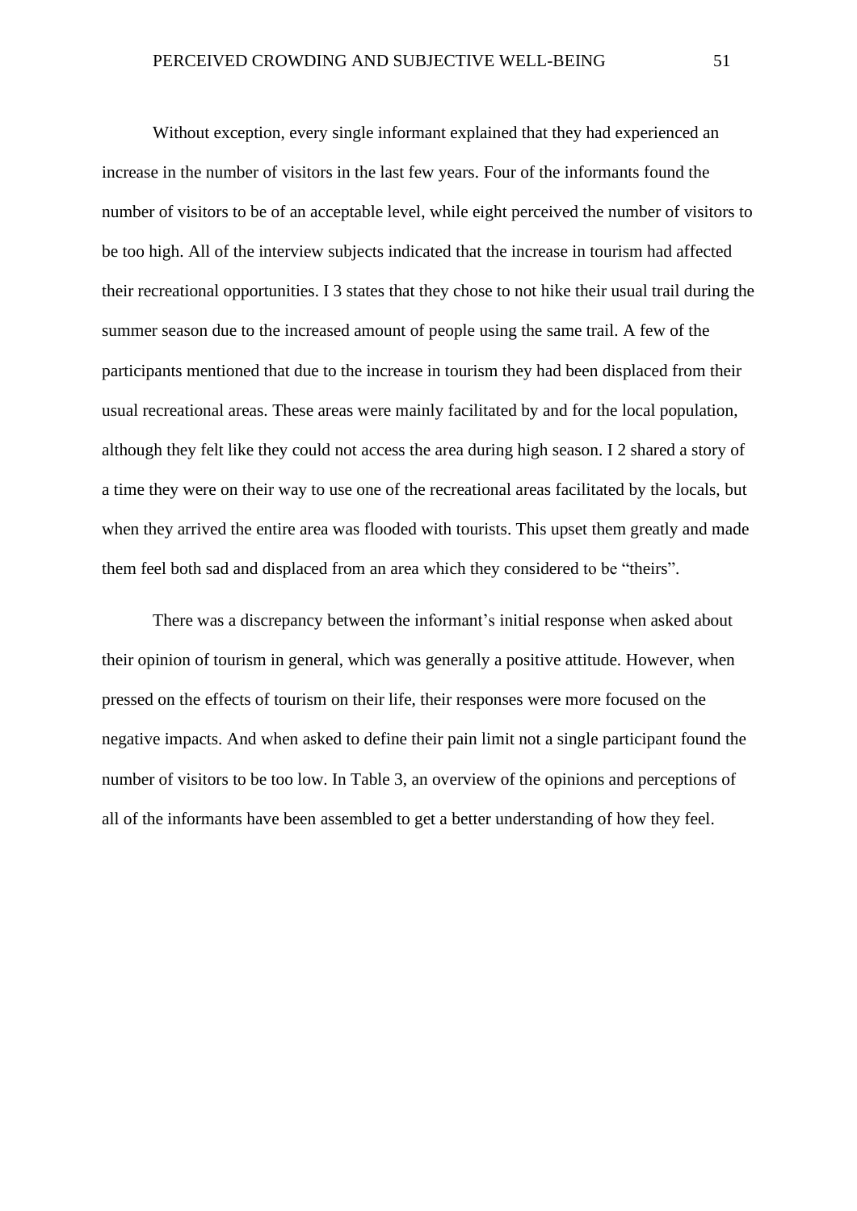Without exception, every single informant explained that they had experienced an increase in the number of visitors in the last few years. Four of the informants found the number of visitors to be of an acceptable level, while eight perceived the number of visitors to be too high. All of the interview subjects indicated that the increase in tourism had affected their recreational opportunities. I 3 states that they chose to not hike their usual trail during the summer season due to the increased amount of people using the same trail. A few of the participants mentioned that due to the increase in tourism they had been displaced from their usual recreational areas. These areas were mainly facilitated by and for the local population, although they felt like they could not access the area during high season. I 2 shared a story of a time they were on their way to use one of the recreational areas facilitated by the locals, but when they arrived the entire area was flooded with tourists. This upset them greatly and made them feel both sad and displaced from an area which they considered to be "theirs".

There was a discrepancy between the informant's initial response when asked about their opinion of tourism in general, which was generally a positive attitude. However, when pressed on the effects of tourism on their life, their responses were more focused on the negative impacts. And when asked to define their pain limit not a single participant found the number of visitors to be too low. In Table 3, an overview of the opinions and perceptions of all of the informants have been assembled to get a better understanding of how they feel.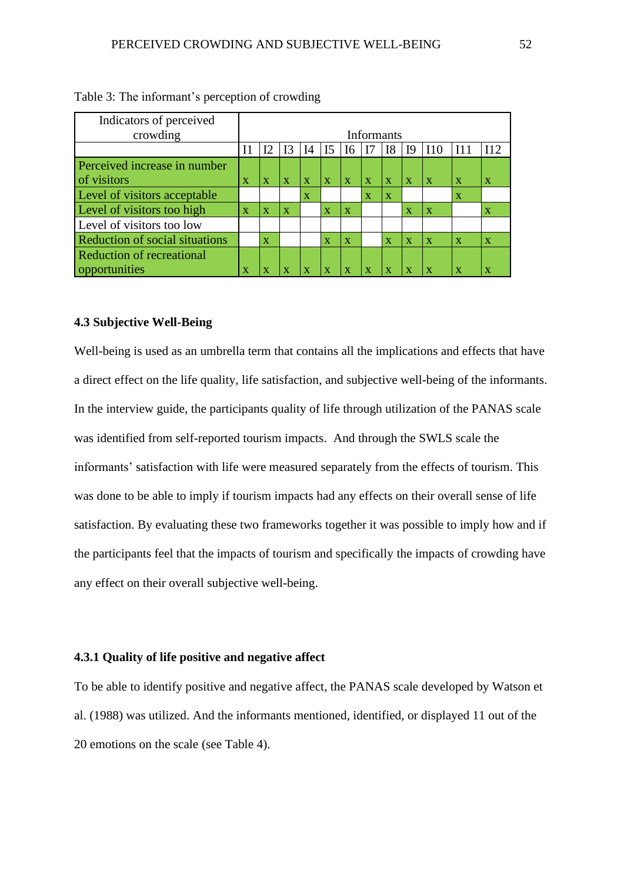Table 3: The informant's perception of crowding

| Indicators of perceived crowding | Informants | | | | | | | | | | | |
|---|---|---|---|---|---|---|---|---|---|---|---|---|
| | I1 | I2 | I3 | I4 | I5 | I6 | I7 | I8 | I9 | I10 | I11 | I12 |
| Perceived increase in number of visitors | x | x | x | x | x | x | x | x | x | x | x | x |
| Level of visitors acceptable | | | | x | | | x | x | | | x | |
| Level of visitors too high | x | x | x | | x | x | | | x | x | | x |
| Level of visitors too low | | | | | | | | | | | | |
| Reduction of social situations | | x | | | x | x | | x | x | x | x | x |
| Reduction of recreational opportunities | x | x | x | x | x | x | x | x | x | x | x | x |

### 4.3 Subjective Well-Being

Well-being is used as an umbrella term that contains all the implications and effects that have a direct effect on the life quality, life satisfaction, and subjective well-being of the informants. In the interview guide, the participants quality of life through utilization of the PANAS scale was identified from self-reported tourism impacts. And through the SWLS scale the informants' satisfaction with life were measured separately from the effects of tourism. This was done to be able to imply if tourism impacts had any effects on their overall sense of life satisfaction. By evaluating these two frameworks together it was possible to imply how and if the participants feel that the impacts of tourism and specifically the impacts of crowding have any effect on their overall subjective well-being.

#### 4.3.1 Quality of life positive and negative affect

To be able to identify positive and negative affect, the PANAS scale developed by Watson et al. (1988) was utilized. And the informants mentioned, identified, or displayed 11 out of the 20 emotions on the scale (see Table 4).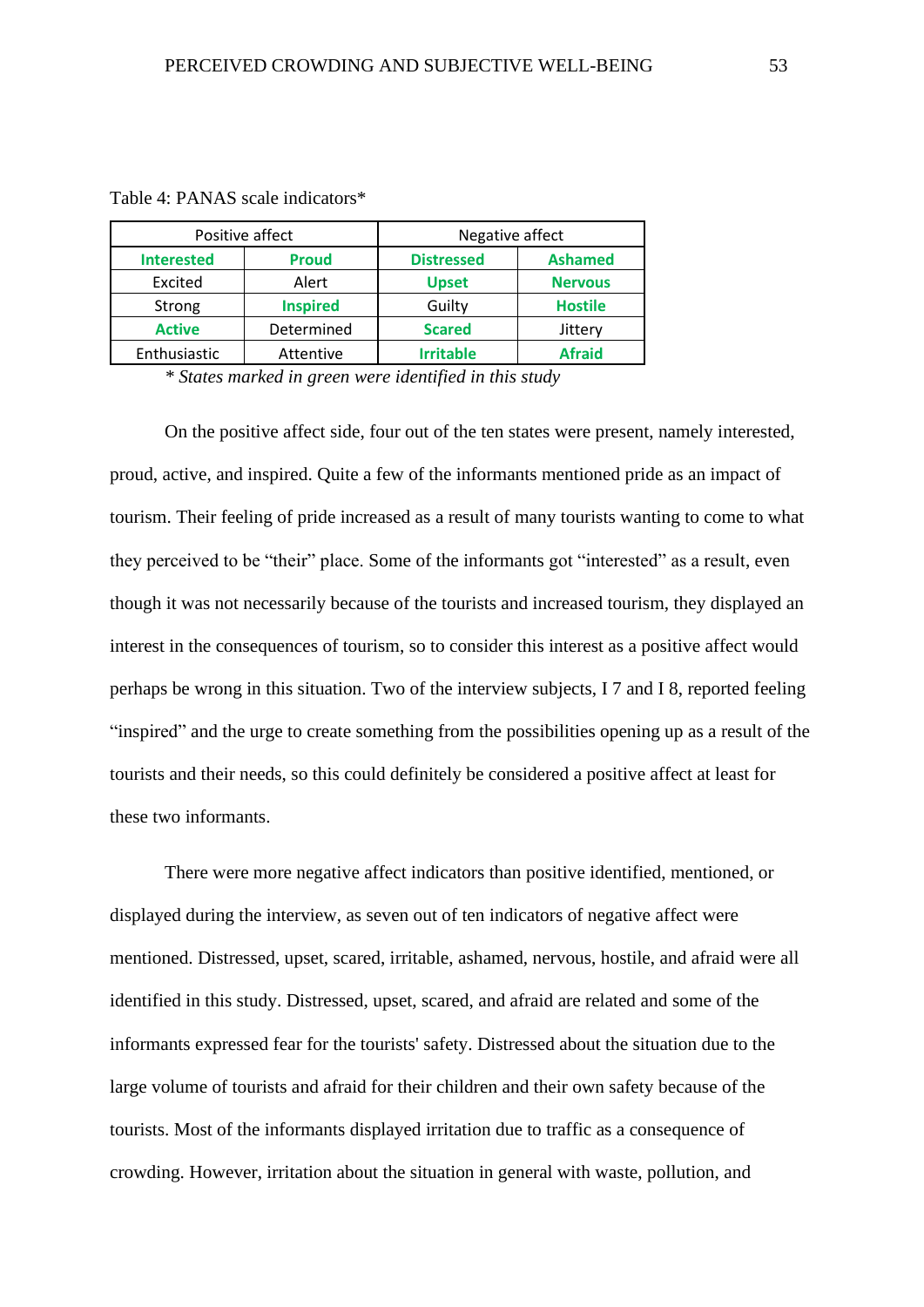Table 4: PANAS scale indicators*

| Positive affect | | Negative affect | |
|---|---|---|---|
| **Interested** | **Proud** | **Distressed** | **Ashamed** |
| Excited | Alert | **Upset** | **Nervous** |
| Strong | **Inspired** | Guilty | **Hostile** |
| **Active** | Determined | **Scared** | Jittery |
| Enthusiastic | Attentive | **Irritable** | **Afraid** |

*\* States marked in green were identified in this study*

On the positive affect side, four out of the ten states were present, namely interested, proud, active, and inspired. Quite a few of the informants mentioned pride as an impact of tourism. Their feeling of pride increased as a result of many tourists wanting to come to what they perceived to be "their" place. Some of the informants got "interested" as a result, even though it was not necessarily because of the tourists and increased tourism, they displayed an interest in the consequences of tourism, so to consider this interest as a positive affect would perhaps be wrong in this situation. Two of the interview subjects, I 7 and I 8, reported feeling "inspired" and the urge to create something from the possibilities opening up as a result of the tourists and their needs, so this could definitely be considered a positive affect at least for these two informants.

There were more negative affect indicators than positive identified, mentioned, or displayed during the interview, as seven out of ten indicators of negative affect were mentioned. Distressed, upset, scared, irritable, ashamed, nervous, hostile, and afraid were all identified in this study. Distressed, upset, scared, and afraid are related and some of the informants expressed fear for the tourists' safety. Distressed about the situation due to the large volume of tourists and afraid for their children and their own safety because of the tourists. Most of the informants displayed irritation due to traffic as a consequence of crowding. However, irritation about the situation in general with waste, pollution, and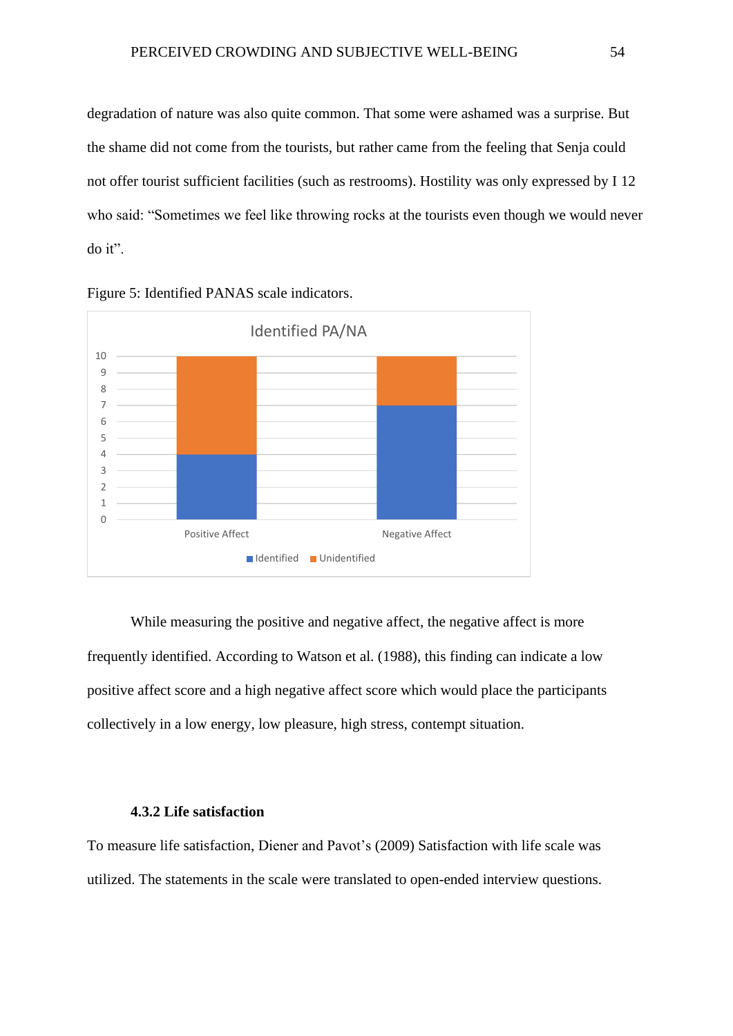degradation of nature was also quite common. That some were ashamed was a surprise. But the shame did not come from the tourists, but rather came from the feeling that Senja could not offer tourist sufficient facilities (such as restrooms). Hostility was only expressed by I 12 who said: “Sometimes we feel like throwing rocks at the tourists even though we would never do it”.

Figure 5: Identified PANAS scale indicators.

While measuring the positive and negative affect, the negative affect is more frequently identified. According to Watson et al. (1988), this finding can indicate a low positive affect score and a high negative affect score which would place the participants collectively in a low energy, low pleasure, high stress, contempt situation.

### 4.3.2 Life satisfaction

To measure life satisfaction, Diener and Pavot’s (2009) Satisfaction with life scale was utilized. The statements in the scale were translated to open-ended interview questions.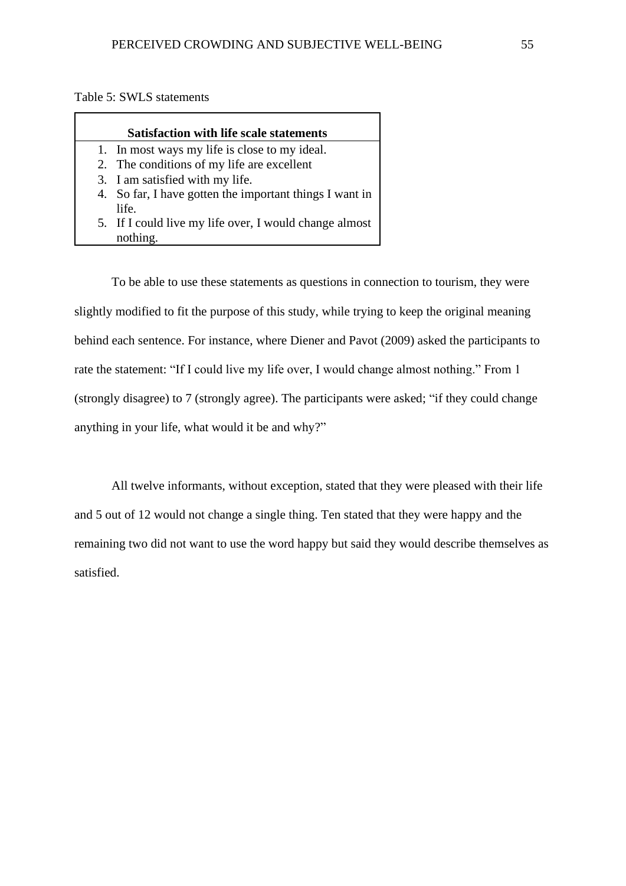Table 5: SWLS statements

| Satisfaction with life scale statements |
|---|
| 1. In most ways my life is close to my ideal. |
| 2. The conditions of my life are excellent |
| 3. I am satisfied with my life. |
| 4. So far, I have gotten the important things I want in life. |
| 5. If I could live my life over, I would change almost nothing. |

To be able to use these statements as questions in connection to tourism, they were slightly modified to fit the purpose of this study, while trying to keep the original meaning behind each sentence. For instance, where Diener and Pavot (2009) asked the participants to rate the statement: "If I could live my life over, I would change almost nothing." From 1 (strongly disagree) to 7 (strongly agree). The participants were asked; "if they could change anything in your life, what would it be and why?"

All twelve informants, without exception, stated that they were pleased with their life and 5 out of 12 would not change a single thing. Ten stated that they were happy and the remaining two did not want to use the word happy but said they would describe themselves as satisfied.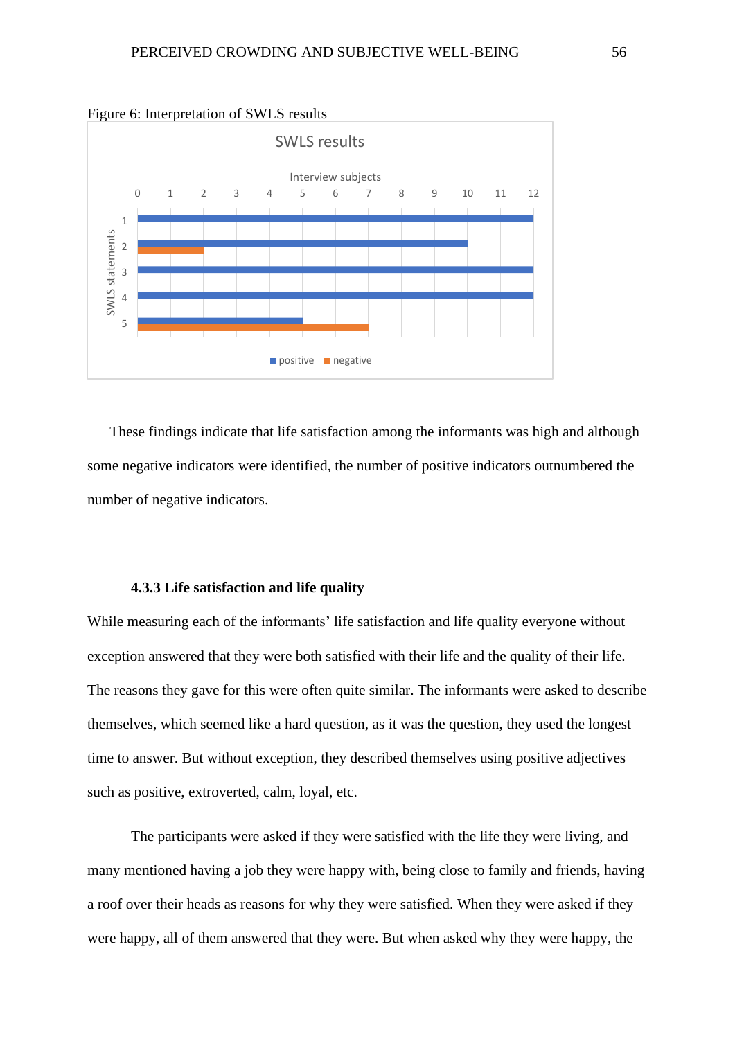Figure 6: Interpretation of SWLS results

These findings indicate that life satisfaction among the informants was high and although some negative indicators were identified, the number of positive indicators outnumbered the number of negative indicators.

#### 4.3.3 Life satisfaction and life quality

While measuring each of the informants' life satisfaction and life quality everyone without exception answered that they were both satisfied with their life and the quality of their life. The reasons they gave for this were often quite similar. The informants were asked to describe themselves, which seemed like a hard question, as it was the question, they used the longest time to answer. But without exception, they described themselves using positive adjectives such as positive, extroverted, calm, loyal, etc.

The participants were asked if they were satisfied with the life they were living, and many mentioned having a job they were happy with, being close to family and friends, having a roof over their heads as reasons for why they were satisfied. When they were asked if they were happy, all of them answered that they were. But when asked why they were happy, the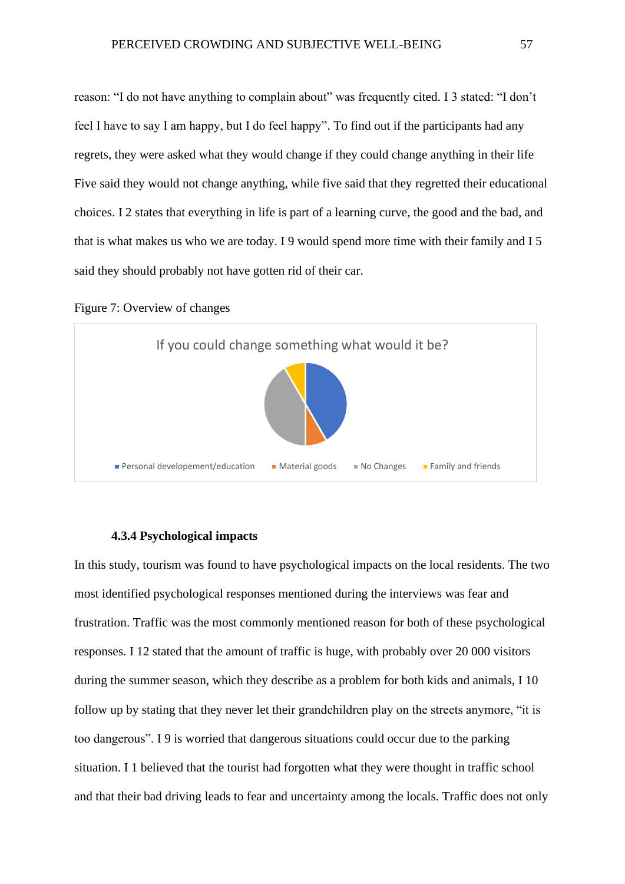reason: "I do not have anything to complain about" was frequently cited. I 3 stated: "I don't feel I have to say I am happy, but I do feel happy". To find out if the participants had any regrets, they were asked what they would change if they could change anything in their life Five said they would not change anything, while five said that they regretted their educational choices. I 2 states that everything in life is part of a learning curve, the good and the bad, and that is what makes us who we are today. I 9 would spend more time with their family and I 5 said they should probably not have gotten rid of their car.

Figure 7: Overview of changes

If you could change something what would it be?

■ Personal developement/education ■ Material goods ■ No Changes ■ Family and friends

#### 4.3.4 Psychological impacts

In this study, tourism was found to have psychological impacts on the local residents. The two most identified psychological responses mentioned during the interviews was fear and frustration. Traffic was the most commonly mentioned reason for both of these psychological responses. I 12 stated that the amount of traffic is huge, with probably over 20 000 visitors during the summer season, which they describe as a problem for both kids and animals, I 10 follow up by stating that they never let their grandchildren play on the streets anymore, "it is too dangerous". I 9 is worried that dangerous situations could occur due to the parking situation. I 1 believed that the tourist had forgotten what they were thought in traffic school and that their bad driving leads to fear and uncertainty among the locals. Traffic does not only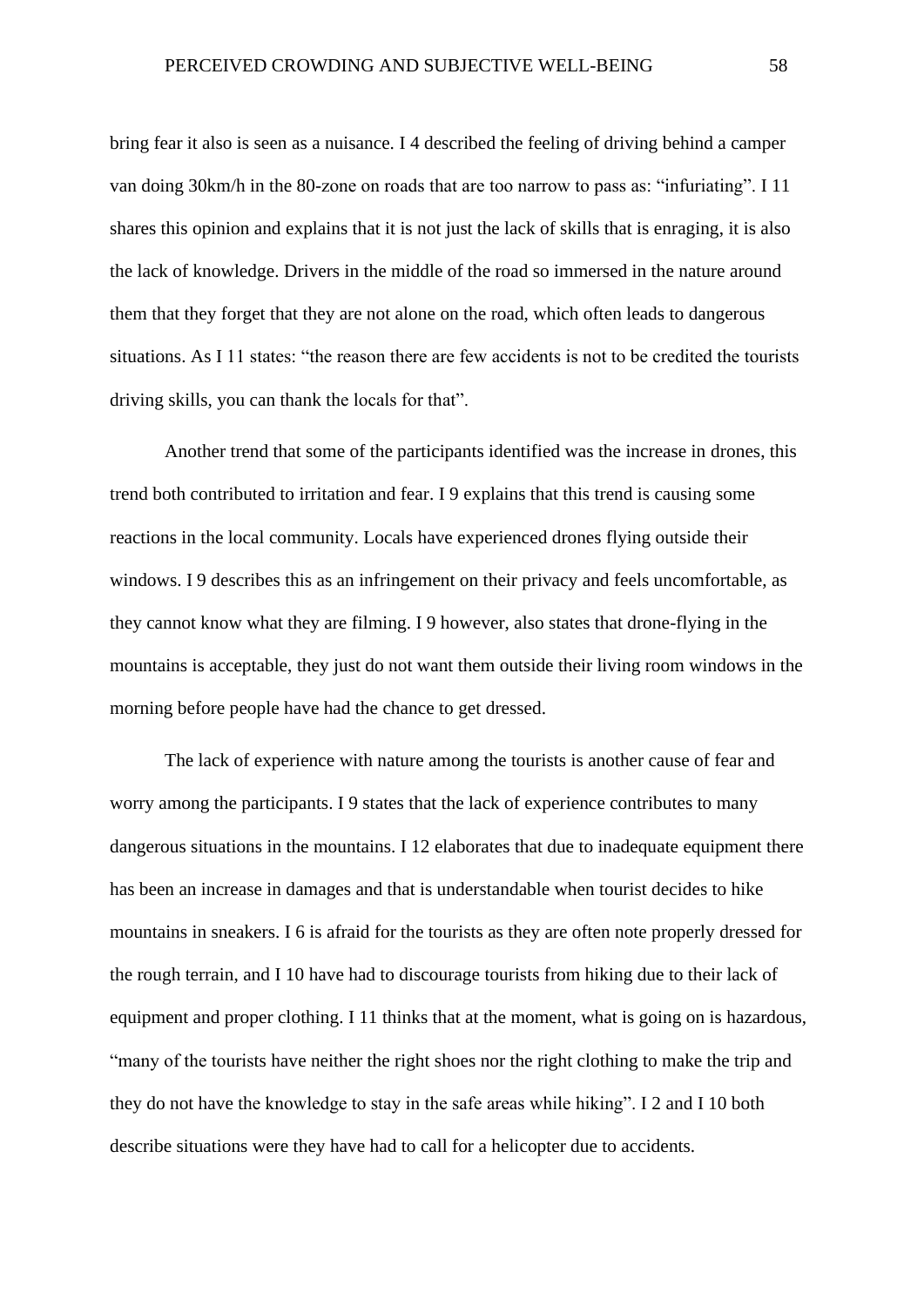bring fear it also is seen as a nuisance. I 4 described the feeling of driving behind a camper van doing 30km/h in the 80-zone on roads that are too narrow to pass as: "infuriating". I 11 shares this opinion and explains that it is not just the lack of skills that is enraging, it is also the lack of knowledge. Drivers in the middle of the road so immersed in the nature around them that they forget that they are not alone on the road, which often leads to dangerous situations. As I 11 states: "the reason there are few accidents is not to be credited the tourists driving skills, you can thank the locals for that".

Another trend that some of the participants identified was the increase in drones, this trend both contributed to irritation and fear. I 9 explains that this trend is causing some reactions in the local community. Locals have experienced drones flying outside their windows. I 9 describes this as an infringement on their privacy and feels uncomfortable, as they cannot know what they are filming. I 9 however, also states that drone-flying in the mountains is acceptable, they just do not want them outside their living room windows in the morning before people have had the chance to get dressed.

The lack of experience with nature among the tourists is another cause of fear and worry among the participants. I 9 states that the lack of experience contributes to many dangerous situations in the mountains. I 12 elaborates that due to inadequate equipment there has been an increase in damages and that is understandable when tourist decides to hike mountains in sneakers. I 6 is afraid for the tourists as they are often note properly dressed for the rough terrain, and I 10 have had to discourage tourists from hiking due to their lack of equipment and proper clothing. I 11 thinks that at the moment, what is going on is hazardous, "many of the tourists have neither the right shoes nor the right clothing to make the trip and they do not have the knowledge to stay in the safe areas while hiking". I 2 and I 10 both describe situations were they have had to call for a helicopter due to accidents.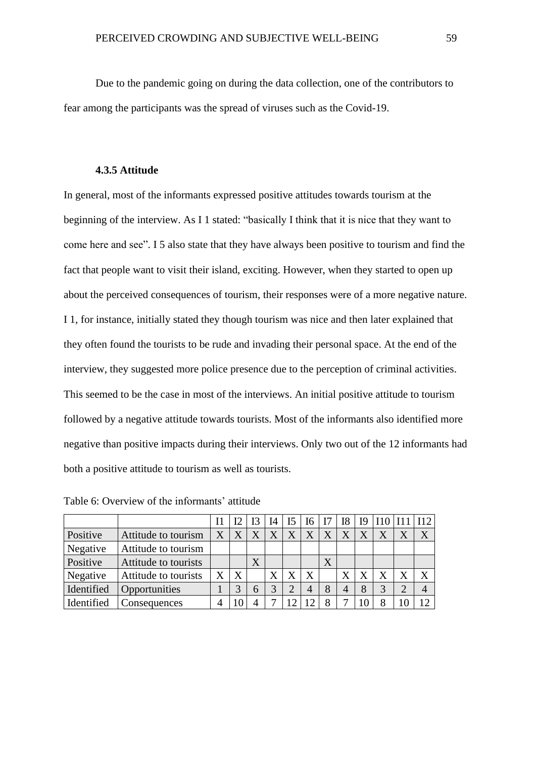Due to the pandemic going on during the data collection, one of the contributors to fear among the participants was the spread of viruses such as the Covid-19.

### 4.3.5 Attitude

In general, most of the informants expressed positive attitudes towards tourism at the beginning of the interview. As I 1 stated: "basically I think that it is nice that they want to come here and see". I 5 also state that they have always been positive to tourism and find the fact that people want to visit their island, exciting. However, when they started to open up about the perceived consequences of tourism, their responses were of a more negative nature. I 1, for instance, initially stated they though tourism was nice and then later explained that they often found the tourists to be rude and invading their personal space. At the end of the interview, they suggested more police presence due to the perception of criminal activities. This seemed to be the case in most of the interviews. An initial positive attitude to tourism followed by a negative attitude towards tourists. Most of the informants also identified more negative than positive impacts during their interviews. Only two out of the 12 informants had both a positive attitude to tourism as well as tourists.

Table 6: Overview of the informants' attitude

| | | I1 | I2 | I3 | I4 | I5 | I6 | I7 | I8 | I9 | I10 | I11 | I12 |
|---|---|---|---|---|---|---|---|---|---|---|---|---|---|
| Positive | Attitude to tourism | X | X | X | X | X | X | X | X | X | X | X | X |
| Negative | Attitude to tourism | | | | | | | | | | | | |
| Positive | Attitude to tourists | | | X | | | | X | | | | | |
| Negative | Attitude to tourists | X | X | | X | X | X | | X | X | X | X | X |
| Identified | Opportunities | 1 | 3 | 6 | 3 | 2 | 4 | 8 | 4 | 8 | 3 | 2 | 4 |
| Identified | Consequences | 4 | 10 | 4 | 7 | 12 | 12 | 8 | 7 | 10 | 8 | 10 | 12 |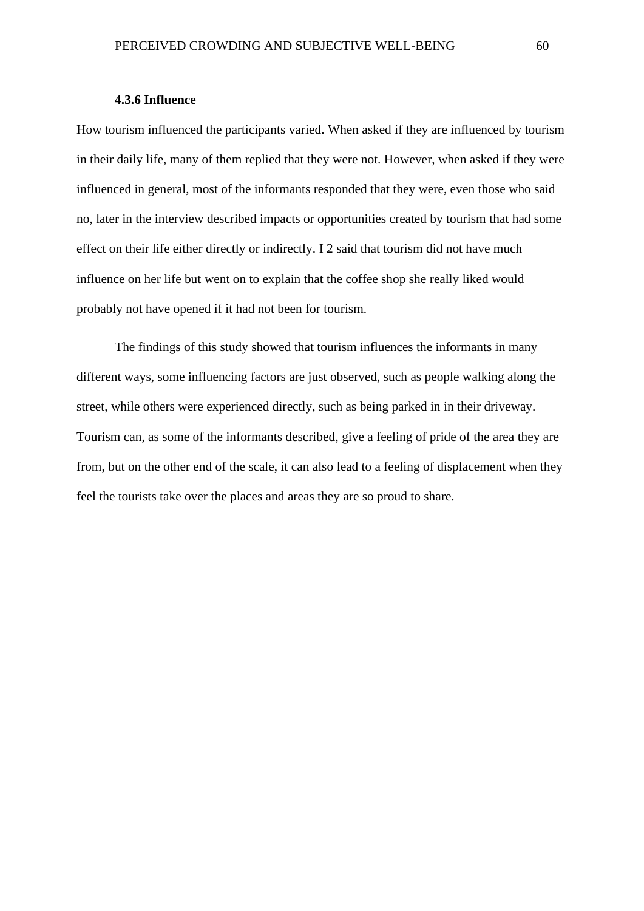#### 4.3.6 Influence

How tourism influenced the participants varied. When asked if they are influenced by tourism in their daily life, many of them replied that they were not. However, when asked if they were influenced in general, most of the informants responded that they were, even those who said no, later in the interview described impacts or opportunities created by tourism that had some effect on their life either directly or indirectly. I 2 said that tourism did not have much influence on her life but went on to explain that the coffee shop she really liked would probably not have opened if it had not been for tourism.

The findings of this study showed that tourism influences the informants in many different ways, some influencing factors are just observed, such as people walking along the street, while others were experienced directly, such as being parked in in their driveway. Tourism can, as some of the informants described, give a feeling of pride of the area they are from, but on the other end of the scale, it can also lead to a feeling of displacement when they feel the tourists take over the places and areas they are so proud to share.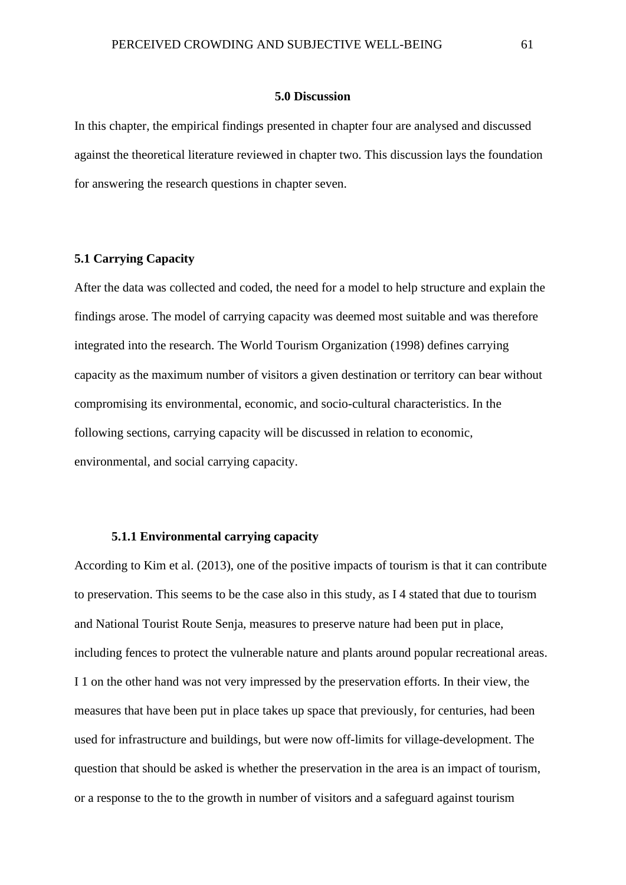# 5.0 Discussion

In this chapter, the empirical findings presented in chapter four are analysed and discussed against the theoretical literature reviewed in chapter two. This discussion lays the foundation for answering the research questions in chapter seven.

## 5.1 Carrying Capacity

After the data was collected and coded, the need for a model to help structure and explain the findings arose. The model of carrying capacity was deemed most suitable and was therefore integrated into the research. The World Tourism Organization (1998) defines carrying capacity as the maximum number of visitors a given destination or territory can bear without compromising its environmental, economic, and socio-cultural characteristics. In the following sections, carrying capacity will be discussed in relation to economic, environmental, and social carrying capacity.

### 5.1.1 Environmental carrying capacity

According to Kim et al. (2013), one of the positive impacts of tourism is that it can contribute to preservation. This seems to be the case also in this study, as I 4 stated that due to tourism and National Tourist Route Senja, measures to preserve nature had been put in place, including fences to protect the vulnerable nature and plants around popular recreational areas. I 1 on the other hand was not very impressed by the preservation efforts. In their view, the measures that have been put in place takes up space that previously, for centuries, had been used for infrastructure and buildings, but were now off-limits for village-development. The question that should be asked is whether the preservation in the area is an impact of tourism, or a response to the to the growth in number of visitors and a safeguard against tourism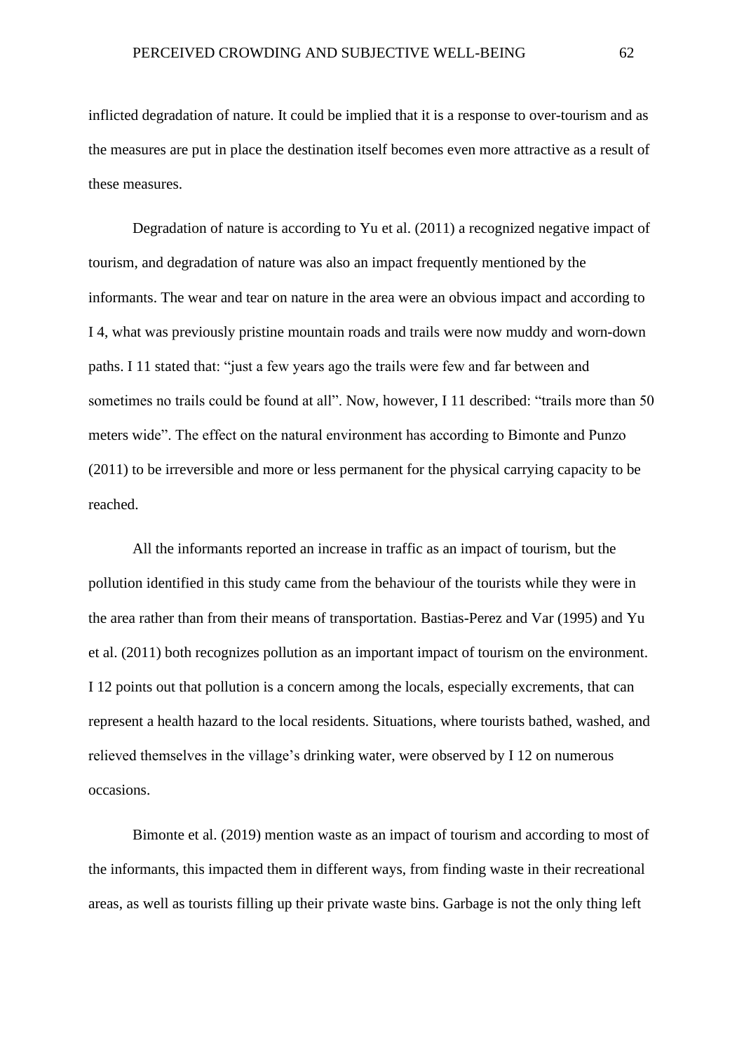inflicted degradation of nature. It could be implied that it is a response to over-tourism and as the measures are put in place the destination itself becomes even more attractive as a result of these measures.

Degradation of nature is according to Yu et al. (2011) a recognized negative impact of tourism, and degradation of nature was also an impact frequently mentioned by the informants. The wear and tear on nature in the area were an obvious impact and according to I 4, what was previously pristine mountain roads and trails were now muddy and worn-down paths. I 11 stated that: “just a few years ago the trails were few and far between and sometimes no trails could be found at all”. Now, however, I 11 described: “trails more than 50 meters wide”. The effect on the natural environment has according to Bimonte and Punzo (2011) to be irreversible and more or less permanent for the physical carrying capacity to be reached.

All the informants reported an increase in traffic as an impact of tourism, but the pollution identified in this study came from the behaviour of the tourists while they were in the area rather than from their means of transportation. Bastias-Perez and Var (1995) and Yu et al. (2011) both recognizes pollution as an important impact of tourism on the environment. I 12 points out that pollution is a concern among the locals, especially excrements, that can represent a health hazard to the local residents. Situations, where tourists bathed, washed, and relieved themselves in the village’s drinking water, were observed by I 12 on numerous occasions.

Bimonte et al. (2019) mention waste as an impact of tourism and according to most of the informants, this impacted them in different ways, from finding waste in their recreational areas, as well as tourists filling up their private waste bins. Garbage is not the only thing left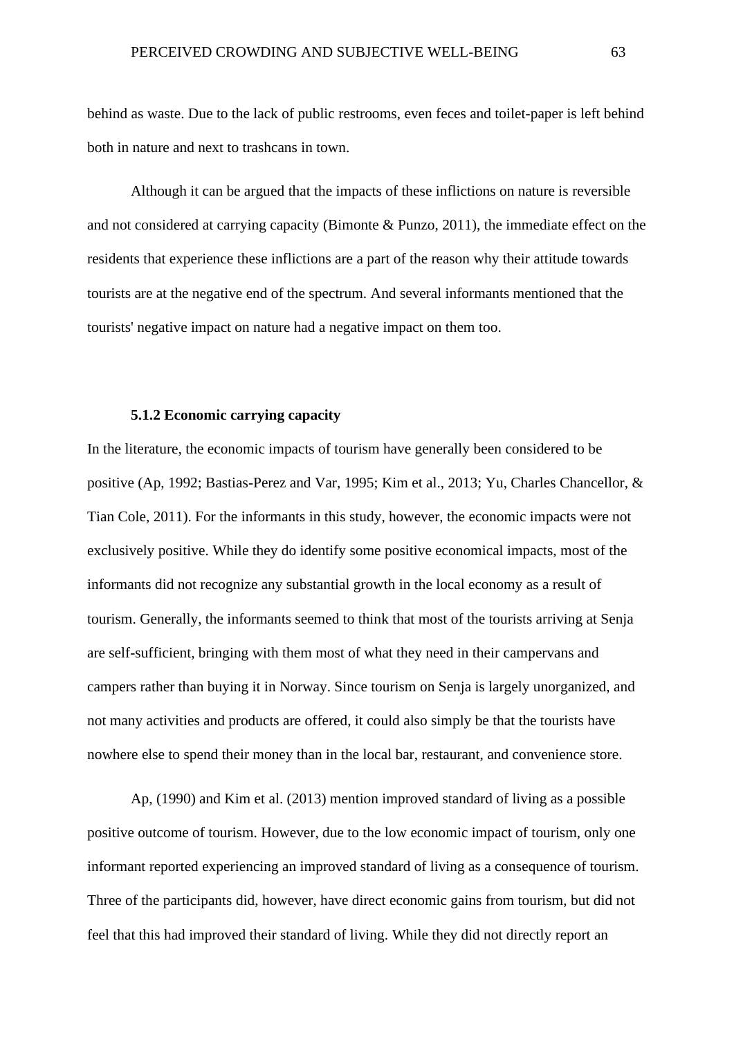behind as waste. Due to the lack of public restrooms, even feces and toilet-paper is left behind both in nature and next to trashcans in town.

Although it can be argued that the impacts of these inflictions on nature is reversible and not considered at carrying capacity (Bimonte & Punzo, 2011), the immediate effect on the residents that experience these inflictions are a part of the reason why their attitude towards tourists are at the negative end of the spectrum. And several informants mentioned that the tourists' negative impact on nature had a negative impact on them too.

### 5.1.2 Economic carrying capacity

In the literature, the economic impacts of tourism have generally been considered to be positive (Ap, 1992; Bastias-Perez and Var, 1995; Kim et al., 2013; Yu, Charles Chancellor, & Tian Cole, 2011). For the informants in this study, however, the economic impacts were not exclusively positive. While they do identify some positive economical impacts, most of the informants did not recognize any substantial growth in the local economy as a result of tourism. Generally, the informants seemed to think that most of the tourists arriving at Senja are self-sufficient, bringing with them most of what they need in their campervans and campers rather than buying it in Norway. Since tourism on Senja is largely unorganized, and not many activities and products are offered, it could also simply be that the tourists have nowhere else to spend their money than in the local bar, restaurant, and convenience store.

Ap, (1990) and Kim et al. (2013) mention improved standard of living as a possible positive outcome of tourism. However, due to the low economic impact of tourism, only one informant reported experiencing an improved standard of living as a consequence of tourism. Three of the participants did, however, have direct economic gains from tourism, but did not feel that this had improved their standard of living. While they did not directly report an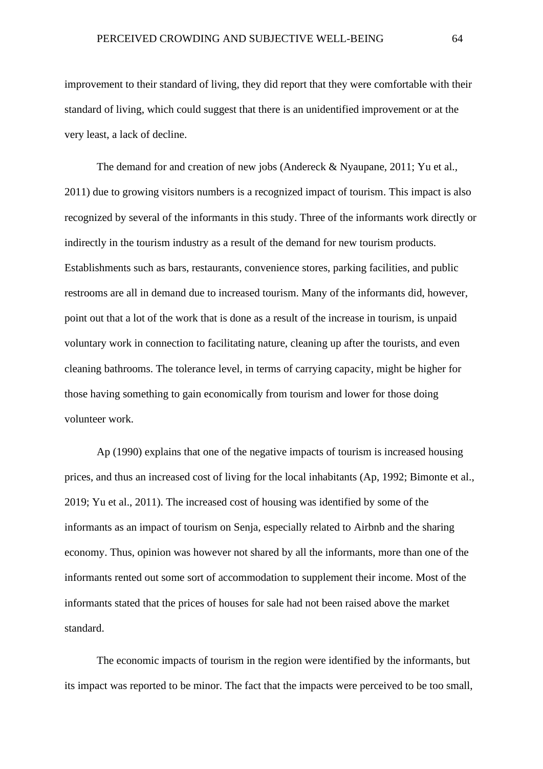improvement to their standard of living, they did report that they were comfortable with their standard of living, which could suggest that there is an unidentified improvement or at the very least, a lack of decline.

The demand for and creation of new jobs (Andereck & Nyaupane, 2011; Yu et al., 2011) due to growing visitors numbers is a recognized impact of tourism. This impact is also recognized by several of the informants in this study. Three of the informants work directly or indirectly in the tourism industry as a result of the demand for new tourism products. Establishments such as bars, restaurants, convenience stores, parking facilities, and public restrooms are all in demand due to increased tourism. Many of the informants did, however, point out that a lot of the work that is done as a result of the increase in tourism, is unpaid voluntary work in connection to facilitating nature, cleaning up after the tourists, and even cleaning bathrooms. The tolerance level, in terms of carrying capacity, might be higher for those having something to gain economically from tourism and lower for those doing volunteer work.

Ap (1990) explains that one of the negative impacts of tourism is increased housing prices, and thus an increased cost of living for the local inhabitants (Ap, 1992; Bimonte et al., 2019; Yu et al., 2011). The increased cost of housing was identified by some of the informants as an impact of tourism on Senja, especially related to Airbnb and the sharing economy. Thus, opinion was however not shared by all the informants, more than one of the informants rented out some sort of accommodation to supplement their income. Most of the informants stated that the prices of houses for sale had not been raised above the market standard.

The economic impacts of tourism in the region were identified by the informants, but its impact was reported to be minor. The fact that the impacts were perceived to be too small,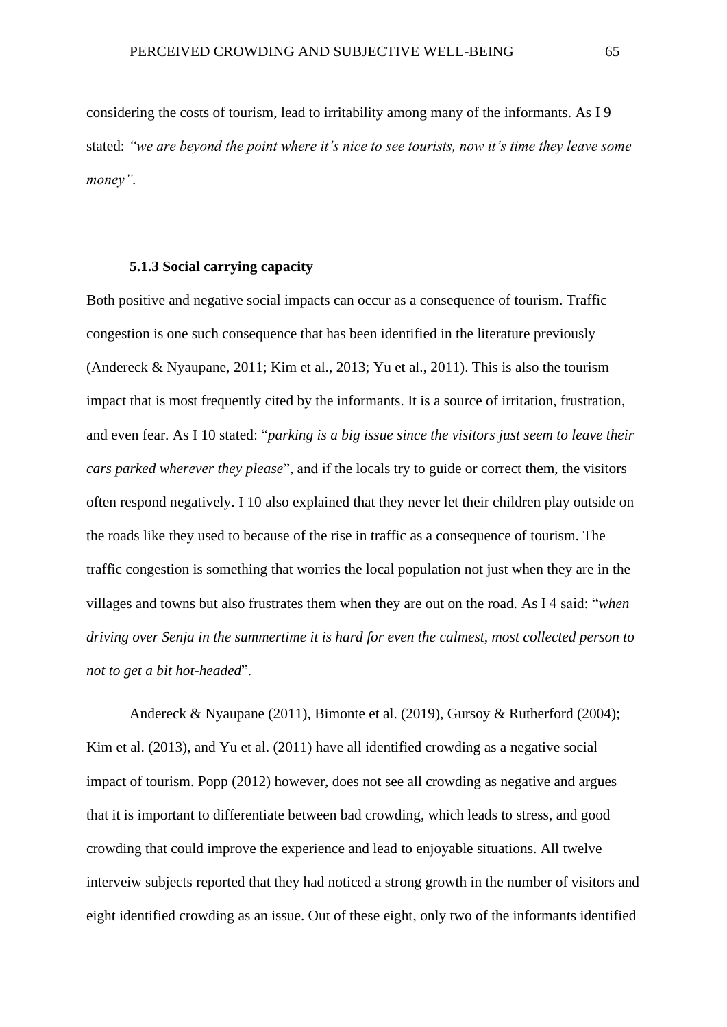considering the costs of tourism, lead to irritability among many of the informants. As I 9 stated: *"we are beyond the point where it's nice to see tourists, now it's time they leave some money"*.

### 5.1.3 Social carrying capacity

Both positive and negative social impacts can occur as a consequence of tourism. Traffic congestion is one such consequence that has been identified in the literature previously (Andereck & Nyaupane, 2011; Kim et al., 2013; Yu et al., 2011). This is also the tourism impact that is most frequently cited by the informants. It is a source of irritation, frustration, and even fear. As I 10 stated: "*parking is a big issue since the visitors just seem to leave their cars parked wherever they please*", and if the locals try to guide or correct them, the visitors often respond negatively. I 10 also explained that they never let their children play outside on the roads like they used to because of the rise in traffic as a consequence of tourism. The traffic congestion is something that worries the local population not just when they are in the villages and towns but also frustrates them when they are out on the road. As I 4 said: "*when driving over Senja in the summertime it is hard for even the calmest, most collected person to not to get a bit hot-headed*".

Andereck & Nyaupane (2011), Bimonte et al. (2019), Gursoy & Rutherford (2004); Kim et al. (2013), and Yu et al. (2011) have all identified crowding as a negative social impact of tourism. Popp (2012) however, does not see all crowding as negative and argues that it is important to differentiate between bad crowding, which leads to stress, and good crowding that could improve the experience and lead to enjoyable situations. All twelve interveiw subjects reported that they had noticed a strong growth in the number of visitors and eight identified crowding as an issue. Out of these eight, only two of the informants identified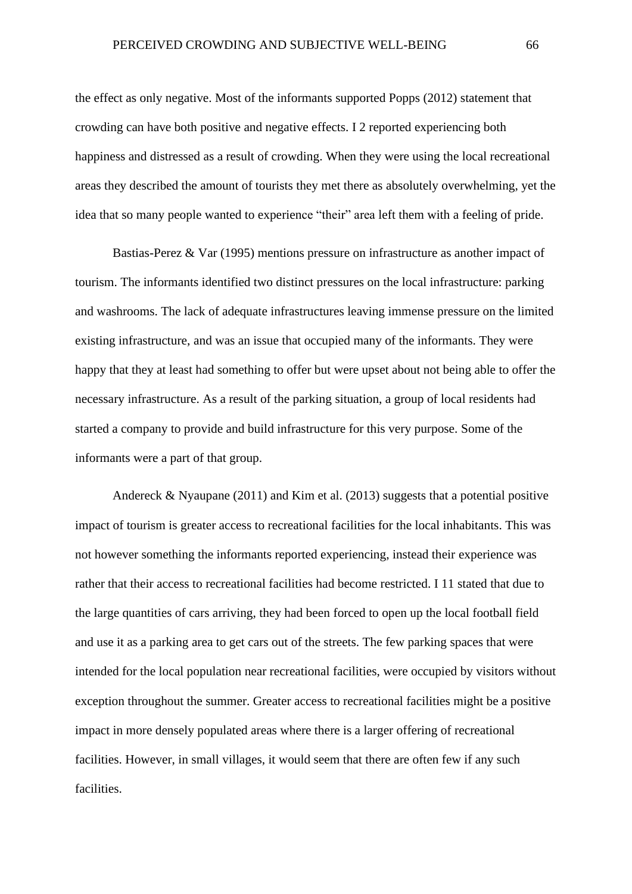the effect as only negative. Most of the informants supported Popps (2012) statement that crowding can have both positive and negative effects. I 2 reported experiencing both happiness and distressed as a result of crowding. When they were using the local recreational areas they described the amount of tourists they met there as absolutely overwhelming, yet the idea that so many people wanted to experience "their" area left them with a feeling of pride.

Bastias-Perez & Var (1995) mentions pressure on infrastructure as another impact of tourism. The informants identified two distinct pressures on the local infrastructure: parking and washrooms. The lack of adequate infrastructures leaving immense pressure on the limited existing infrastructure, and was an issue that occupied many of the informants. They were happy that they at least had something to offer but were upset about not being able to offer the necessary infrastructure. As a result of the parking situation, a group of local residents had started a company to provide and build infrastructure for this very purpose. Some of the informants were a part of that group.

Andereck & Nyaupane (2011) and Kim et al. (2013) suggests that a potential positive impact of tourism is greater access to recreational facilities for the local inhabitants. This was not however something the informants reported experiencing, instead their experience was rather that their access to recreational facilities had become restricted. I 11 stated that due to the large quantities of cars arriving, they had been forced to open up the local football field and use it as a parking area to get cars out of the streets. The few parking spaces that were intended for the local population near recreational facilities, were occupied by visitors without exception throughout the summer. Greater access to recreational facilities might be a positive impact in more densely populated areas where there is a larger offering of recreational facilities. However, in small villages, it would seem that there are often few if any such facilities.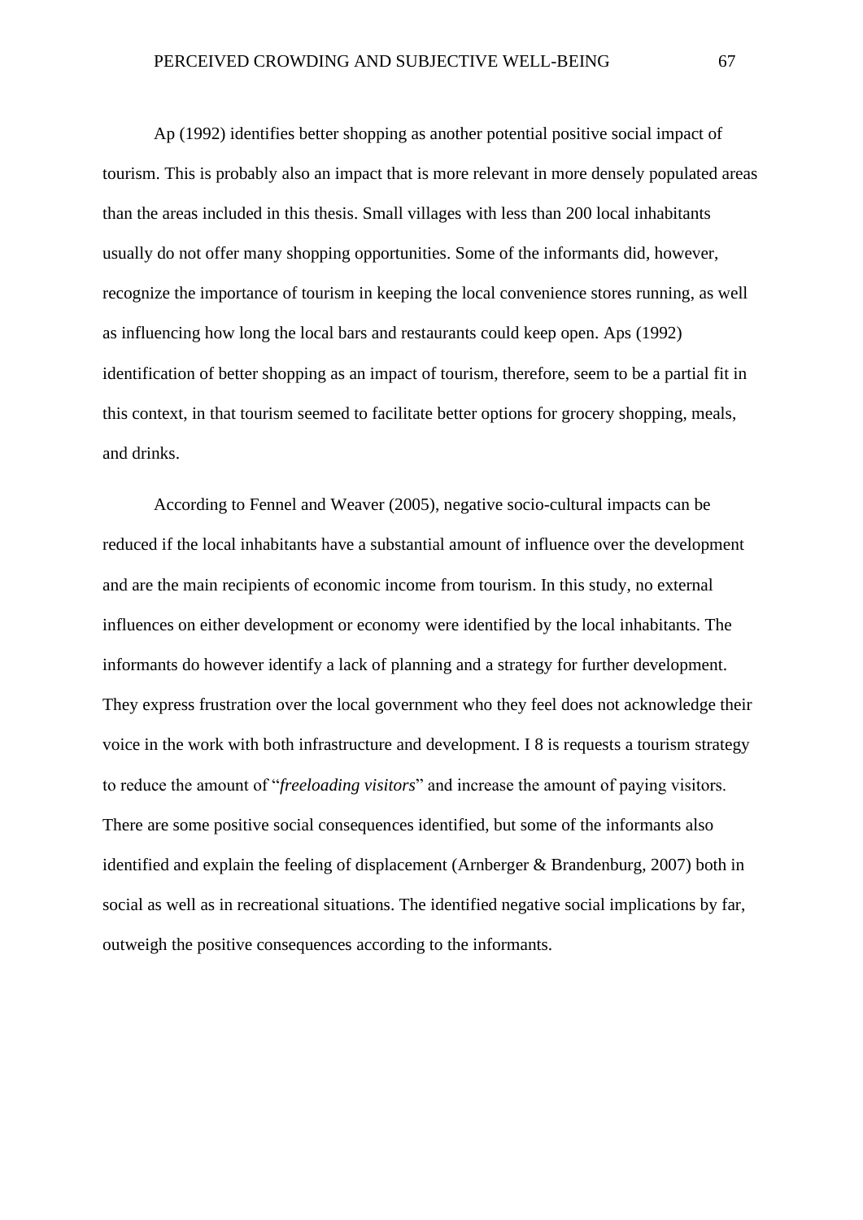Ap (1992) identifies better shopping as another potential positive social impact of tourism. This is probably also an impact that is more relevant in more densely populated areas than the areas included in this thesis. Small villages with less than 200 local inhabitants usually do not offer many shopping opportunities. Some of the informants did, however, recognize the importance of tourism in keeping the local convenience stores running, as well as influencing how long the local bars and restaurants could keep open. Aps (1992) identification of better shopping as an impact of tourism, therefore, seem to be a partial fit in this context, in that tourism seemed to facilitate better options for grocery shopping, meals, and drinks.

According to Fennel and Weaver (2005), negative socio-cultural impacts can be reduced if the local inhabitants have a substantial amount of influence over the development and are the main recipients of economic income from tourism. In this study, no external influences on either development or economy were identified by the local inhabitants. The informants do however identify a lack of planning and a strategy for further development. They express frustration over the local government who they feel does not acknowledge their voice in the work with both infrastructure and development. I 8 is requests a tourism strategy to reduce the amount of "*freeloading visitors*" and increase the amount of paying visitors. There are some positive social consequences identified, but some of the informants also identified and explain the feeling of displacement (Arnberger & Brandenburg, 2007) both in social as well as in recreational situations. The identified negative social implications by far, outweigh the positive consequences according to the informants.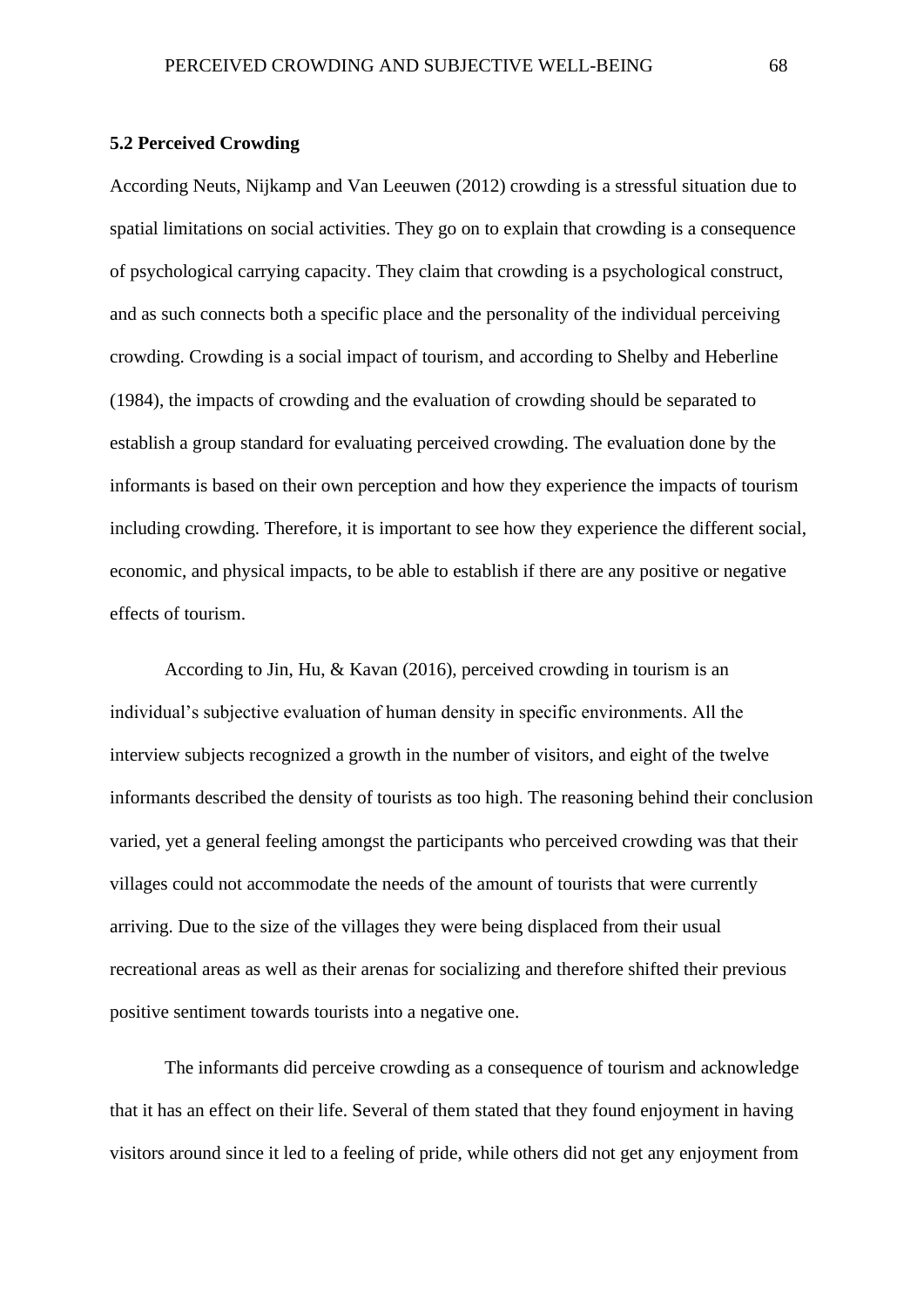### 5.2 Perceived Crowding

According Neuts, Nijkamp and Van Leeuwen (2012) crowding is a stressful situation due to spatial limitations on social activities. They go on to explain that crowding is a consequence of psychological carrying capacity. They claim that crowding is a psychological construct, and as such connects both a specific place and the personality of the individual perceiving crowding. Crowding is a social impact of tourism, and according to Shelby and Heberline (1984), the impacts of crowding and the evaluation of crowding should be separated to establish a group standard for evaluating perceived crowding. The evaluation done by the informants is based on their own perception and how they experience the impacts of tourism including crowding. Therefore, it is important to see how they experience the different social, economic, and physical impacts, to be able to establish if there are any positive or negative effects of tourism.

According to Jin, Hu, & Kavan (2016), perceived crowding in tourism is an individual's subjective evaluation of human density in specific environments. All the interview subjects recognized a growth in the number of visitors, and eight of the twelve informants described the density of tourists as too high. The reasoning behind their conclusion varied, yet a general feeling amongst the participants who perceived crowding was that their villages could not accommodate the needs of the amount of tourists that were currently arriving. Due to the size of the villages they were being displaced from their usual recreational areas as well as their arenas for socializing and therefore shifted their previous positive sentiment towards tourists into a negative one.

The informants did perceive crowding as a consequence of tourism and acknowledge that it has an effect on their life. Several of them stated that they found enjoyment in having visitors around since it led to a feeling of pride, while others did not get any enjoyment from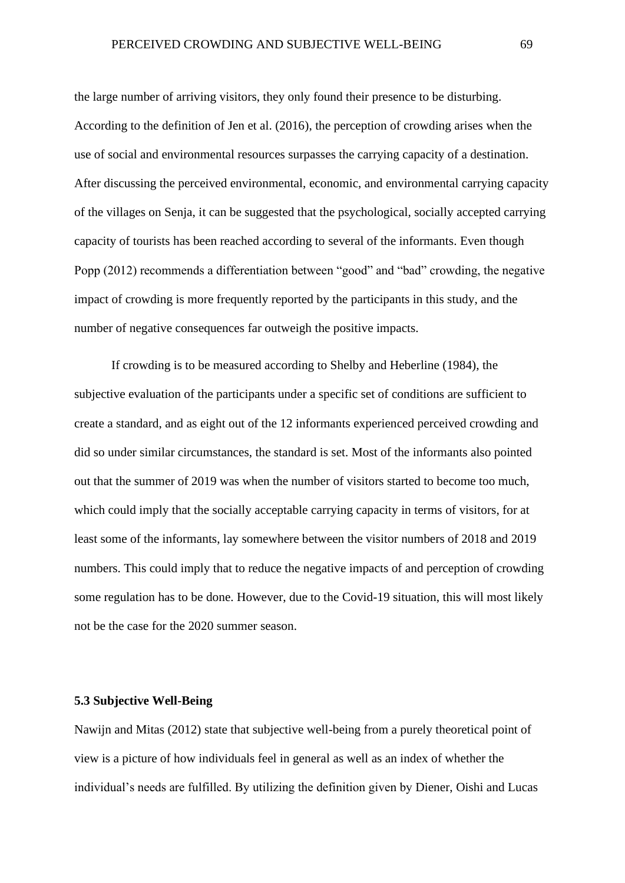the large number of arriving visitors, they only found their presence to be disturbing. According to the definition of Jen et al. (2016), the perception of crowding arises when the use of social and environmental resources surpasses the carrying capacity of a destination. After discussing the perceived environmental, economic, and environmental carrying capacity of the villages on Senja, it can be suggested that the psychological, socially accepted carrying capacity of tourists has been reached according to several of the informants. Even though Popp (2012) recommends a differentiation between "good" and "bad" crowding, the negative impact of crowding is more frequently reported by the participants in this study, and the number of negative consequences far outweigh the positive impacts.

If crowding is to be measured according to Shelby and Heberline (1984), the subjective evaluation of the participants under a specific set of conditions are sufficient to create a standard, and as eight out of the 12 informants experienced perceived crowding and did so under similar circumstances, the standard is set. Most of the informants also pointed out that the summer of 2019 was when the number of visitors started to become too much, which could imply that the socially acceptable carrying capacity in terms of visitors, for at least some of the informants, lay somewhere between the visitor numbers of 2018 and 2019 numbers. This could imply that to reduce the negative impacts of and perception of crowding some regulation has to be done. However, due to the Covid-19 situation, this will most likely not be the case for the 2020 summer season.

### 5.3 Subjective Well-Being

Nawijn and Mitas (2012) state that subjective well-being from a purely theoretical point of view is a picture of how individuals feel in general as well as an index of whether the individual's needs are fulfilled. By utilizing the definition given by Diener, Oishi and Lucas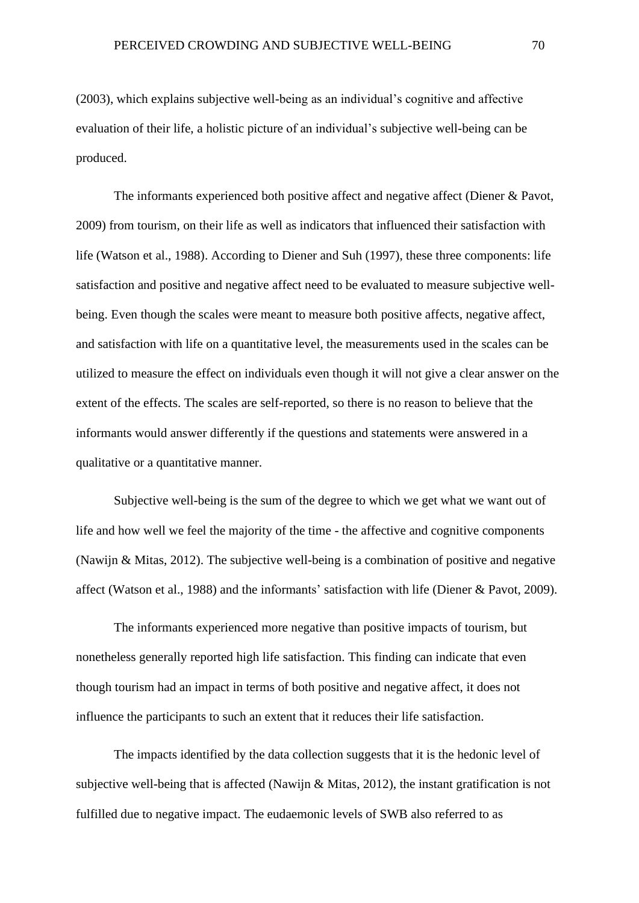(2003), which explains subjective well-being as an individual's cognitive and affective evaluation of their life, a holistic picture of an individual's subjective well-being can be produced.

The informants experienced both positive affect and negative affect (Diener & Pavot, 2009) from tourism, on their life as well as indicators that influenced their satisfaction with life (Watson et al., 1988). According to Diener and Suh (1997), these three components: life satisfaction and positive and negative affect need to be evaluated to measure subjective well-being. Even though the scales were meant to measure both positive affects, negative affect, and satisfaction with life on a quantitative level, the measurements used in the scales can be utilized to measure the effect on individuals even though it will not give a clear answer on the extent of the effects. The scales are self-reported, so there is no reason to believe that the informants would answer differently if the questions and statements were answered in a qualitative or a quantitative manner.

Subjective well-being is the sum of the degree to which we get what we want out of life and how well we feel the majority of the time - the affective and cognitive components (Nawijn & Mitas, 2012). The subjective well-being is a combination of positive and negative affect (Watson et al., 1988) and the informants' satisfaction with life (Diener & Pavot, 2009).

The informants experienced more negative than positive impacts of tourism, but nonetheless generally reported high life satisfaction. This finding can indicate that even though tourism had an impact in terms of both positive and negative affect, it does not influence the participants to such an extent that it reduces their life satisfaction.

The impacts identified by the data collection suggests that it is the hedonic level of subjective well-being that is affected (Nawijn & Mitas, 2012), the instant gratification is not fulfilled due to negative impact. The eudaemonic levels of SWB also referred to as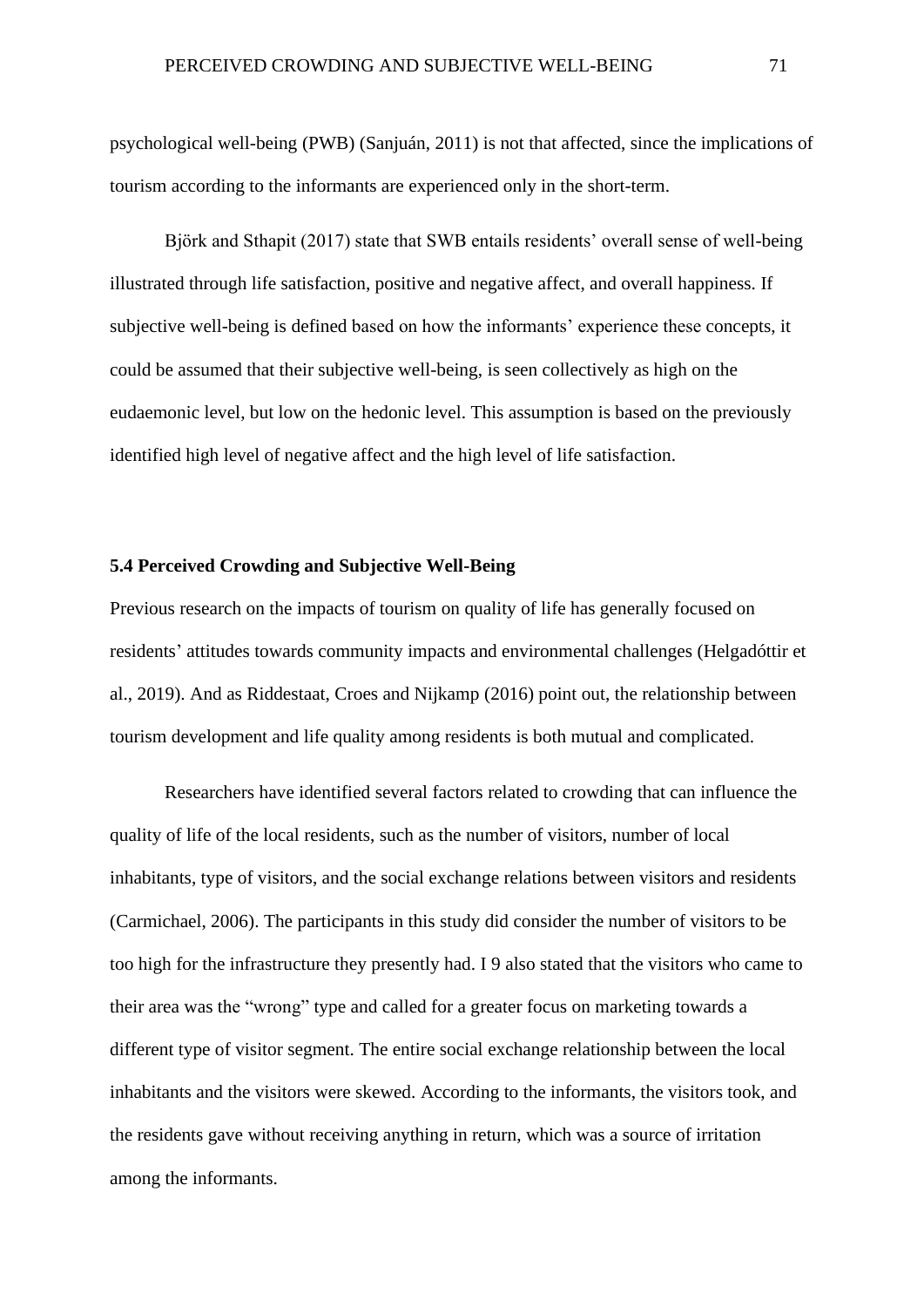psychological well-being (PWB) (Sanjuán, 2011) is not that affected, since the implications of tourism according to the informants are experienced only in the short-term.

Björk and Sthapit (2017) state that SWB entails residents' overall sense of well-being illustrated through life satisfaction, positive and negative affect, and overall happiness. If subjective well-being is defined based on how the informants' experience these concepts, it could be assumed that their subjective well-being, is seen collectively as high on the eudaemonic level, but low on the hedonic level. This assumption is based on the previously identified high level of negative affect and the high level of life satisfaction.

### 5.4 Perceived Crowding and Subjective Well-Being

Previous research on the impacts of tourism on quality of life has generally focused on residents' attitudes towards community impacts and environmental challenges (Helgadóttir et al., 2019). And as Riddestaat, Croes and Nijkamp (2016) point out, the relationship between tourism development and life quality among residents is both mutual and complicated.

Researchers have identified several factors related to crowding that can influence the quality of life of the local residents, such as the number of visitors, number of local inhabitants, type of visitors, and the social exchange relations between visitors and residents (Carmichael, 2006). The participants in this study did consider the number of visitors to be too high for the infrastructure they presently had. I 9 also stated that the visitors who came to their area was the "wrong" type and called for a greater focus on marketing towards a different type of visitor segment. The entire social exchange relationship between the local inhabitants and the visitors were skewed. According to the informants, the visitors took, and the residents gave without receiving anything in return, which was a source of irritation among the informants.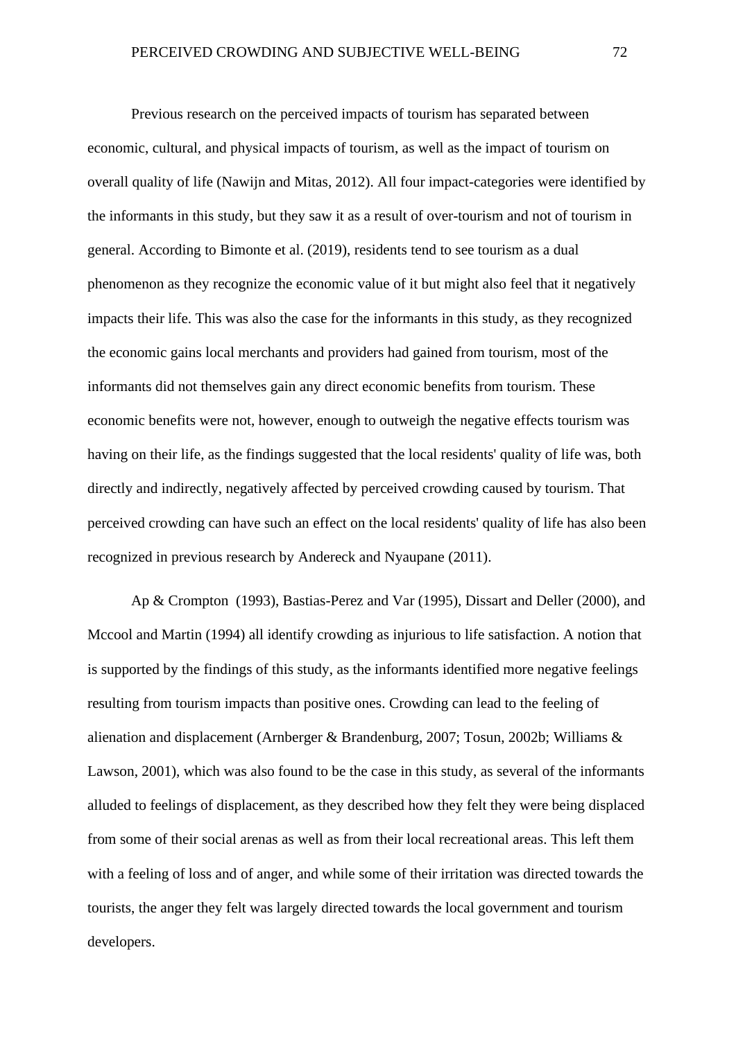Previous research on the perceived impacts of tourism has separated between economic, cultural, and physical impacts of tourism, as well as the impact of tourism on overall quality of life (Nawijn and Mitas, 2012). All four impact-categories were identified by the informants in this study, but they saw it as a result of over-tourism and not of tourism in general. According to Bimonte et al. (2019), residents tend to see tourism as a dual phenomenon as they recognize the economic value of it but might also feel that it negatively impacts their life. This was also the case for the informants in this study, as they recognized the economic gains local merchants and providers had gained from tourism, most of the informants did not themselves gain any direct economic benefits from tourism. These economic benefits were not, however, enough to outweigh the negative effects tourism was having on their life, as the findings suggested that the local residents' quality of life was, both directly and indirectly, negatively affected by perceived crowding caused by tourism. That perceived crowding can have such an effect on the local residents' quality of life has also been recognized in previous research by Andereck and Nyaupane (2011).

Ap & Crompton (1993), Bastias-Perez and Var (1995), Dissart and Deller (2000), and Mccool and Martin (1994) all identify crowding as injurious to life satisfaction. A notion that is supported by the findings of this study, as the informants identified more negative feelings resulting from tourism impacts than positive ones. Crowding can lead to the feeling of alienation and displacement (Arnberger & Brandenburg, 2007; Tosun, 2002b; Williams & Lawson, 2001), which was also found to be the case in this study, as several of the informants alluded to feelings of displacement, as they described how they felt they were being displaced from some of their social arenas as well as from their local recreational areas. This left them with a feeling of loss and of anger, and while some of their irritation was directed towards the tourists, the anger they felt was largely directed towards the local government and tourism developers.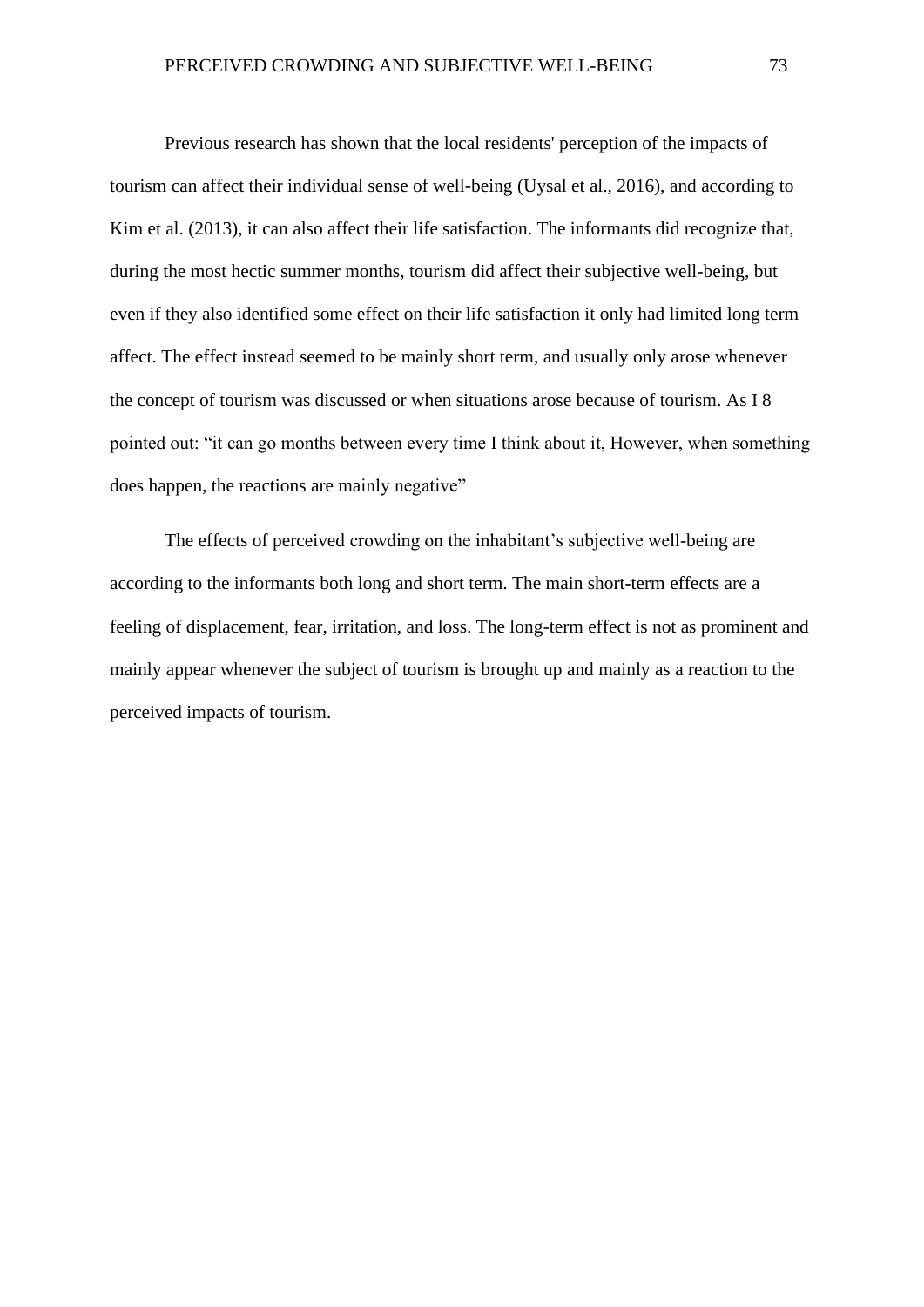Previous research has shown that the local residents' perception of the impacts of tourism can affect their individual sense of well-being (Uysal et al., 2016), and according to Kim et al. (2013), it can also affect their life satisfaction. The informants did recognize that, during the most hectic summer months, tourism did affect their subjective well-being, but even if they also identified some effect on their life satisfaction it only had limited long term affect. The effect instead seemed to be mainly short term, and usually only arose whenever the concept of tourism was discussed or when situations arose because of tourism. As I 8 pointed out: "it can go months between every time I think about it, However, when something does happen, the reactions are mainly negative"

The effects of perceived crowding on the inhabitant's subjective well-being are according to the informants both long and short term. The main short-term effects are a feeling of displacement, fear, irritation, and loss. The long-term effect is not as prominent and mainly appear whenever the subject of tourism is brought up and mainly as a reaction to the perceived impacts of tourism.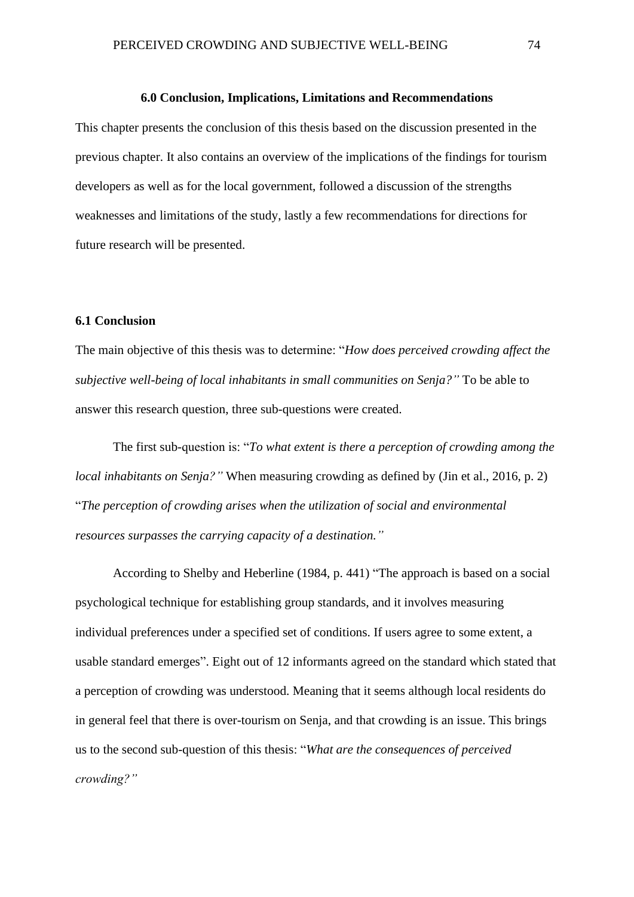## 6.0 Conclusion, Implications, Limitations and Recommendations

This chapter presents the conclusion of this thesis based on the discussion presented in the previous chapter. It also contains an overview of the implications of the findings for tourism developers as well as for the local government, followed a discussion of the strengths weaknesses and limitations of the study, lastly a few recommendations for directions for future research will be presented.

### 6.1 Conclusion

The main objective of this thesis was to determine: "*How does perceived crowding affect the subjective well-being of local inhabitants in small communities on Senja?"* To be able to answer this research question, three sub-questions were created.

The first sub-question is: "*To what extent is there a perception of crowding among the local inhabitants on Senja?"* When measuring crowding as defined by (Jin et al., 2016, p. 2) "*The perception of crowding arises when the utilization of social and environmental resources surpasses the carrying capacity of a destination."*

According to Shelby and Heberline (1984, p. 441) "The approach is based on a social psychological technique for establishing group standards, and it involves measuring individual preferences under a specified set of conditions. If users agree to some extent, a usable standard emerges". Eight out of 12 informants agreed on the standard which stated that a perception of crowding was understood. Meaning that it seems although local residents do in general feel that there is over-tourism on Senja, and that crowding is an issue. This brings us to the second sub-question of this thesis: "*What are the consequences of perceived crowding?"*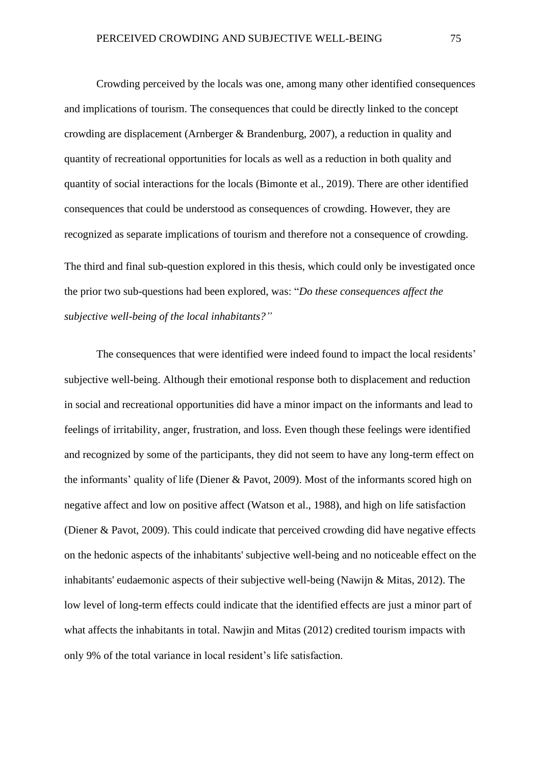Crowding perceived by the locals was one, among many other identified consequences and implications of tourism. The consequences that could be directly linked to the concept crowding are displacement (Arnberger & Brandenburg, 2007), a reduction in quality and quantity of recreational opportunities for locals as well as a reduction in both quality and quantity of social interactions for the locals (Bimonte et al., 2019). There are other identified consequences that could be understood as consequences of crowding. However, they are recognized as separate implications of tourism and therefore not a consequence of crowding.

The third and final sub-question explored in this thesis, which could only be investigated once the prior two sub-questions had been explored, was: "*Do these consequences affect the subjective well-being of the local inhabitants?"*

The consequences that were identified were indeed found to impact the local residents' subjective well-being. Although their emotional response both to displacement and reduction in social and recreational opportunities did have a minor impact on the informants and lead to feelings of irritability, anger, frustration, and loss. Even though these feelings were identified and recognized by some of the participants, they did not seem to have any long-term effect on the informants' quality of life (Diener & Pavot, 2009). Most of the informants scored high on negative affect and low on positive affect (Watson et al., 1988), and high on life satisfaction (Diener & Pavot, 2009). This could indicate that perceived crowding did have negative effects on the hedonic aspects of the inhabitants' subjective well-being and no noticeable effect on the inhabitants' eudaemonic aspects of their subjective well-being (Nawijn & Mitas, 2012). The low level of long-term effects could indicate that the identified effects are just a minor part of what affects the inhabitants in total. Nawjin and Mitas (2012) credited tourism impacts with only 9% of the total variance in local resident's life satisfaction.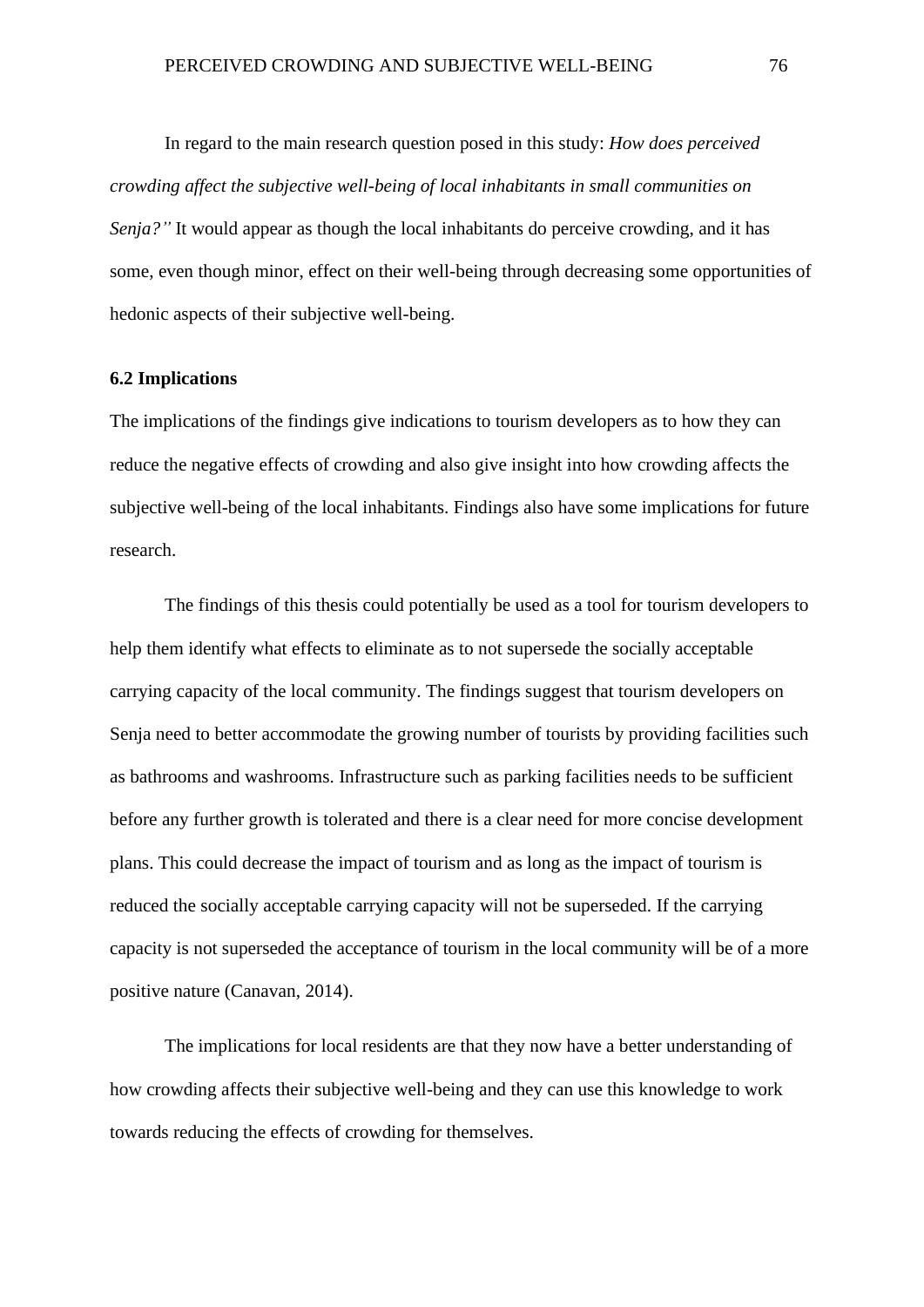In regard to the main research question posed in this study: *How does perceived crowding affect the subjective well-being of local inhabitants in small communities on Senja?"* It would appear as though the local inhabitants do perceive crowding, and it has some, even though minor, effect on their well-being through decreasing some opportunities of hedonic aspects of their subjective well-being.

**6.2 Implications**

The implications of the findings give indications to tourism developers as to how they can reduce the negative effects of crowding and also give insight into how crowding affects the subjective well-being of the local inhabitants. Findings also have some implications for future research.

The findings of this thesis could potentially be used as a tool for tourism developers to help them identify what effects to eliminate as to not supersede the socially acceptable carrying capacity of the local community. The findings suggest that tourism developers on Senja need to better accommodate the growing number of tourists by providing facilities such as bathrooms and washrooms. Infrastructure such as parking facilities needs to be sufficient before any further growth is tolerated and there is a clear need for more concise development plans. This could decrease the impact of tourism and as long as the impact of tourism is reduced the socially acceptable carrying capacity will not be superseded. If the carrying capacity is not superseded the acceptance of tourism in the local community will be of a more positive nature (Canavan, 2014).

The implications for local residents are that they now have a better understanding of how crowding affects their subjective well-being and they can use this knowledge to work towards reducing the effects of crowding for themselves.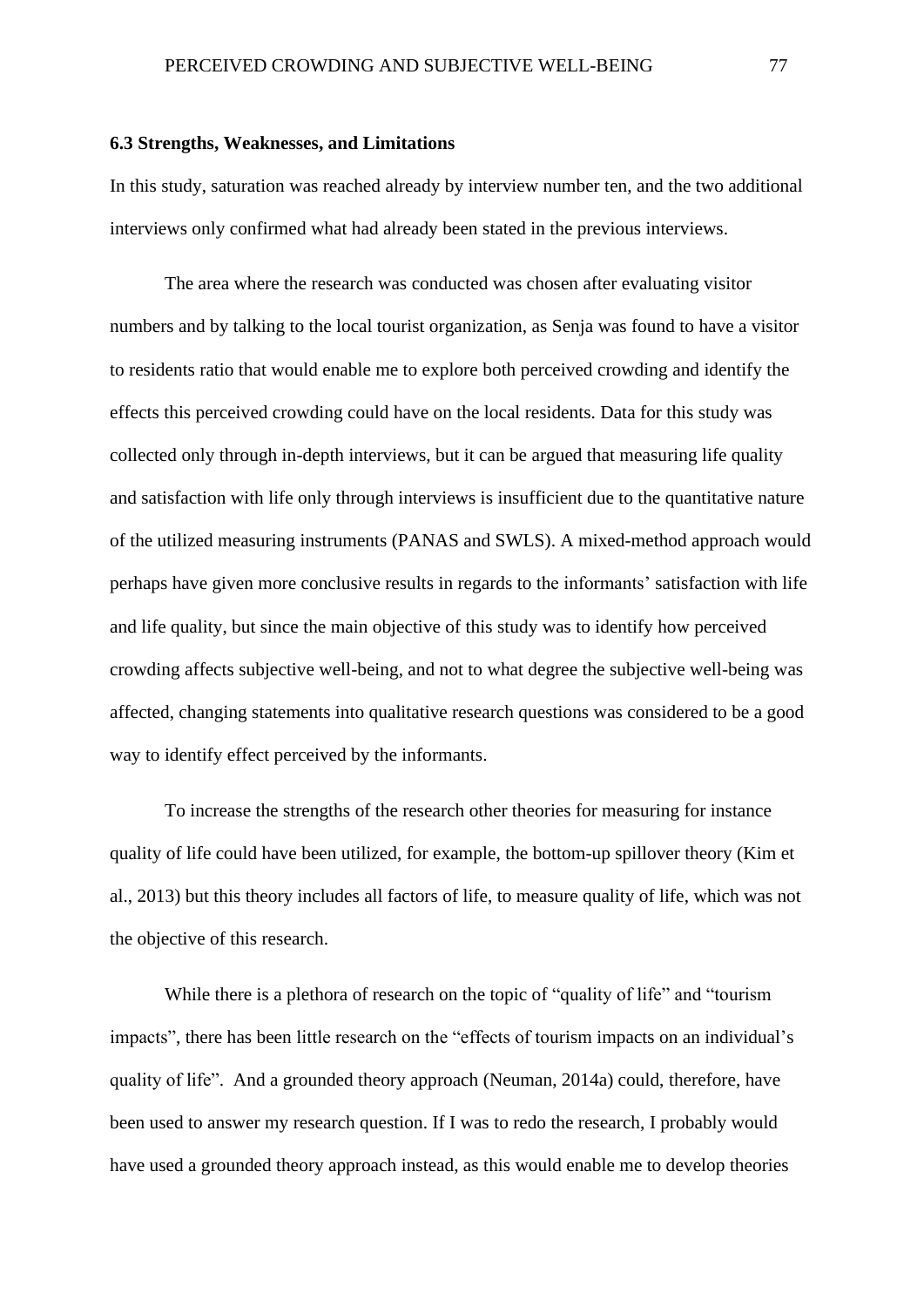### 6.3 Strengths, Weaknesses, and Limitations

In this study, saturation was reached already by interview number ten, and the two additional interviews only confirmed what had already been stated in the previous interviews.

The area where the research was conducted was chosen after evaluating visitor numbers and by talking to the local tourist organization, as Senja was found to have a visitor to residents ratio that would enable me to explore both perceived crowding and identify the effects this perceived crowding could have on the local residents. Data for this study was collected only through in-depth interviews, but it can be argued that measuring life quality and satisfaction with life only through interviews is insufficient due to the quantitative nature of the utilized measuring instruments (PANAS and SWLS). A mixed-method approach would perhaps have given more conclusive results in regards to the informants' satisfaction with life and life quality, but since the main objective of this study was to identify how perceived crowding affects subjective well-being, and not to what degree the subjective well-being was affected, changing statements into qualitative research questions was considered to be a good way to identify effect perceived by the informants.

To increase the strengths of the research other theories for measuring for instance quality of life could have been utilized, for example, the bottom-up spillover theory (Kim et al., 2013) but this theory includes all factors of life, to measure quality of life, which was not the objective of this research.

While there is a plethora of research on the topic of "quality of life" and "tourism impacts", there has been little research on the "effects of tourism impacts on an individual's quality of life". And a grounded theory approach (Neuman, 2014a) could, therefore, have been used to answer my research question. If I was to redo the research, I probably would have used a grounded theory approach instead, as this would enable me to develop theories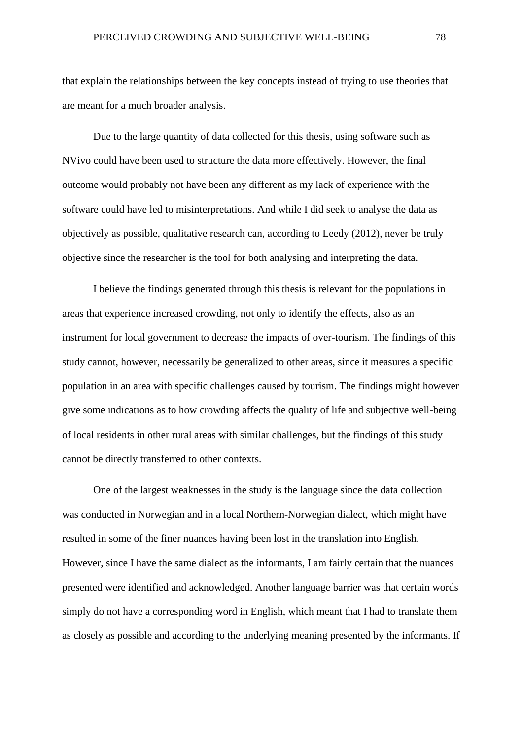that explain the relationships between the key concepts instead of trying to use theories that are meant for a much broader analysis.

Due to the large quantity of data collected for this thesis, using software such as NVivo could have been used to structure the data more effectively. However, the final outcome would probably not have been any different as my lack of experience with the software could have led to misinterpretations. And while I did seek to analyse the data as objectively as possible, qualitative research can, according to Leedy (2012), never be truly objective since the researcher is the tool for both analysing and interpreting the data.

I believe the findings generated through this thesis is relevant for the populations in areas that experience increased crowding, not only to identify the effects, also as an instrument for local government to decrease the impacts of over-tourism. The findings of this study cannot, however, necessarily be generalized to other areas, since it measures a specific population in an area with specific challenges caused by tourism. The findings might however give some indications as to how crowding affects the quality of life and subjective well-being of local residents in other rural areas with similar challenges, but the findings of this study cannot be directly transferred to other contexts.

One of the largest weaknesses in the study is the language since the data collection was conducted in Norwegian and in a local Northern-Norwegian dialect, which might have resulted in some of the finer nuances having been lost in the translation into English. However, since I have the same dialect as the informants, I am fairly certain that the nuances presented were identified and acknowledged. Another language barrier was that certain words simply do not have a corresponding word in English, which meant that I had to translate them as closely as possible and according to the underlying meaning presented by the informants. If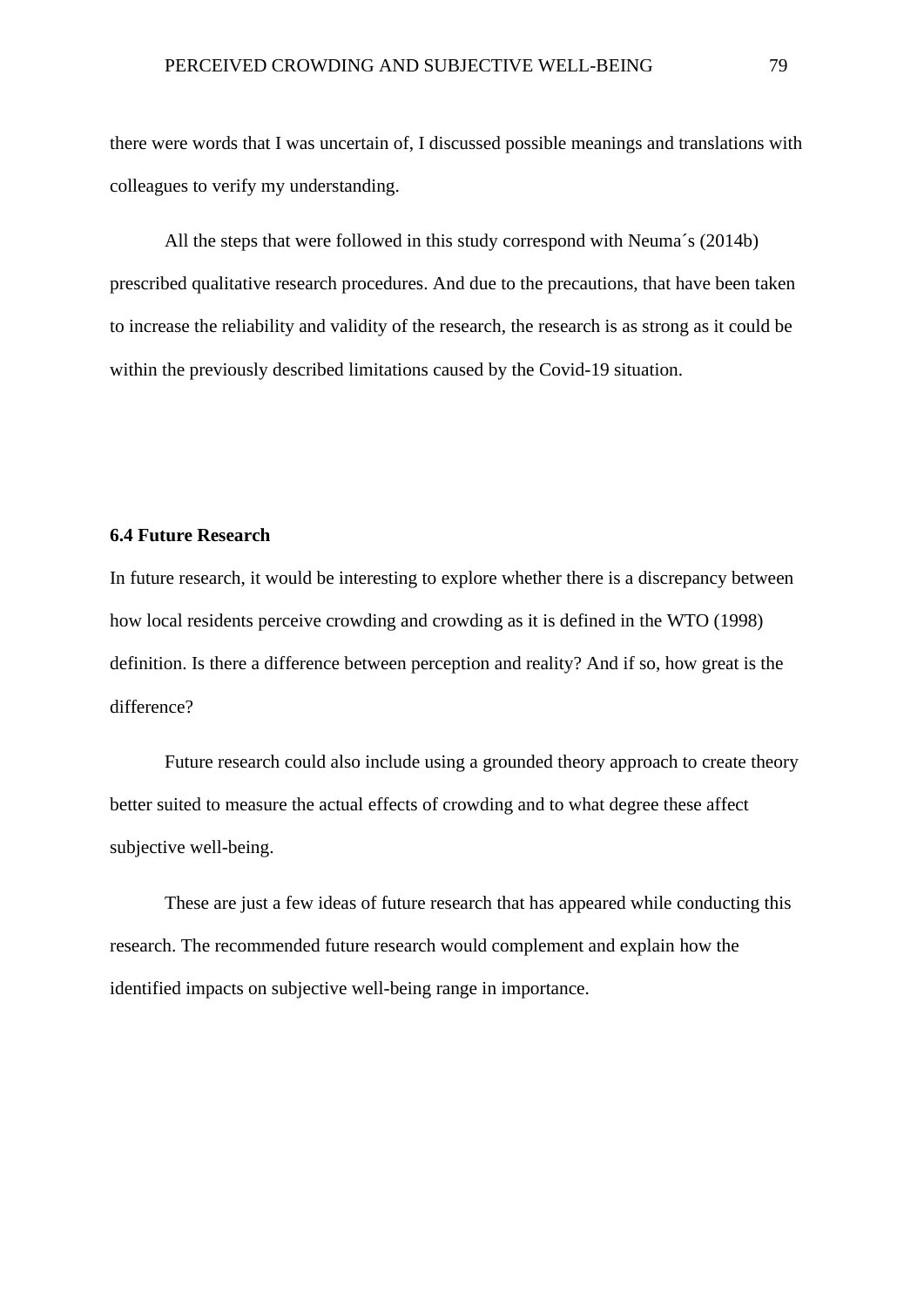there were words that I was uncertain of, I discussed possible meanings and translations with colleagues to verify my understanding.

All the steps that were followed in this study correspond with Neuma´s (2014b) prescribed qualitative research procedures. And due to the precautions, that have been taken to increase the reliability and validity of the research, the research is as strong as it could be within the previously described limitations caused by the Covid-19 situation.

**6.4 Future Research**

In future research, it would be interesting to explore whether there is a discrepancy between how local residents perceive crowding and crowding as it is defined in the WTO (1998) definition. Is there a difference between perception and reality? And if so, how great is the difference?

Future research could also include using a grounded theory approach to create theory better suited to measure the actual effects of crowding and to what degree these affect subjective well-being.

These are just a few ideas of future research that has appeared while conducting this research. The recommended future research would complement and explain how the identified impacts on subjective well-being range in importance.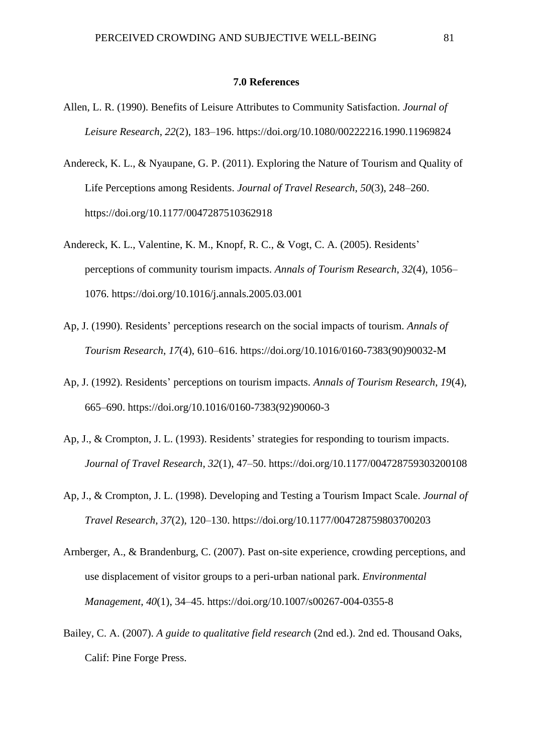## 7.0 References

Allen, L. R. (1990). Benefits of Leisure Attributes to Community Satisfaction. *Journal of Leisure Research*, *22*(2), 183–196. https://doi.org/10.1080/00222216.1990.11969824

Andereck, K. L., & Nyaupane, G. P. (2011). Exploring the Nature of Tourism and Quality of Life Perceptions among Residents. *Journal of Travel Research*, *50*(3), 248–260. https://doi.org/10.1177/0047287510362918

Andereck, K. L., Valentine, K. M., Knopf, R. C., & Vogt, C. A. (2005). Residents' perceptions of community tourism impacts. *Annals of Tourism Research*, *32*(4), 1056–1076. https://doi.org/10.1016/j.annals.2005.03.001

Ap, J. (1990). Residents' perceptions research on the social impacts of tourism. *Annals of Tourism Research*, *17*(4), 610–616. https://doi.org/10.1016/0160-7383(90)90032-M

Ap, J. (1992). Residents' perceptions on tourism impacts. *Annals of Tourism Research*, *19*(4), 665–690. https://doi.org/10.1016/0160-7383(92)90060-3

Ap, J., & Crompton, J. L. (1993). Residents' strategies for responding to tourism impacts. *Journal of Travel Research*, *32*(1), 47–50. https://doi.org/10.1177/004728759303200108

Ap, J., & Crompton, J. L. (1998). Developing and Testing a Tourism Impact Scale. *Journal of Travel Research*, *37*(2), 120–130. https://doi.org/10.1177/004728759803700203

Arnberger, A., & Brandenburg, C. (2007). Past on-site experience, crowding perceptions, and use displacement of visitor groups to a peri-urban national park. *Environmental Management*, *40*(1), 34–45. https://doi.org/10.1007/s00267-004-0355-8

Bailey, C. A. (2007). *A guide to qualitative field research* (2nd ed.). 2nd ed. Thousand Oaks, Calif: Pine Forge Press.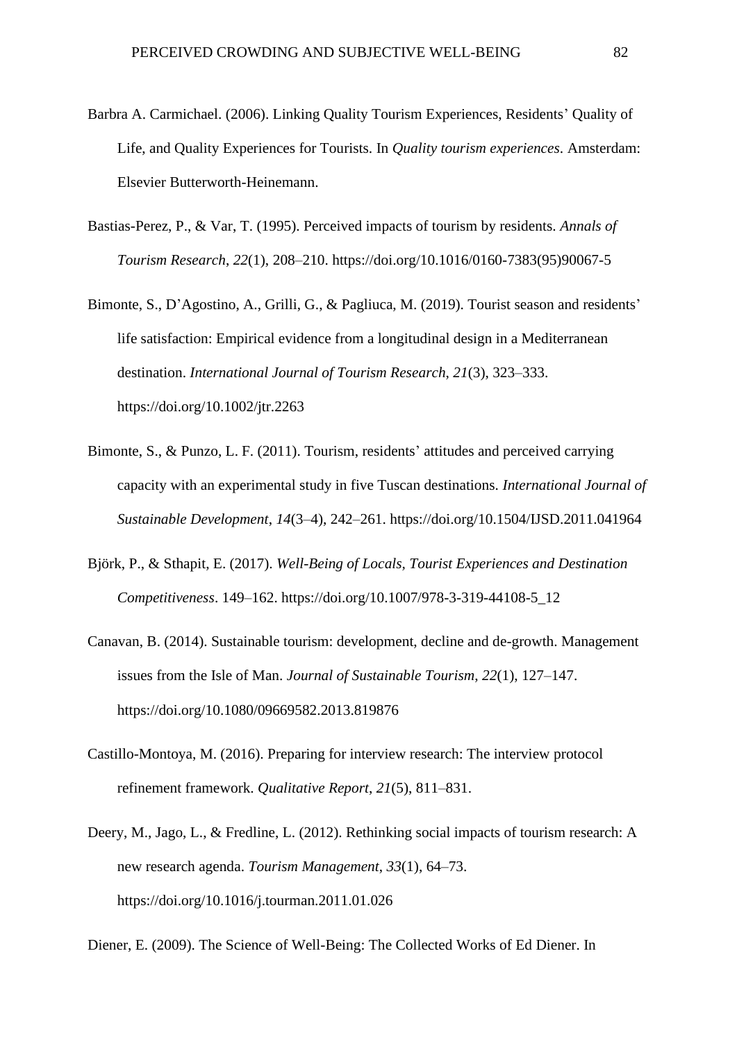Barbra A. Carmichael. (2006). Linking Quality Tourism Experiences, Residents' Quality of Life, and Quality Experiences for Tourists. In *Quality tourism experiences*. Amsterdam: Elsevier Butterworth-Heinemann.

Bastias-Perez, P., & Var, T. (1995). Perceived impacts of tourism by residents. *Annals of Tourism Research*, *22*(1), 208–210. https://doi.org/10.1016/0160-7383(95)90067-5

Bimonte, S., D'Agostino, A., Grilli, G., & Pagliuca, M. (2019). Tourist season and residents' life satisfaction: Empirical evidence from a longitudinal design in a Mediterranean destination. *International Journal of Tourism Research*, *21*(3), 323–333. https://doi.org/10.1002/jtr.2263

Bimonte, S., & Punzo, L. F. (2011). Tourism, residents' attitudes and perceived carrying capacity with an experimental study in five Tuscan destinations. *International Journal of Sustainable Development*, *14*(3–4), 242–261. https://doi.org/10.1504/IJSD.2011.041964

Björk, P., & Sthapit, E. (2017). *Well-Being of Locals, Tourist Experiences and Destination Competitiveness*. 149–162. https://doi.org/10.1007/978-3-319-44108-5_12

Canavan, B. (2014). Sustainable tourism: development, decline and de-growth. Management issues from the Isle of Man. *Journal of Sustainable Tourism*, *22*(1), 127–147. https://doi.org/10.1080/09669582.2013.819876

Castillo-Montoya, M. (2016). Preparing for interview research: The interview protocol refinement framework. *Qualitative Report*, *21*(5), 811–831.

Deery, M., Jago, L., & Fredline, L. (2012). Rethinking social impacts of tourism research: A new research agenda. *Tourism Management*, *33*(1), 64–73. https://doi.org/10.1016/j.tourman.2011.01.026

Diener, E. (2009). The Science of Well-Being: The Collected Works of Ed Diener. In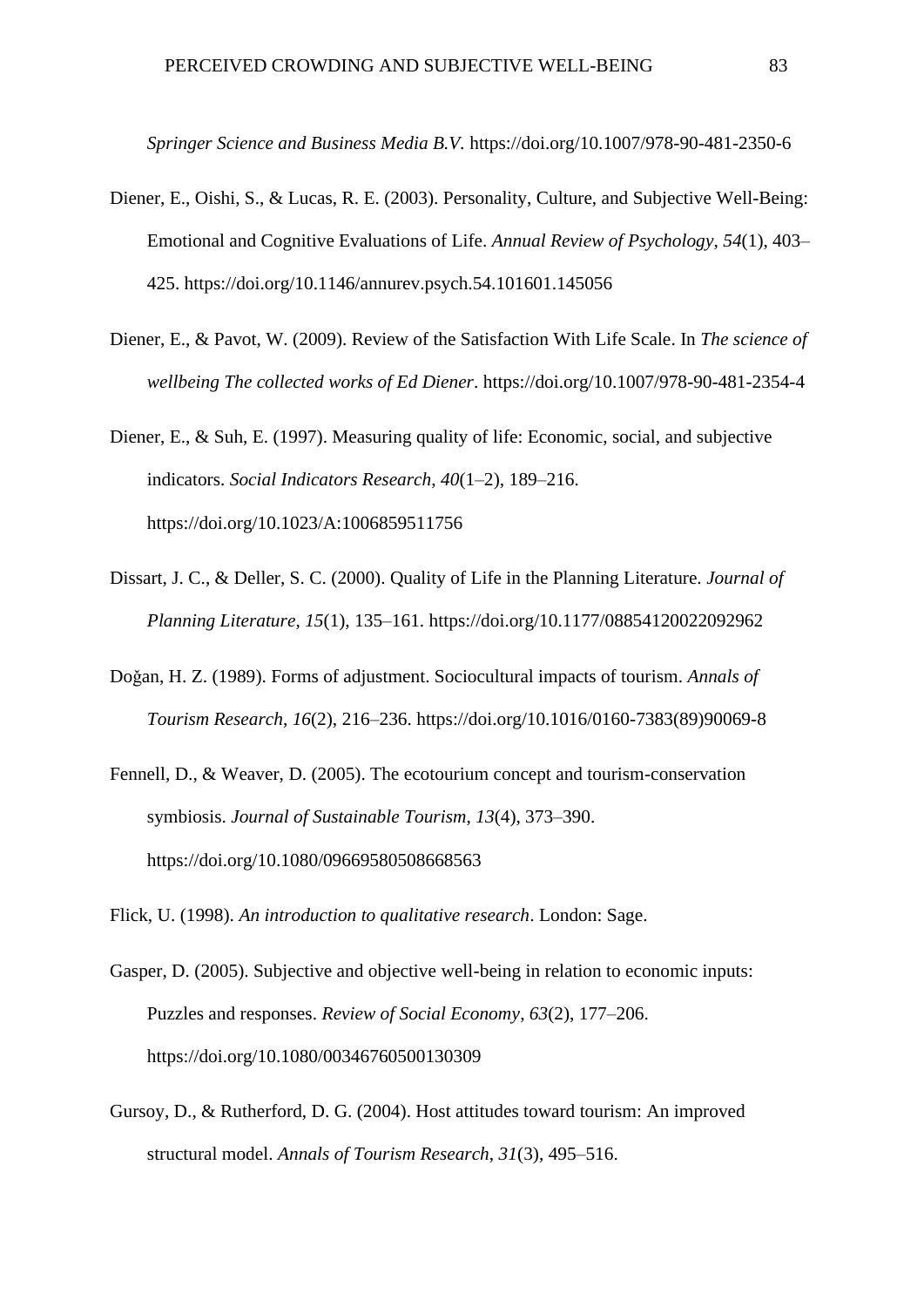*Springer Science and Business Media B.V.* https://doi.org/10.1007/978-90-481-2350-6

Diener, E., Oishi, S., & Lucas, R. E. (2003). Personality, Culture, and Subjective Well-Being: Emotional and Cognitive Evaluations of Life. *Annual Review of Psychology*, *54*(1), 403–425. https://doi.org/10.1146/annurev.psych.54.101601.145056

Diener, E., & Pavot, W. (2009). Review of the Satisfaction With Life Scale. In *The science of wellbeing The collected works of Ed Diener*. https://doi.org/10.1007/978-90-481-2354-4

Diener, E., & Suh, E. (1997). Measuring quality of life: Economic, social, and subjective indicators. *Social Indicators Research*, *40*(1–2), 189–216. https://doi.org/10.1023/A:1006859511756

Dissart, J. C., & Deller, S. C. (2000). Quality of Life in the Planning Literature. *Journal of Planning Literature*, *15*(1), 135–161. https://doi.org/10.1177/08854120022092962

Doğan, H. Z. (1989). Forms of adjustment. Sociocultural impacts of tourism. *Annals of Tourism Research*, *16*(2), 216–236. https://doi.org/10.1016/0160-7383(89)90069-8

Fennell, D., & Weaver, D. (2005). The ecotourium concept and tourism-conservation symbiosis. *Journal of Sustainable Tourism*, *13*(4), 373–390. https://doi.org/10.1080/09669580508668563

Flick, U. (1998). *An introduction to qualitative research*. London: Sage.

Gasper, D. (2005). Subjective and objective well-being in relation to economic inputs: Puzzles and responses. *Review of Social Economy*, *63*(2), 177–206. https://doi.org/10.1080/00346760500130309

Gursoy, D., & Rutherford, D. G. (2004). Host attitudes toward tourism: An improved structural model. *Annals of Tourism Research*, *31*(3), 495–516.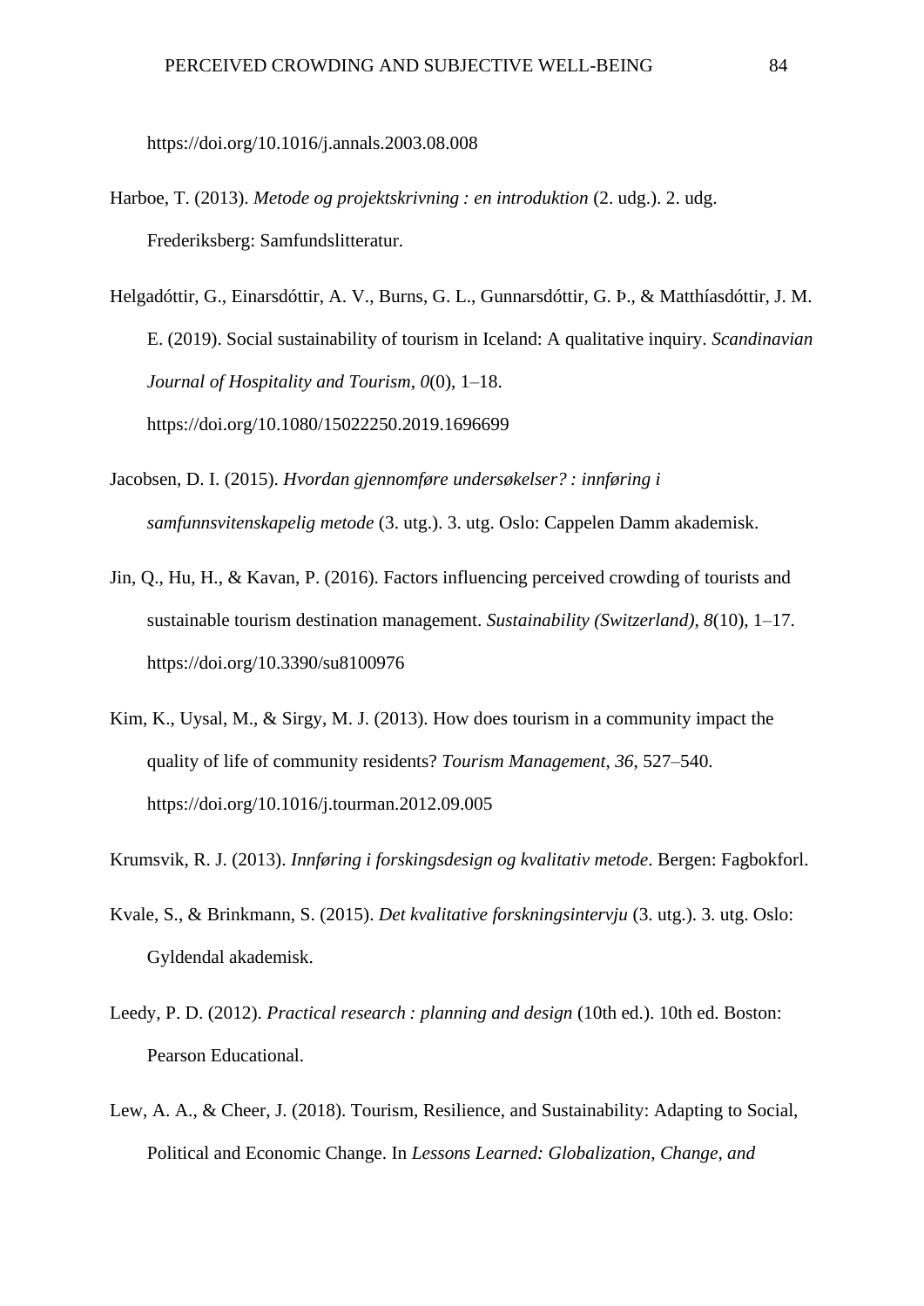https://doi.org/10.1016/j.annals.2003.08.008

Harboe, T. (2013). *Metode og projektskrivning : en introduktion* (2. udg.). 2. udg. Frederiksberg: Samfundslitteratur.

Helgadóttir, G., Einarsdóttir, A. V., Burns, G. L., Gunnarsdóttir, G. Þ., & Matthíasdóttir, J. M. E. (2019). Social sustainability of tourism in Iceland: A qualitative inquiry. *Scandinavian Journal of Hospitality and Tourism*, *0*(0), 1–18. https://doi.org/10.1080/15022250.2019.1696699

Jacobsen, D. I. (2015). *Hvordan gjennomføre undersøkelser? : innføring i samfunnsvitenskapelig metode* (3. utg.). 3. utg. Oslo: Cappelen Damm akademisk.

Jin, Q., Hu, H., & Kavan, P. (2016). Factors influencing perceived crowding of tourists and sustainable tourism destination management. *Sustainability (Switzerland)*, *8*(10), 1–17. https://doi.org/10.3390/su8100976

Kim, K., Uysal, M., & Sirgy, M. J. (2013). How does tourism in a community impact the quality of life of community residents? *Tourism Management*, *36*, 527–540. https://doi.org/10.1016/j.tourman.2012.09.005

Krumsvik, R. J. (2013). *Innføring i forskingsdesign og kvalitativ metode*. Bergen: Fagbokforl.

Kvale, S., & Brinkmann, S. (2015). *Det kvalitative forskningsintervju* (3. utg.). 3. utg. Oslo: Gyldendal akademisk.

Leedy, P. D. (2012). *Practical research : planning and design* (10th ed.). 10th ed. Boston: Pearson Educational.

Lew, A. A., & Cheer, J. (2018). Tourism, Resilience, and Sustainability: Adapting to Social, Political and Economic Change. In *Lessons Learned: Globalization, Change, and*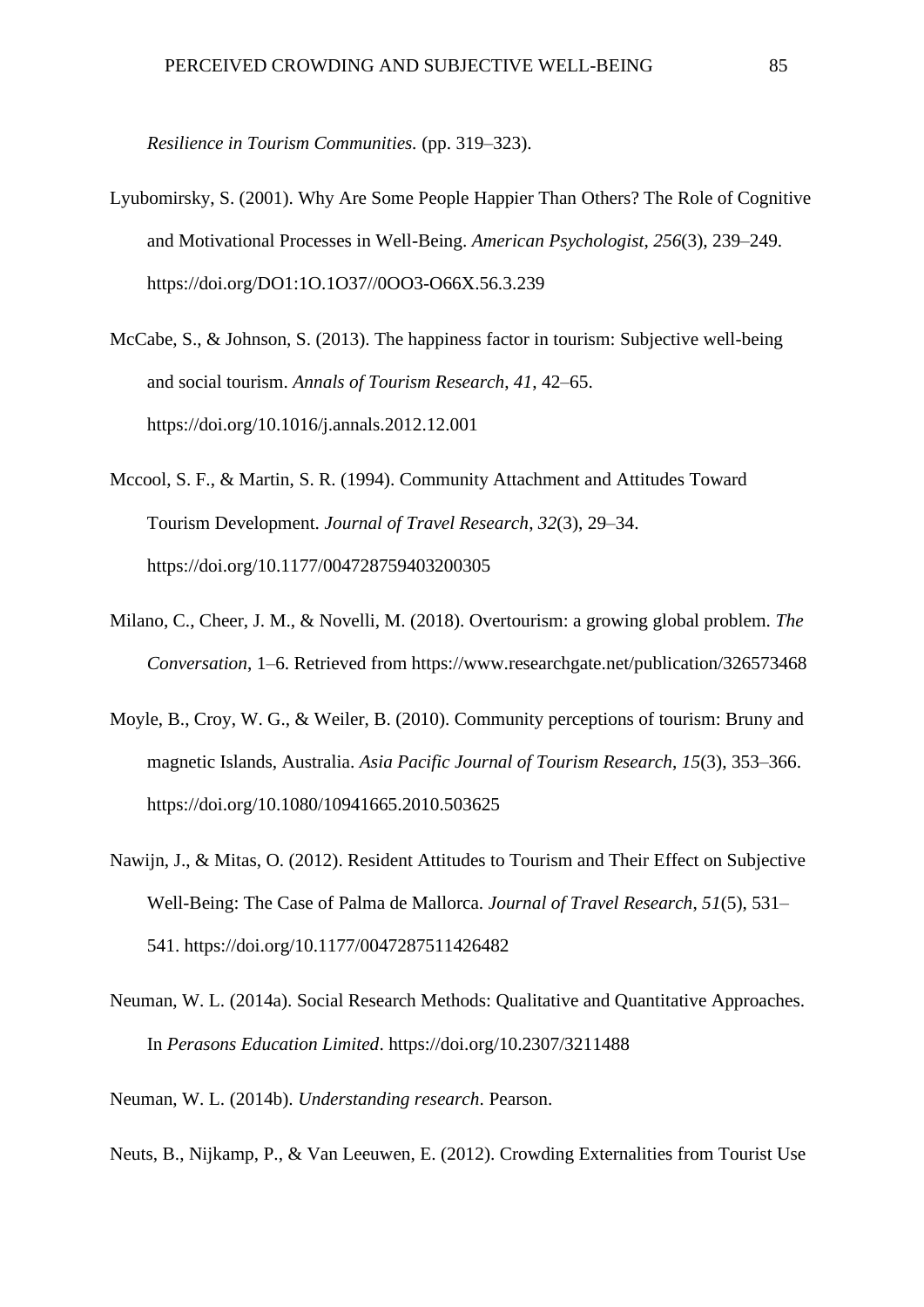*Resilience in Tourism Communities.* (pp. 319–323).

Lyubomirsky, S. (2001). Why Are Some People Happier Than Others? The Role of Cognitive and Motivational Processes in Well-Being. *American Psychologist*, *256*(3), 239–249. https://doi.org/DO1:1O.1O37//0OO3-O66X.56.3.239

McCabe, S., & Johnson, S. (2013). The happiness factor in tourism: Subjective well-being and social tourism. *Annals of Tourism Research*, *41*, 42–65. https://doi.org/10.1016/j.annals.2012.12.001

Mccool, S. F., & Martin, S. R. (1994). Community Attachment and Attitudes Toward Tourism Development. *Journal of Travel Research*, *32*(3), 29–34. https://doi.org/10.1177/004728759403200305

Milano, C., Cheer, J. M., & Novelli, M. (2018). Overtourism: a growing global problem. *The Conversation*, 1–6. Retrieved from https://www.researchgate.net/publication/326573468

Moyle, B., Croy, W. G., & Weiler, B. (2010). Community perceptions of tourism: Bruny and magnetic Islands, Australia. *Asia Pacific Journal of Tourism Research*, *15*(3), 353–366. https://doi.org/10.1080/10941665.2010.503625

Nawijn, J., & Mitas, O. (2012). Resident Attitudes to Tourism and Their Effect on Subjective Well-Being: The Case of Palma de Mallorca. *Journal of Travel Research*, *51*(5), 531–541. https://doi.org/10.1177/0047287511426482

Neuman, W. L. (2014a). Social Research Methods: Qualitative and Quantitative Approaches. In *Perasons Education Limited*. https://doi.org/10.2307/3211488

Neuman, W. L. (2014b). *Understanding research*. Pearson.

Neuts, B., Nijkamp, P., & Van Leeuwen, E. (2012). Crowding Externalities from Tourist Use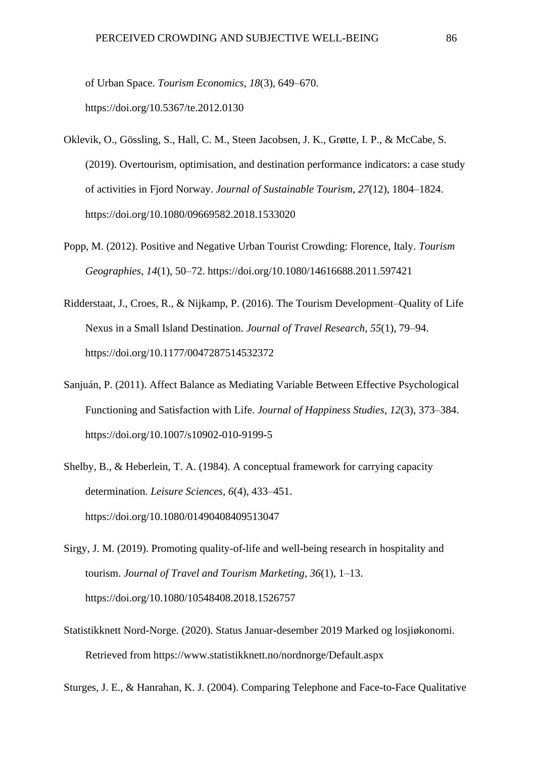of Urban Space. *Tourism Economics*, *18*(3), 649–670. https://doi.org/10.5367/te.2012.0130

Oklevik, O., Gössling, S., Hall, C. M., Steen Jacobsen, J. K., Grøtte, I. P., & McCabe, S. (2019). Overtourism, optimisation, and destination performance indicators: a case study of activities in Fjord Norway. *Journal of Sustainable Tourism*, *27*(12), 1804–1824. https://doi.org/10.1080/09669582.2018.1533020

Popp, M. (2012). Positive and Negative Urban Tourist Crowding: Florence, Italy. *Tourism Geographies*, *14*(1), 50–72. https://doi.org/10.1080/14616688.2011.597421

Ridderstaat, J., Croes, R., & Nijkamp, P. (2016). The Tourism Development–Quality of Life Nexus in a Small Island Destination. *Journal of Travel Research*, *55*(1), 79–94. https://doi.org/10.1177/0047287514532372

Sanjuán, P. (2011). Affect Balance as Mediating Variable Between Effective Psychological Functioning and Satisfaction with Life. *Journal of Happiness Studies*, *12*(3), 373–384. https://doi.org/10.1007/s10902-010-9199-5

Shelby, B., & Heberlein, T. A. (1984). A conceptual framework for carrying capacity determination. *Leisure Sciences*, *6*(4), 433–451. https://doi.org/10.1080/01490408409513047

Sirgy, J. M. (2019). Promoting quality-of-life and well-being research in hospitality and tourism. *Journal of Travel and Tourism Marketing*, *36*(1), 1–13. https://doi.org/10.1080/10548408.2018.1526757

Statistikknett Nord-Norge. (2020). Status Januar-desember 2019 Marked og losjiøkonomi. Retrieved from https://www.statistikknett.no/nordnorge/Default.aspx

Sturges, J. E., & Hanrahan, K. J. (2004). Comparing Telephone and Face-to-Face Qualitative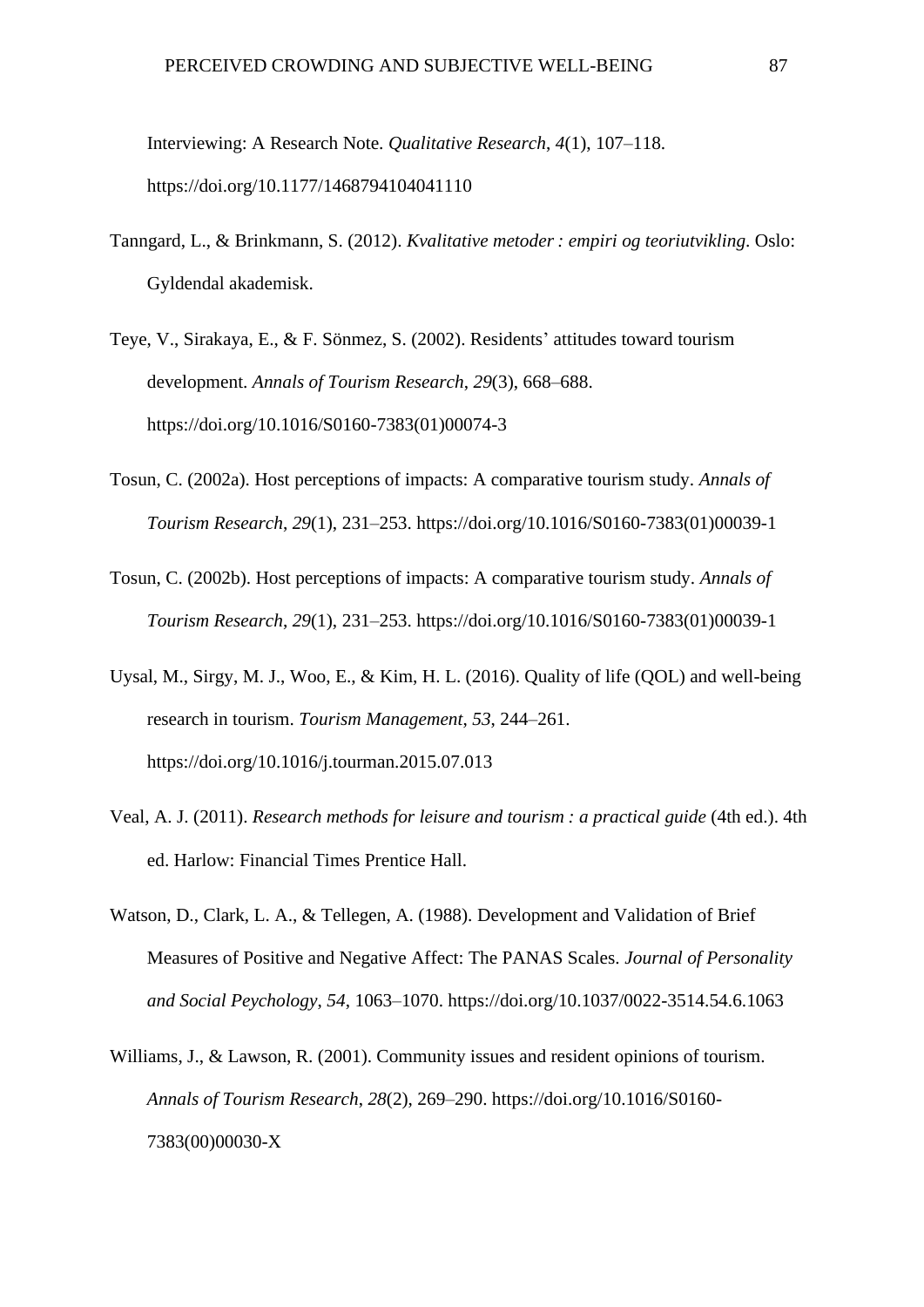Interviewing: A Research Note. *Qualitative Research*, *4*(1), 107–118. https://doi.org/10.1177/1468794104041110

Tanngard, L., & Brinkmann, S. (2012). *Kvalitative metoder : empiri og teoriutvikling*. Oslo: Gyldendal akademisk.

Teye, V., Sirakaya, E., & F. Sönmez, S. (2002). Residents' attitudes toward tourism development. *Annals of Tourism Research*, *29*(3), 668–688. https://doi.org/10.1016/S0160-7383(01)00074-3

Tosun, C. (2002a). Host perceptions of impacts: A comparative tourism study. *Annals of Tourism Research*, *29*(1), 231–253. https://doi.org/10.1016/S0160-7383(01)00039-1

Tosun, C. (2002b). Host perceptions of impacts: A comparative tourism study. *Annals of Tourism Research*, *29*(1), 231–253. https://doi.org/10.1016/S0160-7383(01)00039-1

Uysal, M., Sirgy, M. J., Woo, E., & Kim, H. L. (2016). Quality of life (QOL) and well-being research in tourism. *Tourism Management*, *53*, 244–261. https://doi.org/10.1016/j.tourman.2015.07.013

Veal, A. J. (2011). *Research methods for leisure and tourism : a practical guide* (4th ed.). 4th ed. Harlow: Financial Times Prentice Hall.

Watson, D., Clark, L. A., & Tellegen, A. (1988). Development and Validation of Brief Measures of Positive and Negative Affect: The PANAS Scales. *Journal of Personality and Social Peychology*, *54*, 1063–1070. https://doi.org/10.1037/0022-3514.54.6.1063

Williams, J., & Lawson, R. (2001). Community issues and resident opinions of tourism. *Annals of Tourism Research*, *28*(2), 269–290. https://doi.org/10.1016/S0160-7383(00)00030-X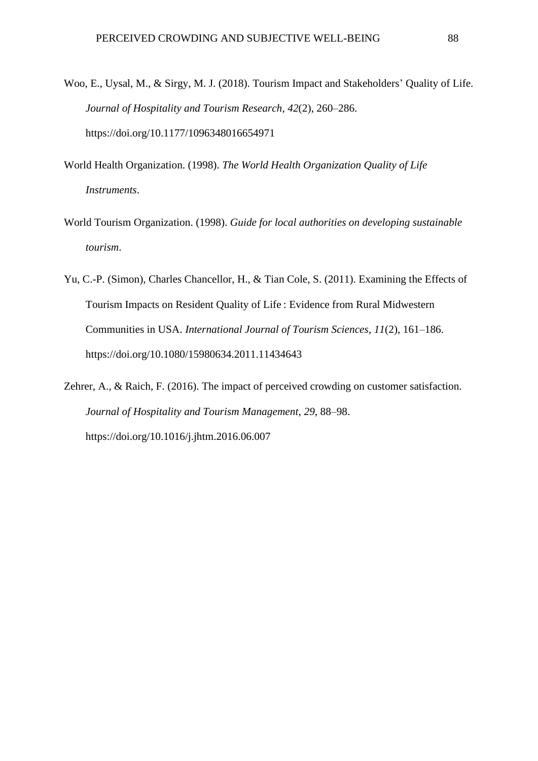Woo, E., Uysal, M., & Sirgy, M. J. (2018). Tourism Impact and Stakeholders' Quality of Life. *Journal of Hospitality and Tourism Research*, *42*(2), 260–286. https://doi.org/10.1177/1096348016654971

World Health Organization. (1998). *The World Health Organization Quality of Life Instruments*.

World Tourism Organization. (1998). *Guide for local authorities on developing sustainable tourism*.

Yu, C.-P. (Simon), Charles Chancellor, H., & Tian Cole, S. (2011). Examining the Effects of Tourism Impacts on Resident Quality of Life : Evidence from Rural Midwestern Communities in USA. *International Journal of Tourism Sciences*, *11*(2), 161–186. https://doi.org/10.1080/15980634.2011.11434643

Zehrer, A., & Raich, F. (2016). The impact of perceived crowding on customer satisfaction. *Journal of Hospitality and Tourism Management*, *29*, 88–98. https://doi.org/10.1016/j.jhtm.2016.06.007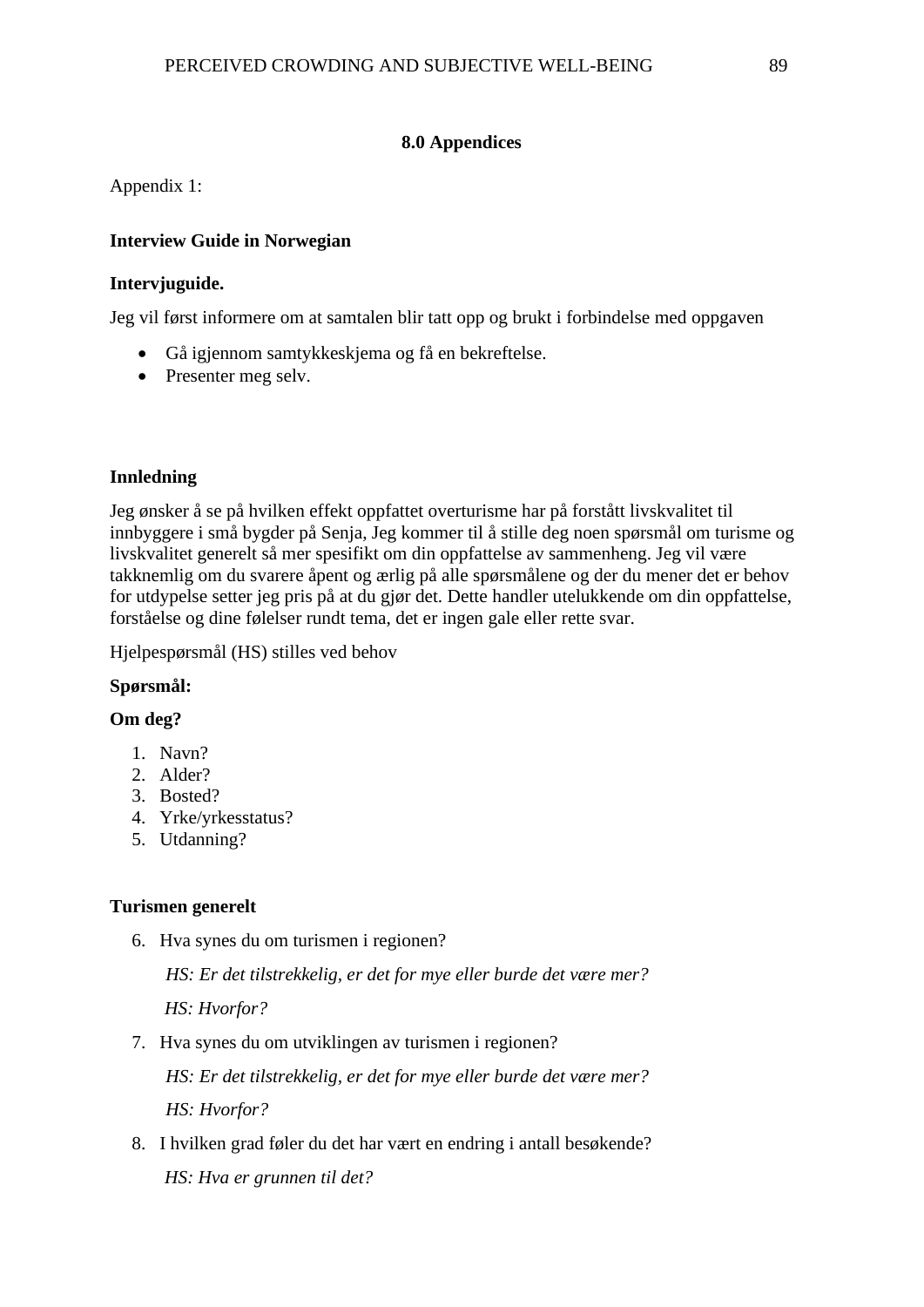## 8.0 Appendices

Appendix 1:

**Interview Guide in Norwegian**

**Intervjuguide.**

Jeg vil først informere om at samtalen blir tatt opp og brukt i forbindelse med oppgaven

- Gå igjennom samtykkeskjema og få en bekreftelse.
- Presenter meg selv.

**Innledning**

Jeg ønsker å se på hvilken effekt oppfattet overturisme har på forstått livskvalitet til innbyggere i små bygder på Senja, Jeg kommer til å stille deg noen spørsmål om turisme og livskvalitet generelt så mer spesifikt om din oppfattelse av sammenheng. Jeg vil være takknemlig om du svarere åpent og ærlig på alle spørsmålene og der du mener det er behov for utdypelse setter jeg pris på at du gjør det. Dette handler utelukkende om din oppfattelse, forståelse og dine følelser rundt tema, det er ingen gale eller rette svar.

Hjelpespørsmål (HS) stilles ved behov

**Spørsmål:**

**Om deg?**

1. Navn?
2. Alder?
3. Bosted?
4. Yrke/yrkesstatus?
5. Utdanning?

**Turismen generelt**

6. Hva synes du om turismen i regionen?

   *HS: Er det tilstrekkelig, er det for mye eller burde det være mer?*

   *HS: Hvorfor?*

7. Hva synes du om utviklingen av turismen i regionen?

   *HS: Er det tilstrekkelig, er det for mye eller burde det være mer?*

   *HS: Hvorfor?*

8. I hvilken grad føler du det har vært en endring i antall besøkende?

   *HS: Hva er grunnen til det?*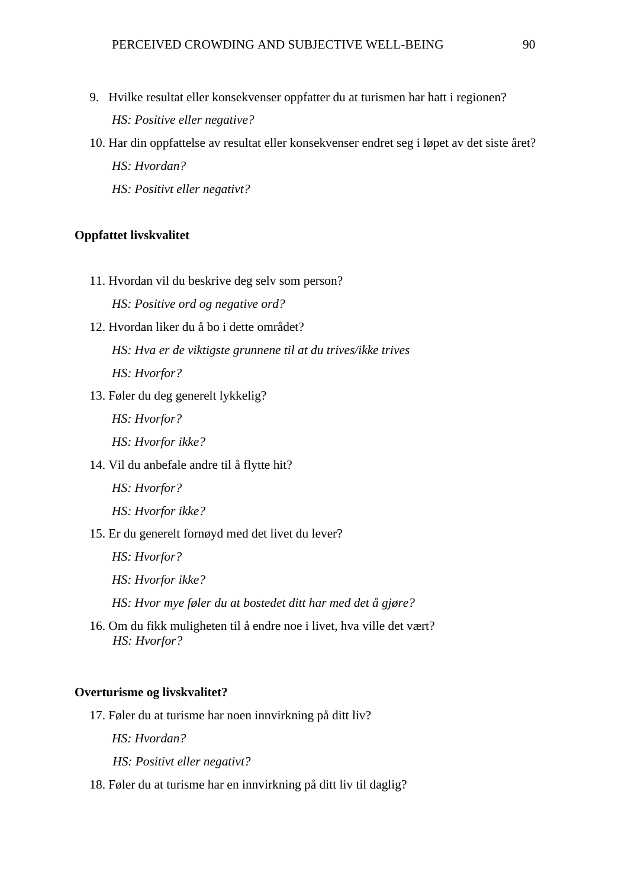9. Hvilke resultat eller konsekvenser oppfatter du at turismen har hatt i regionen?

    *HS: Positive eller negative?*

10. Har din oppfattelse av resultat eller konsekvenser endret seg i løpet av det siste året?

    *HS: Hvordan?*

    *HS: Positivt eller negativt?*

**Oppfattet livskvalitet**

11. Hvordan vil du beskrive deg selv som person?

    *HS: Positive ord og negative ord?*

12. Hvordan liker du å bo i dette området?

    *HS: Hva er de viktigste grunnene til at du trives/ikke trives*

    *HS: Hvorfor?*

13. Føler du deg generelt lykkelig?

    *HS: Hvorfor?*

    *HS: Hvorfor ikke?*

14. Vil du anbefale andre til å flytte hit?

    *HS: Hvorfor?*

    *HS: Hvorfor ikke?*

15. Er du generelt fornøyd med det livet du lever?

    *HS: Hvorfor?*

    *HS: Hvorfor ikke?*

    *HS: Hvor mye føler du at bostedet ditt har med det å gjøre?*

16. Om du fikk muligheten til å endre noe i livet, hva ville det vært?

    *HS: Hvorfor?*

**Overturisme og livskvalitet?**

17. Føler du at turisme har noen innvirkning på ditt liv?

    *HS: Hvordan?*

    *HS: Positivt eller negativt?*

18. Føler du at turisme har en innvirkning på ditt liv til daglig?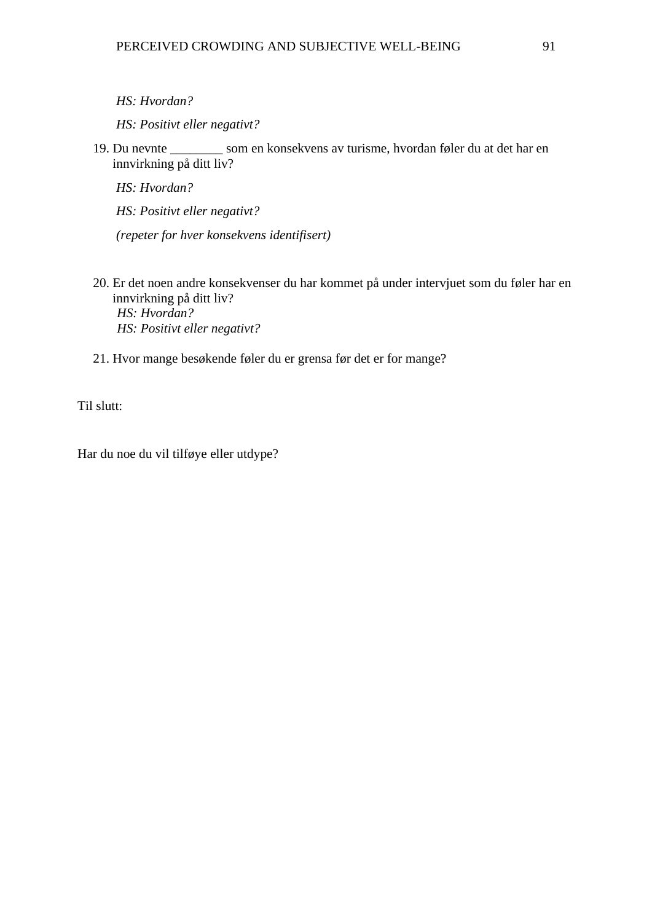*HS: Hvordan?*

*HS: Positivt eller negativt?*

19. Du nevnte ________ som en konsekvens av turisme, hvordan føler du at det har en innvirkning på ditt liv?

    *HS: Hvordan?*

    *HS: Positivt eller negativt?*

    *(repeter for hver konsekvens identifisert)*

20. Er det noen andre konsekvenser du har kommet på under intervjuet som du føler har en innvirkning på ditt liv?
    *HS: Hvordan?*
    *HS: Positivt eller negativt?*

21. Hvor mange besøkende føler du er grensa før det er for mange?

Til slutt:

Har du noe du vil tilføye eller utdype?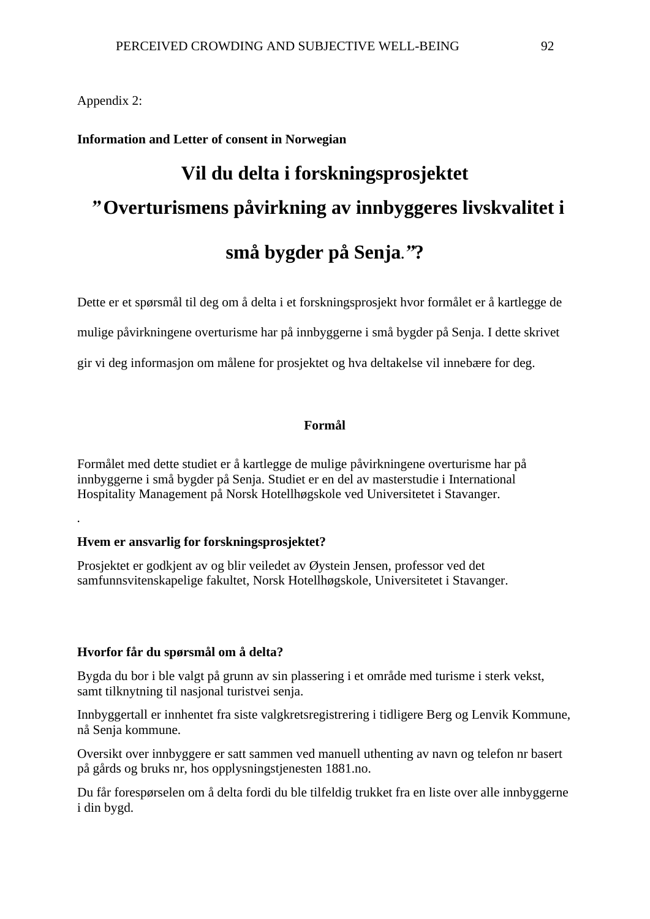Appendix 2:

**Information and Letter of consent in Norwegian**

# Vil du delta i forskningsprosjektet ”Overturismens påvirkning av innbyggeres livskvalitet i små bygder på Senja.”?

Dette er et spørsmål til deg om å delta i et forskningsprosjekt hvor formålet er å kartlegge de mulige påvirkningene overturisme har på innbyggerne i små bygder på Senja. I dette skrivet gir vi deg informasjon om målene for prosjektet og hva deltakelse vil innebære for deg.

## Formål

Formålet med dette studiet er å kartlegge de mulige påvirkningene overturisme har på innbyggerne i små bygder på Senja. Studiet er en del av masterstudie i International Hospitality Management på Norsk Hotellhøgskole ved Universitetet i Stavanger.

.

**Hvem er ansvarlig for forskningsprosjektet?**

Prosjektet er godkjent av og blir veiledet av Øystein Jensen, professor ved det samfunnsvitenskapelige fakultet, Norsk Hotellhøgskole, Universitetet i Stavanger.

**Hvorfor får du spørsmål om å delta?**

Bygda du bor i ble valgt på grunn av sin plassering i et område med turisme i sterk vekst, samt tilknytning til nasjonal turistvei senja.

Innbyggertall er innhentet fra siste valgkretsregistrering i tidligere Berg og Lenvik Kommune, nå Senja kommune.

Oversikt over innbyggere er satt sammen ved manuell uthenting av navn og telefon nr basert på gårds og bruks nr, hos opplysningstjenesten 1881.no.

Du får forespørselen om å delta fordi du ble tilfeldig trukket fra en liste over alle innbyggerne i din bygd.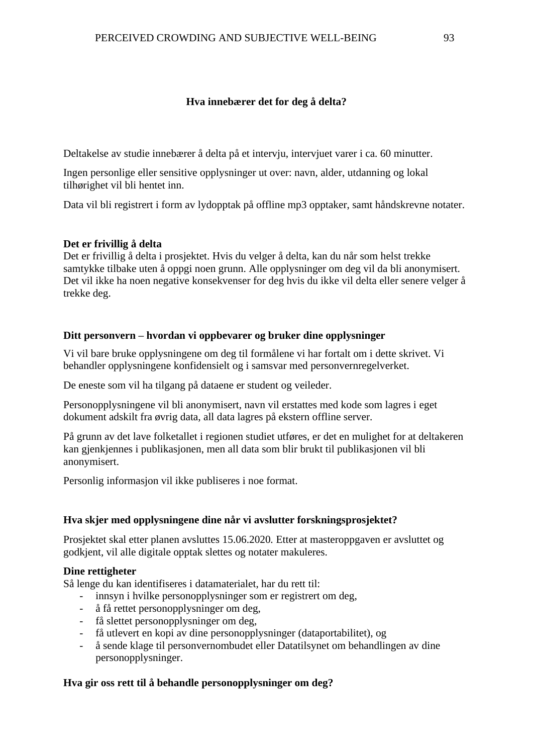## Hva innebærer det for deg å delta?

Deltakelse av studie innebærer å delta på et intervju, intervjuet varer i ca. 60 minutter.

Ingen personlige eller sensitive opplysninger ut over: navn, alder, utdanning og lokal tilhørighet vil bli hentet inn.

Data vil bli registrert i form av lydopptak på offline mp3 opptaker, samt håndskrevne notater.

**Det er frivillig å delta**

Det er frivillig å delta i prosjektet. Hvis du velger å delta, kan du når som helst trekke samtykke tilbake uten å oppgi noen grunn. Alle opplysninger om deg vil da bli anonymisert. Det vil ikke ha noen negative konsekvenser for deg hvis du ikke vil delta eller senere velger å trekke deg.

**Ditt personvern – hvordan vi oppbevarer og bruker dine opplysninger**

Vi vil bare bruke opplysningene om deg til formålene vi har fortalt om i dette skrivet. Vi behandler opplysningene konfidensielt og i samsvar med personvernregelverket.

De eneste som vil ha tilgang på dataene er student og veileder.

Personopplysningene vil bli anonymisert, navn vil erstattes med kode som lagres i eget dokument adskilt fra øvrig data, all data lagres på ekstern offline server.

På grunn av det lave folketallet i regionen studiet utføres, er det en mulighet for at deltakeren kan gjenkjennes i publikasjonen, men all data som blir brukt til publikasjonen vil bli anonymisert.

Personlig informasjon vil ikke publiseres i noe format.

**Hva skjer med opplysningene dine når vi avslutter forskningsprosjektet?**

Prosjektet skal etter planen avsluttes 15.06.2020. Etter at masteroppgaven er avsluttet og godkjent, vil alle digitale opptak slettes og notater makuleres.

**Dine rettigheter**

Så lenge du kan identifiseres i datamaterialet, har du rett til:

- innsyn i hvilke personopplysninger som er registrert om deg,
- å få rettet personopplysninger om deg,
- få slettet personopplysninger om deg,
- få utlevert en kopi av dine personopplysninger (dataportabilitet), og
- å sende klage til personvernombudet eller Datatilsynet om behandlingen av dine personopplysninger.

**Hva gir oss rett til å behandle personopplysninger om deg?**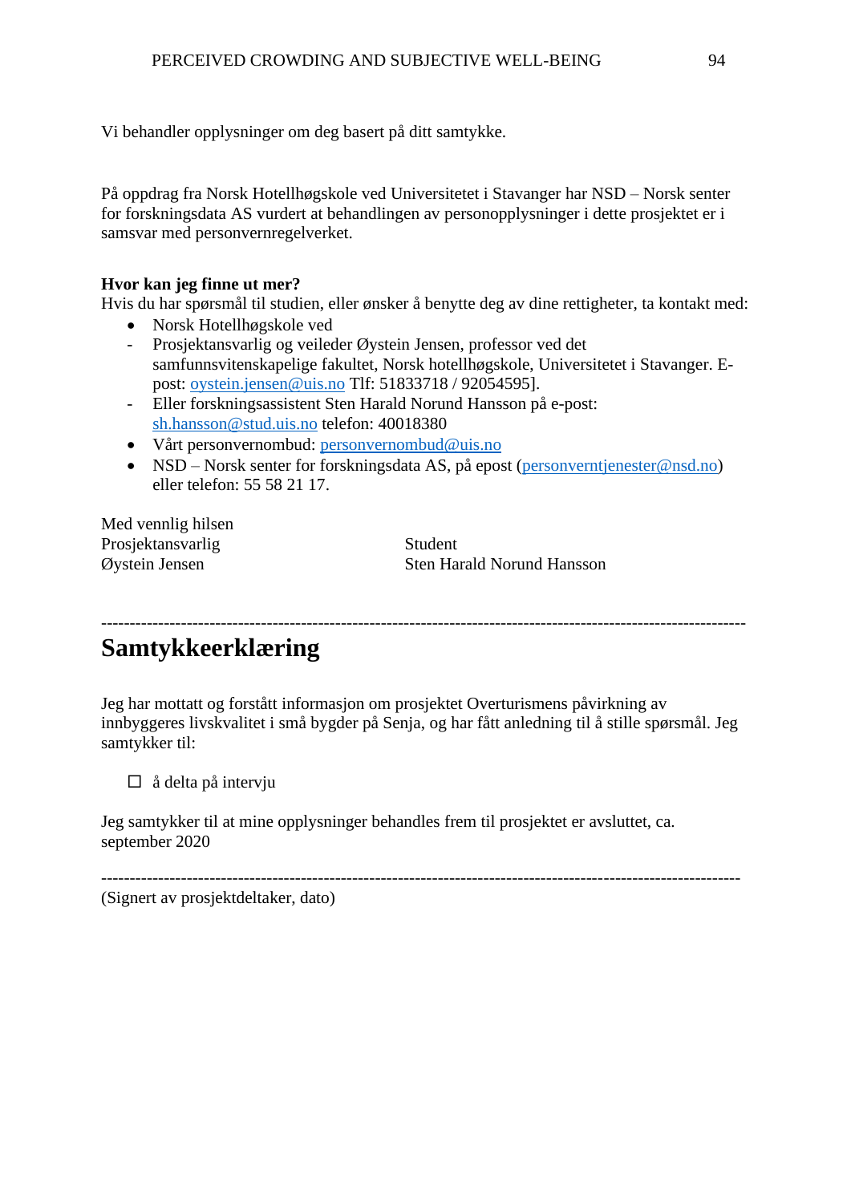Vi behandler opplysninger om deg basert på ditt samtykke.

På oppdrag fra Norsk Hotellhøgskole ved Universitetet i Stavanger har NSD – Norsk senter for forskningsdata AS vurdert at behandlingen av personopplysninger i dette prosjektet er i samsvar med personvernregelverket.

**Hvor kan jeg finne ut mer?**

Hvis du har spørsmål til studien, eller ønsker å benytte deg av dine rettigheter, ta kontakt med:

- Norsk Hotellhøgskole ved
  - Prosjektansvarlig og veileder Øystein Jensen, professor ved det samfunnsvitenskapelige fakultet, Norsk hotellhøgskole, Universitetet i Stavanger. E-post: oystein.jensen@uis.no Tlf: 51833718 / 92054595].
  - Eller forskningsassistent Sten Harald Norund Hansson på e-post: sh.hansson@stud.uis.no telefon: 40018380
- Vårt personvernombud: personvernombud@uis.no
- NSD – Norsk senter for forskningsdata AS, på epost (personverntjenester@nsd.no) eller telefon: 55 58 21 17.

Med vennlig hilsen

| Prosjektansvarlig | Student |
|---|---|
| Øystein Jensen | Sten Harald Norund Hansson |

---

# Samtykkeerklæring

Jeg har mottatt og forstått informasjon om prosjektet Overturismens påvirkning av innbyggeres livskvalitet i små bygder på Senja, og har fått anledning til å stille spørsmål. Jeg samtykker til:

☐ å delta på intervju

Jeg samtykker til at mine opplysninger behandles frem til prosjektet er avsluttet, ca. september 2020

---

(Signert av prosjektdeltaker, dato)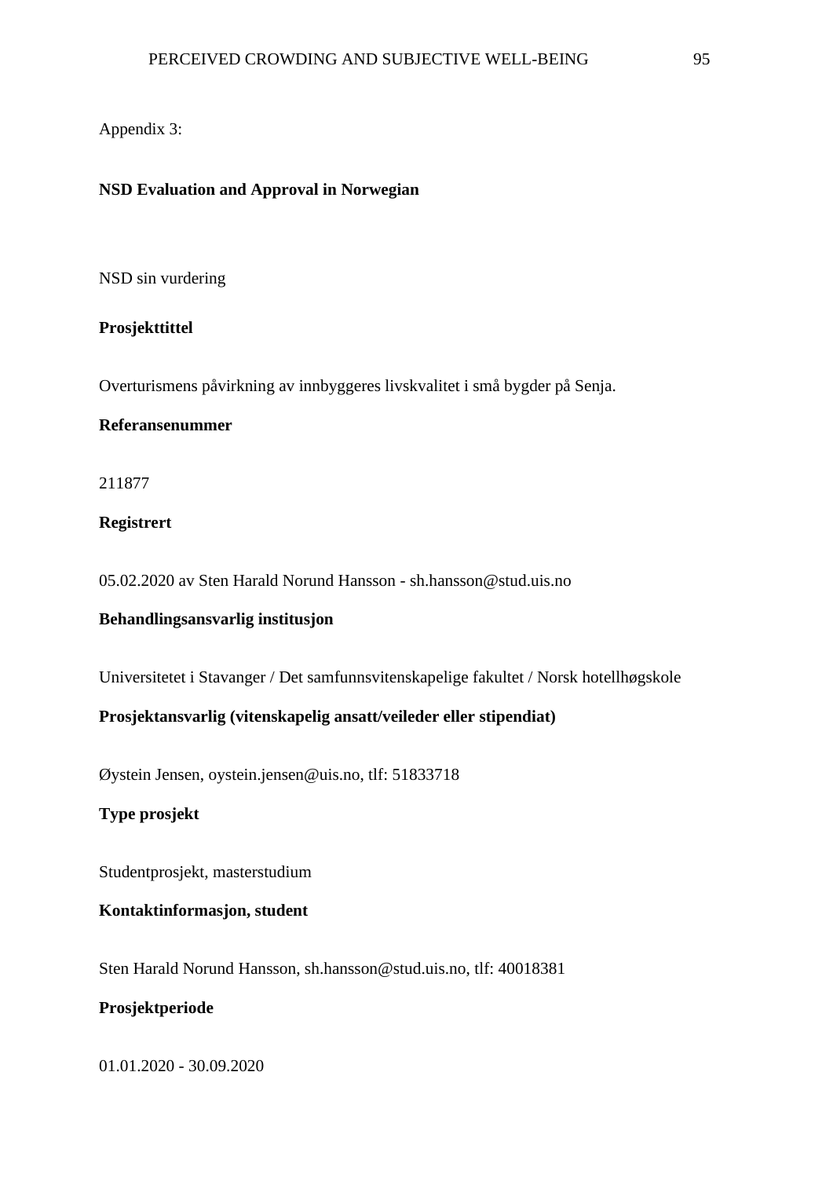Appendix 3:

**NSD Evaluation and Approval in Norwegian**

NSD sin vurdering

**Prosjekttittel**

Overturismens påvirkning av innbyggeres livskvalitet i små bygder på Senja.

**Referansenummer**

211877

**Registrert**

05.02.2020 av Sten Harald Norund Hansson - sh.hansson@stud.uis.no

**Behandlingsansvarlig institusjon**

Universitetet i Stavanger / Det samfunnsvitenskapelige fakultet / Norsk hotellhøgskole

**Prosjektansvarlig (vitenskapelig ansatt/veileder eller stipendiat)**

Øystein Jensen, oystein.jensen@uis.no, tlf: 51833718

**Type prosjekt**

Studentprosjekt, masterstudium

**Kontaktinformasjon, student**

Sten Harald Norund Hansson, sh.hansson@stud.uis.no, tlf: 40018381

**Prosjektperiode**

01.01.2020 - 30.09.2020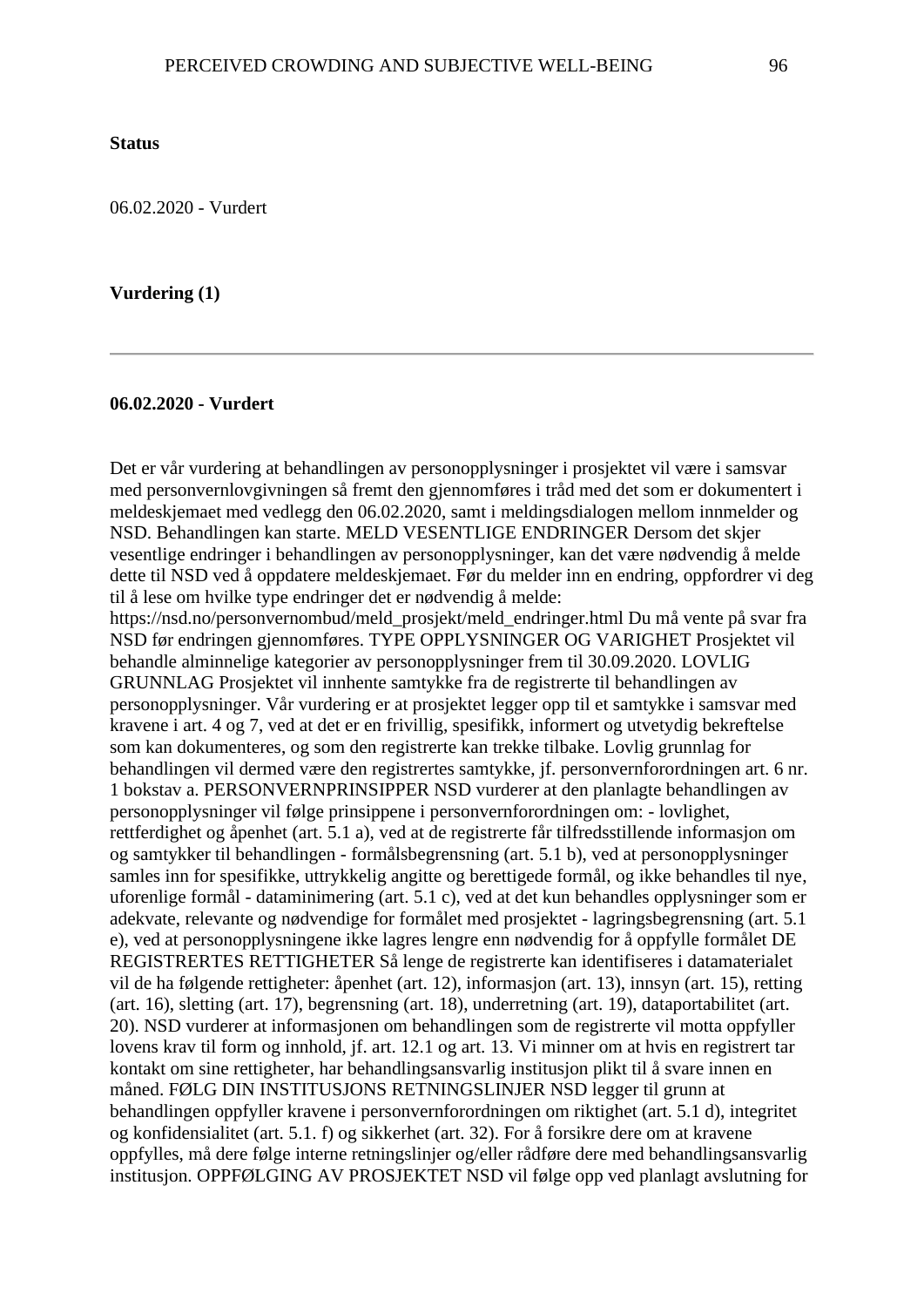**Status**

06.02.2020 - Vurdert

**Vurdering (1)**

---

**06.02.2020 - Vurdert**

Det er vår vurdering at behandlingen av personopplysninger i prosjektet vil være i samsvar med personvernlovgivningen så fremt den gjennomføres i tråd med det som er dokumentert i meldeskjemaet med vedlegg den 06.02.2020, samt i meldingsdialogen mellom innmelder og NSD. Behandlingen kan starte. MELD VESENTLIGE ENDRINGER Dersom det skjer vesentlige endringer i behandlingen av personopplysninger, kan det være nødvendig å melde dette til NSD ved å oppdatere meldeskjemaet. Før du melder inn en endring, oppfordrer vi deg til å lese om hvilke type endringer det er nødvendig å melde: https://nsd.no/personvernombud/meld_prosjekt/meld_endringer.html Du må vente på svar fra NSD før endringen gjennomføres. TYPE OPPLYSNINGER OG VARIGHET Prosjektet vil behandle alminnelige kategorier av personopplysninger frem til 30.09.2020. LOVLIG GRUNNLAG Prosjektet vil innhente samtykke fra de registrerte til behandlingen av personopplysninger. Vår vurdering er at prosjektet legger opp til et samtykke i samsvar med kravene i art. 4 og 7, ved at det er en frivillig, spesifikk, informert og utvetydig bekreftelse som kan dokumenteres, og som den registrerte kan trekke tilbake. Lovlig grunnlag for behandlingen vil dermed være den registrertes samtykke, jf. personvernforordningen art. 6 nr. 1 bokstav a. PERSONVERNPRINSIPPER NSD vurderer at den planlagte behandlingen av personopplysninger vil følge prinsippene i personvernforordningen om: - lovlighet, rettferdighet og åpenhet (art. 5.1 a), ved at de registrerte får tilfredsstillende informasjon om og samtykker til behandlingen - formålsbegrensning (art. 5.1 b), ved at personopplysninger samles inn for spesifikke, uttrykkelig angitte og berettigede formål, og ikke behandles til nye, uforenlige formål - dataminimering (art. 5.1 c), ved at det kun behandles opplysninger som er adekvate, relevante og nødvendige for formålet med prosjektet - lagringsbegrensning (art. 5.1 e), ved at personopplysningene ikke lagres lengre enn nødvendig for å oppfylle formålet DE REGISTRERTES RETTIGHETER Så lenge de registrerte kan identifiseres i datamaterialet vil de ha følgende rettigheter: åpenhet (art. 12), informasjon (art. 13), innsyn (art. 15), retting (art. 16), sletting (art. 17), begrensning (art. 18), underretning (art. 19), dataportabilitet (art. 20). NSD vurderer at informasjonen om behandlingen som de registrerte vil motta oppfyller lovens krav til form og innhold, jf. art. 12.1 og art. 13. Vi minner om at hvis en registrert tar kontakt om sine rettigheter, har behandlingsansvarlig institusjon plikt til å svare innen en måned. FØLG DIN INSTITUSJONS RETNINGSLINJER NSD legger til grunn at behandlingen oppfyller kravene i personvernforordningen om riktighet (art. 5.1 d), integritet og konfidensialitet (art. 5.1. f) og sikkerhet (art. 32). For å forsikre dere om at kravene oppfylles, må dere følge interne retningslinjer og/eller rådføre dere med behandlingsansvarlig institusjon. OPPFØLGING AV PROSJEKTET NSD vil følge opp ved planlagt avslutning for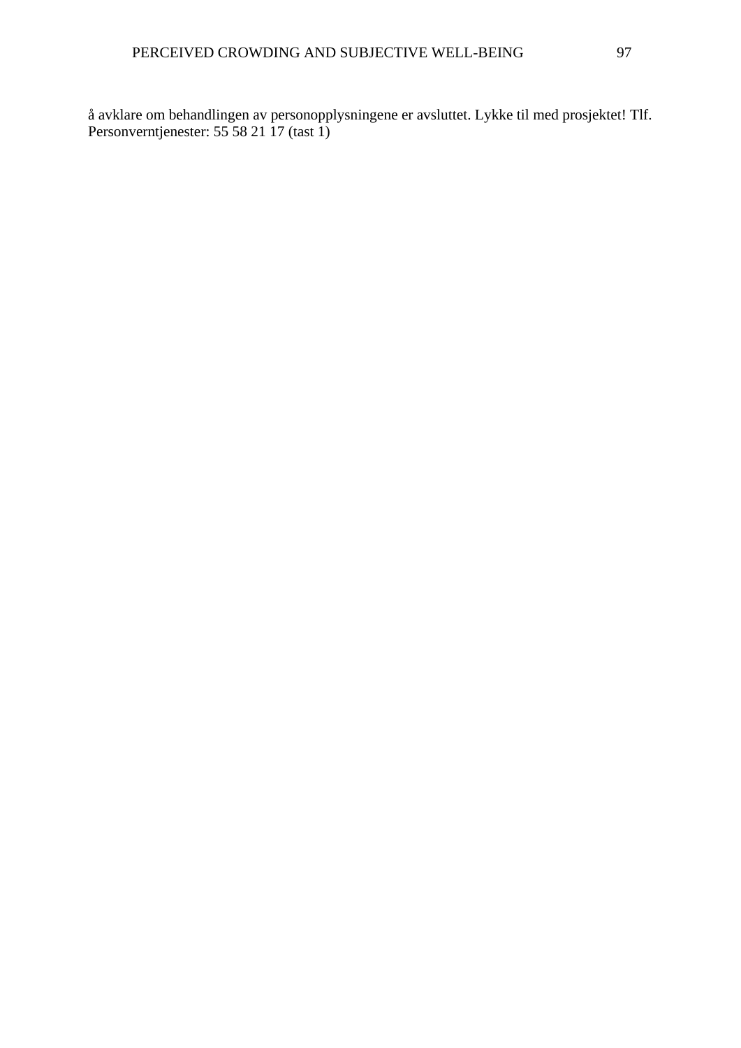å avklare om behandlingen av personopplysningene er avsluttet. Lykke til med prosjektet! Tlf. Personverntjenester: 55 58 21 17 (tast 1)